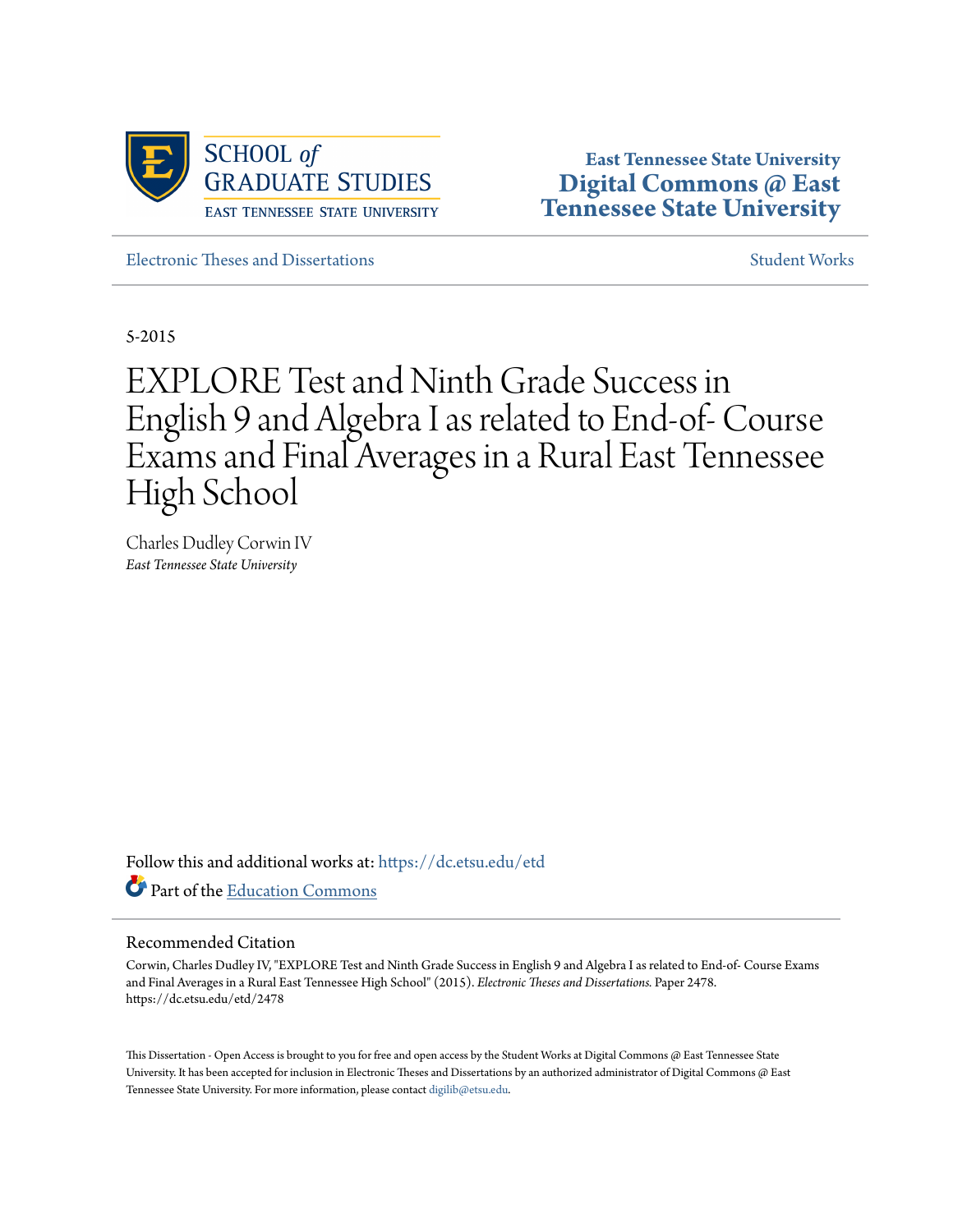SCHOOL *of* GRADUATE STUDIES
EAST TENNESSEE STATE UNIVERSITY

**East Tennessee State University**
**Digital Commons @ East Tennessee State University**

Electronic Theses and Dissertations

Student Works

5-2015

# EXPLORE Test and Ninth Grade Success in English 9 and Algebra I as related to End-of- Course Exams and Final Averages in a Rural East Tennessee High School

Charles Dudley Corwin IV
*East Tennessee State University*

Follow this and additional works at: https://dc.etsu.edu/etd

Part of the Education Commons

## Recommended Citation

Corwin, Charles Dudley IV, "EXPLORE Test and Ninth Grade Success in English 9 and Algebra I as related to End-of- Course Exams and Final Averages in a Rural East Tennessee High School" (2015). *Electronic Theses and Dissertations.* Paper 2478. https://dc.etsu.edu/etd/2478

This Dissertation - Open Access is brought to you for free and open access by the Student Works at Digital Commons @ East Tennessee State University. It has been accepted for inclusion in Electronic Theses and Dissertations by an authorized administrator of Digital Commons @ East Tennessee State University. For more information, please contact digilib@etsu.edu.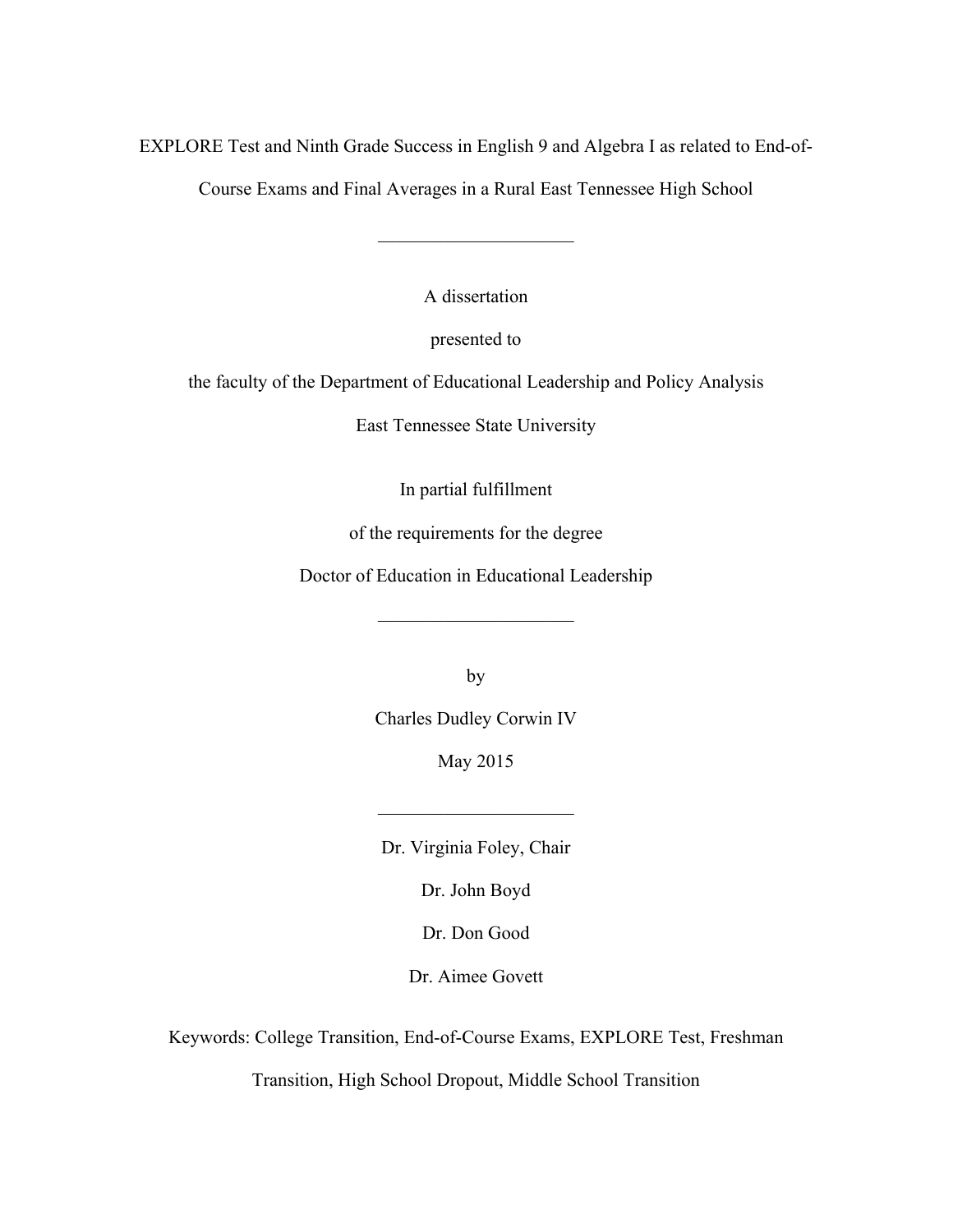EXPLORE Test and Ninth Grade Success in English 9 and Algebra I as related to End-of-Course Exams and Final Averages in a Rural East Tennessee High School

---

A dissertation

presented to

the faculty of the Department of Educational Leadership and Policy Analysis

East Tennessee State University

In partial fulfillment

of the requirements for the degree

Doctor of Education in Educational Leadership

---

by

Charles Dudley Corwin IV

May 2015

---

Dr. Virginia Foley, Chair

Dr. John Boyd

Dr. Don Good

Dr. Aimee Govett

Keywords: College Transition, End-of-Course Exams, EXPLORE Test, Freshman Transition, High School Dropout, Middle School Transition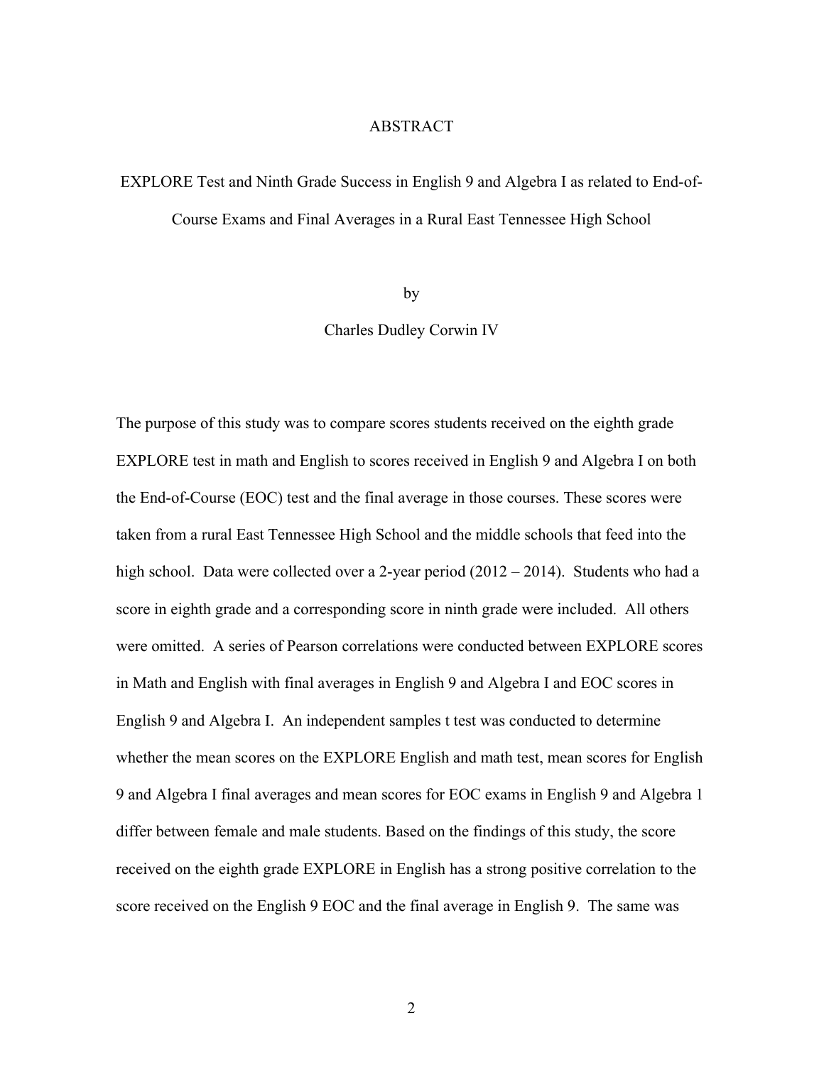# ABSTRACT

EXPLORE Test and Ninth Grade Success in English 9 and Algebra I as related to End-of-Course Exams and Final Averages in a Rural East Tennessee High School

by

Charles Dudley Corwin IV

The purpose of this study was to compare scores students received on the eighth grade EXPLORE test in math and English to scores received in English 9 and Algebra I on both the End-of-Course (EOC) test and the final average in those courses. These scores were taken from a rural East Tennessee High School and the middle schools that feed into the high school. Data were collected over a 2-year period (2012 – 2014). Students who had a score in eighth grade and a corresponding score in ninth grade were included. All others were omitted. A series of Pearson correlations were conducted between EXPLORE scores in Math and English with final averages in English 9 and Algebra I and EOC scores in English 9 and Algebra I. An independent samples t test was conducted to determine whether the mean scores on the EXPLORE English and math test, mean scores for English 9 and Algebra I final averages and mean scores for EOC exams in English 9 and Algebra 1 differ between female and male students. Based on the findings of this study, the score received on the eighth grade EXPLORE in English has a strong positive correlation to the score received on the English 9 EOC and the final average in English 9. The same was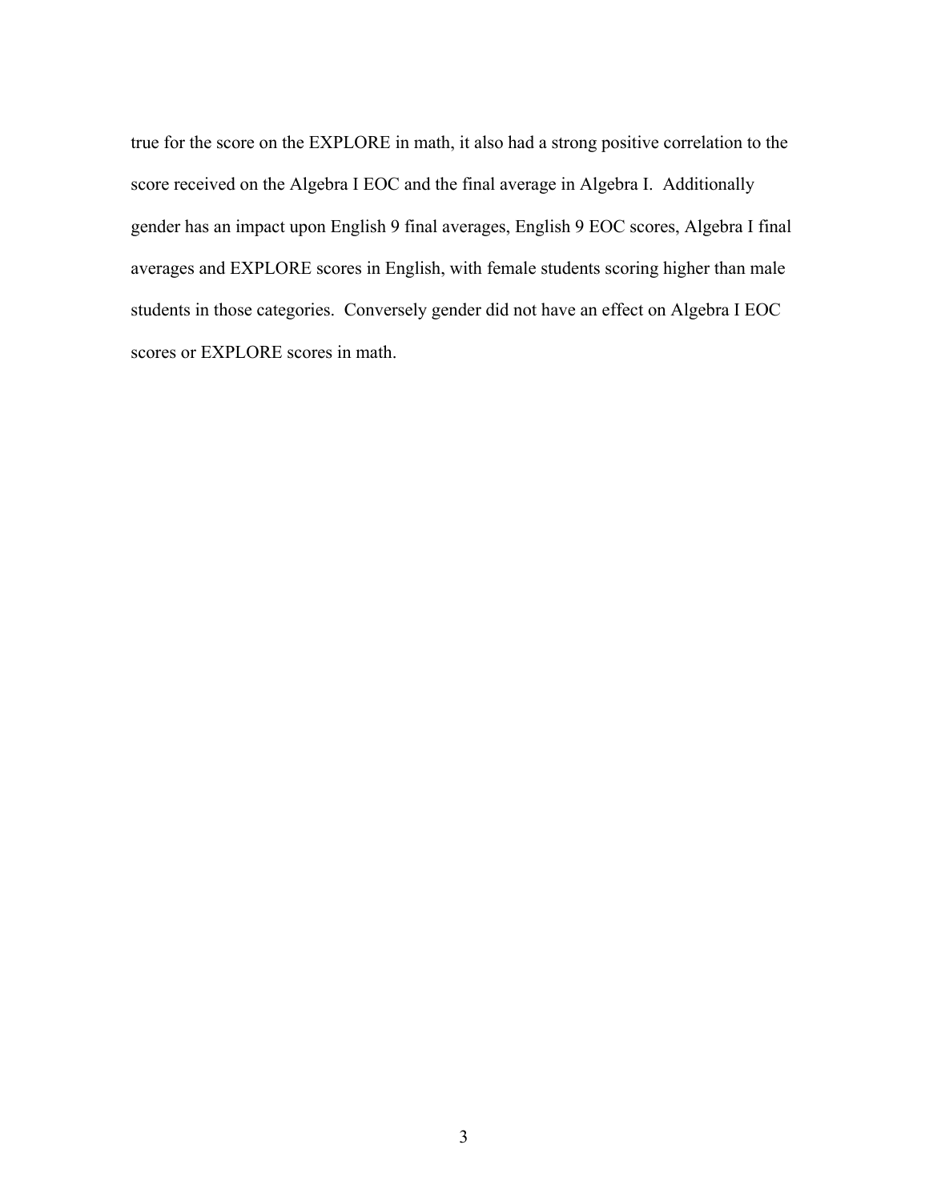true for the score on the EXPLORE in math, it also had a strong positive correlation to the score received on the Algebra I EOC and the final average in Algebra I. Additionally gender has an impact upon English 9 final averages, English 9 EOC scores, Algebra I final averages and EXPLORE scores in English, with female students scoring higher than male students in those categories. Conversely gender did not have an effect on Algebra I EOC scores or EXPLORE scores in math.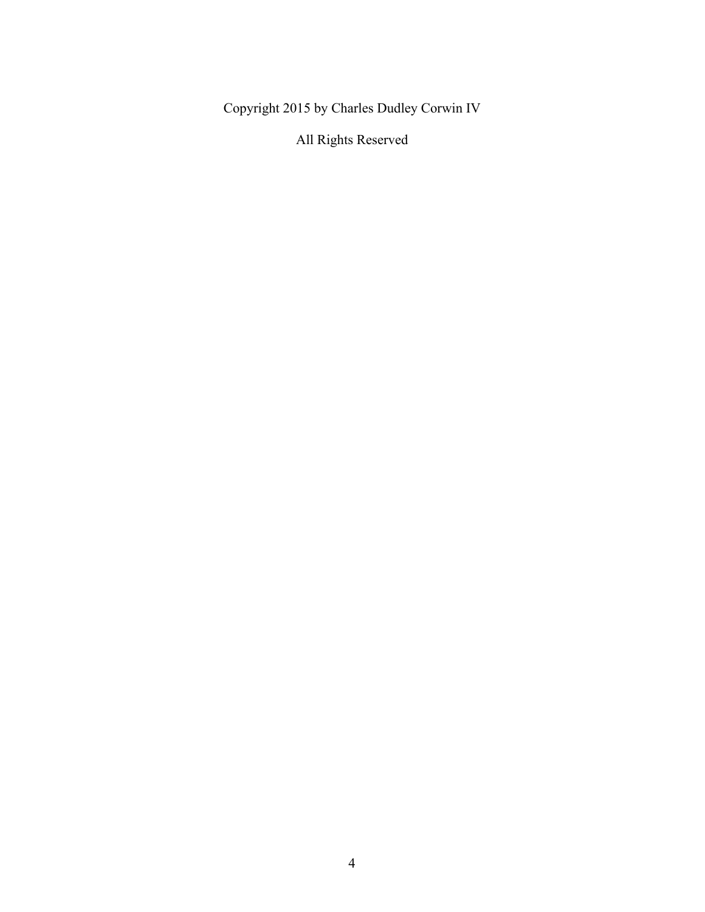Copyright 2015 by Charles Dudley Corwin IV

All Rights Reserved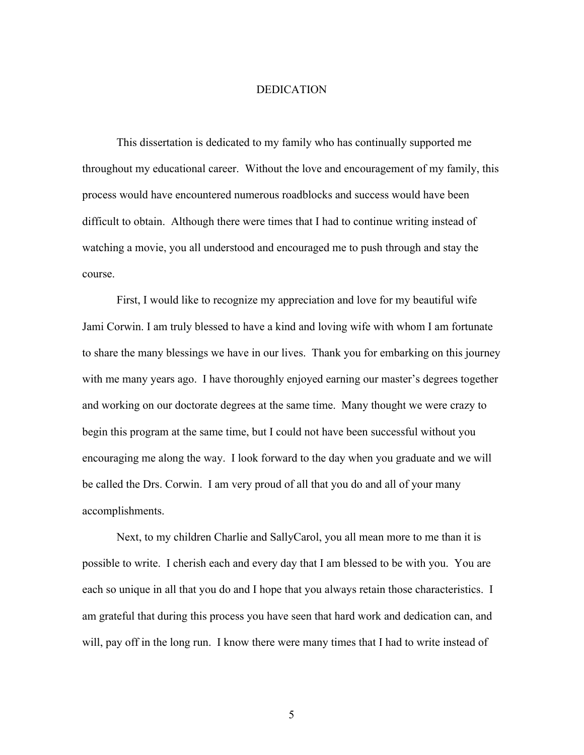# DEDICATION

This dissertation is dedicated to my family who has continually supported me throughout my educational career. Without the love and encouragement of my family, this process would have encountered numerous roadblocks and success would have been difficult to obtain. Although there were times that I had to continue writing instead of watching a movie, you all understood and encouraged me to push through and stay the course.

First, I would like to recognize my appreciation and love for my beautiful wife Jami Corwin. I am truly blessed to have a kind and loving wife with whom I am fortunate to share the many blessings we have in our lives. Thank you for embarking on this journey with me many years ago. I have thoroughly enjoyed earning our master's degrees together and working on our doctorate degrees at the same time. Many thought we were crazy to begin this program at the same time, but I could not have been successful without you encouraging me along the way. I look forward to the day when you graduate and we will be called the Drs. Corwin. I am very proud of all that you do and all of your many accomplishments.

Next, to my children Charlie and SallyCarol, you all mean more to me than it is possible to write. I cherish each and every day that I am blessed to be with you. You are each so unique in all that you do and I hope that you always retain those characteristics. I am grateful that during this process you have seen that hard work and dedication can, and will, pay off in the long run. I know there were many times that I had to write instead of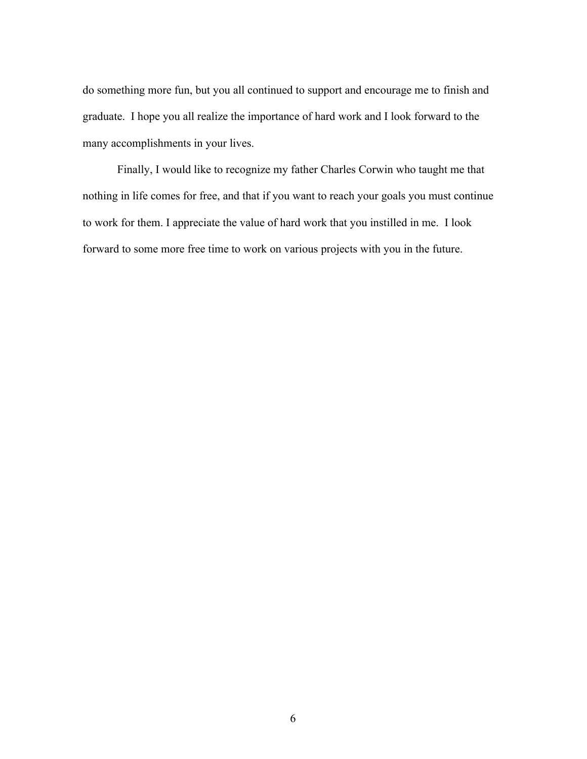do something more fun, but you all continued to support and encourage me to finish and graduate. I hope you all realize the importance of hard work and I look forward to the many accomplishments in your lives.

Finally, I would like to recognize my father Charles Corwin who taught me that nothing in life comes for free, and that if you want to reach your goals you must continue to work for them. I appreciate the value of hard work that you instilled in me. I look forward to some more free time to work on various projects with you in the future.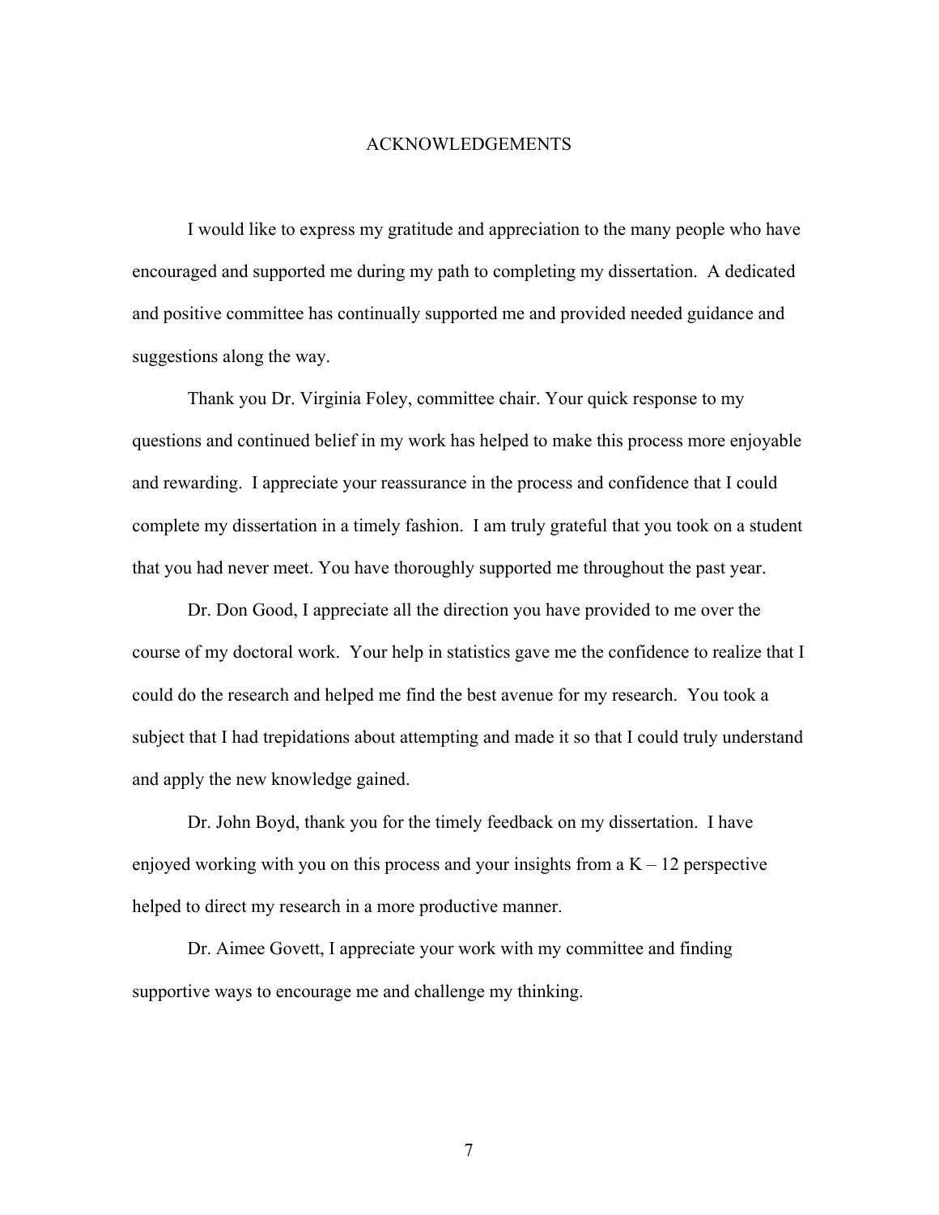# ACKNOWLEDGEMENTS

I would like to express my gratitude and appreciation to the many people who have encouraged and supported me during my path to completing my dissertation. A dedicated and positive committee has continually supported me and provided needed guidance and suggestions along the way.

Thank you Dr. Virginia Foley, committee chair. Your quick response to my questions and continued belief in my work has helped to make this process more enjoyable and rewarding. I appreciate your reassurance in the process and confidence that I could complete my dissertation in a timely fashion. I am truly grateful that you took on a student that you had never meet. You have thoroughly supported me throughout the past year.

Dr. Don Good, I appreciate all the direction you have provided to me over the course of my doctoral work. Your help in statistics gave me the confidence to realize that I could do the research and helped me find the best avenue for my research. You took a subject that I had trepidations about attempting and made it so that I could truly understand and apply the new knowledge gained.

Dr. John Boyd, thank you for the timely feedback on my dissertation. I have enjoyed working with you on this process and your insights from a K – 12 perspective helped to direct my research in a more productive manner.

Dr. Aimee Govett, I appreciate your work with my committee and finding supportive ways to encourage me and challenge my thinking.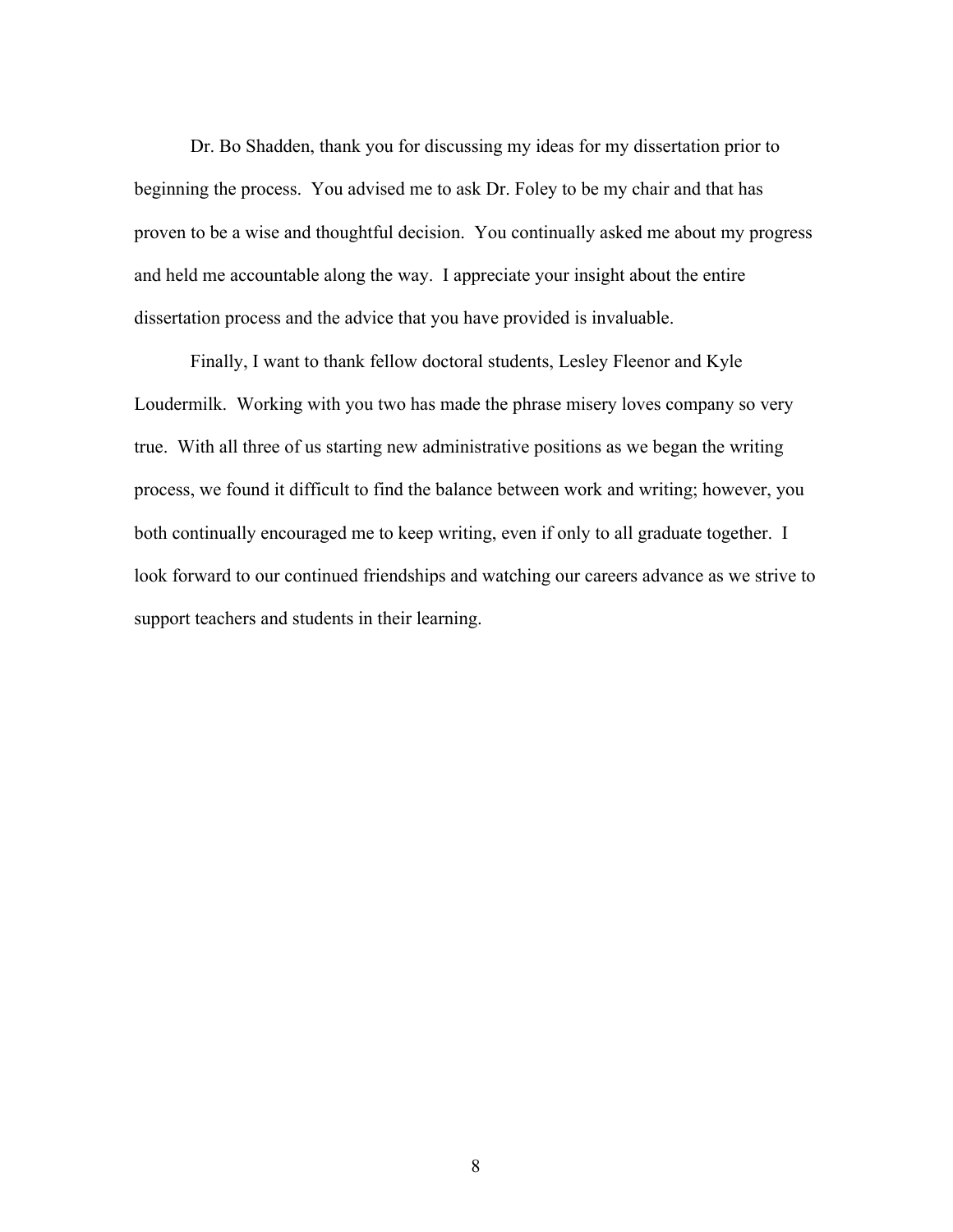Dr. Bo Shadden, thank you for discussing my ideas for my dissertation prior to beginning the process. You advised me to ask Dr. Foley to be my chair and that has proven to be a wise and thoughtful decision. You continually asked me about my progress and held me accountable along the way. I appreciate your insight about the entire dissertation process and the advice that you have provided is invaluable.

Finally, I want to thank fellow doctoral students, Lesley Fleenor and Kyle Loudermilk. Working with you two has made the phrase misery loves company so very true. With all three of us starting new administrative positions as we began the writing process, we found it difficult to find the balance between work and writing; however, you both continually encouraged me to keep writing, even if only to all graduate together. I look forward to our continued friendships and watching our careers advance as we strive to support teachers and students in their learning.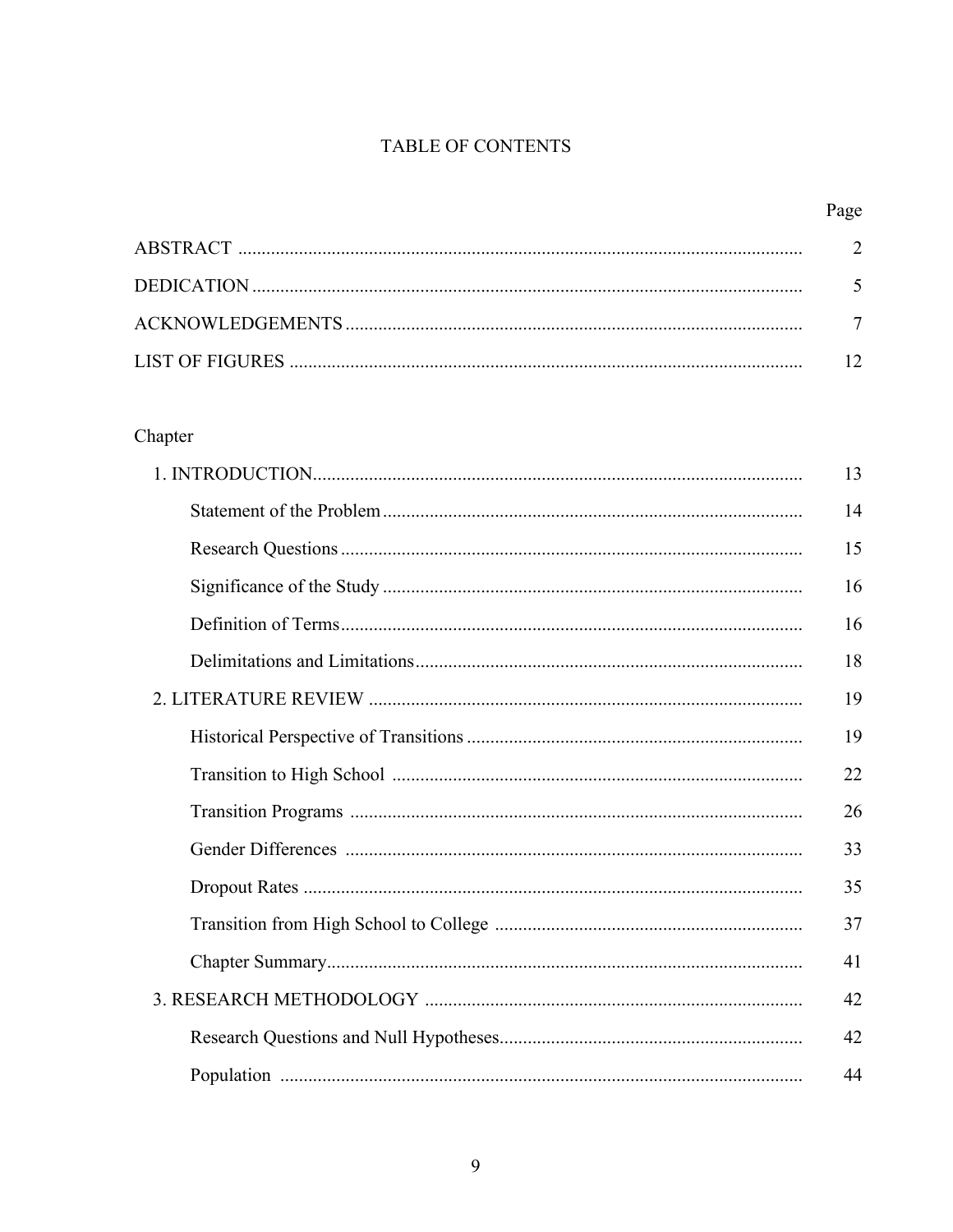# TABLE OF CONTENTS

| | Page |
|---|---|
| ABSTRACT | 2 |
| DEDICATION | 5 |
| ACKNOWLEDGEMENTS | 7 |
| LIST OF FIGURES | 12 |

Chapter

| | |
|---|---|
| 1. INTRODUCTION | 13 |
| Statement of the Problem | 14 |
| Research Questions | 15 |
| Significance of the Study | 16 |
| Definition of Terms | 16 |
| Delimitations and Limitations | 18 |
| 2. LITERATURE REVIEW | 19 |
| Historical Perspective of Transitions | 19 |
| Transition to High School | 22 |
| Transition Programs | 26 |
| Gender Differences | 33 |
| Dropout Rates | 35 |
| Transition from High School to College | 37 |
| Chapter Summary | 41 |
| 3. RESEARCH METHODOLOGY | 42 |
| Research Questions and Null Hypotheses | 42 |
| Population | 44 |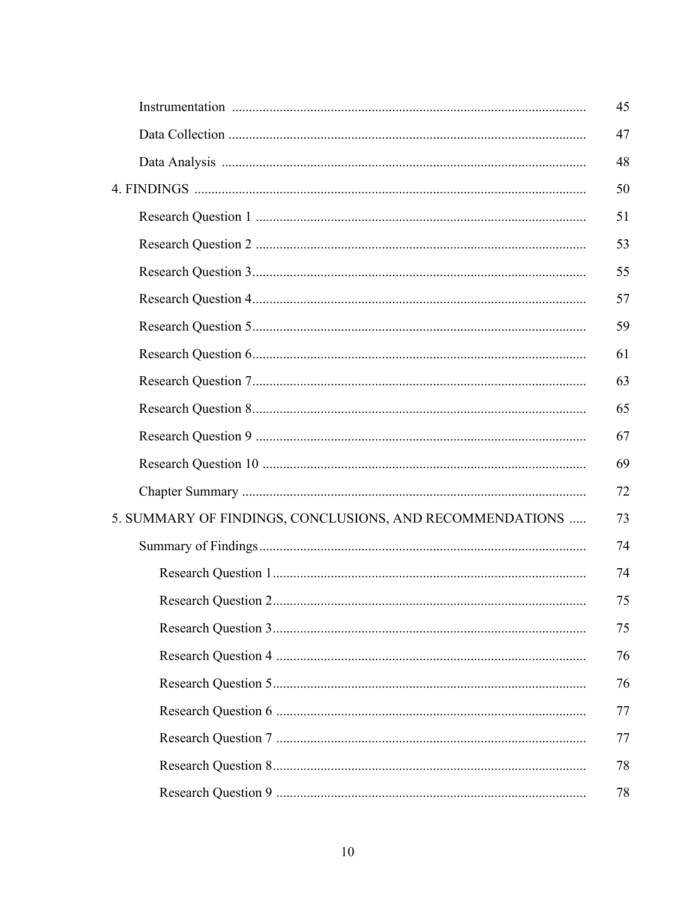| | |
|---|---|
| Instrumentation | 45 |
| Data Collection | 47 |
| Data Analysis | 48 |
| 4. FINDINGS | 50 |
| Research Question 1 | 51 |
| Research Question 2 | 53 |
| Research Question 3 | 55 |
| Research Question 4 | 57 |
| Research Question 5 | 59 |
| Research Question 6 | 61 |
| Research Question 7 | 63 |
| Research Question 8 | 65 |
| Research Question 9 | 67 |
| Research Question 10 | 69 |
| Chapter Summary | 72 |
| 5. SUMMARY OF FINDINGS, CONCLUSIONS, AND RECOMMENDATIONS | 73 |
| Summary of Findings | 74 |
| Research Question 1 | 74 |
| Research Question 2 | 75 |
| Research Question 3 | 75 |
| Research Question 4 | 76 |
| Research Question 5 | 76 |
| Research Question 6 | 77 |
| Research Question 7 | 77 |
| Research Question 8 | 78 |
| Research Question 9 | 78 |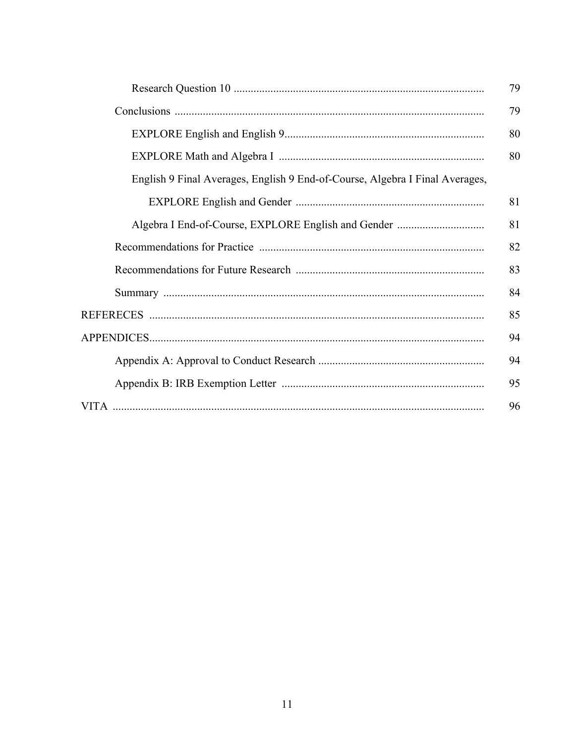| | |
|---|---|
| Research Question 10 | 79 |
| Conclusions | 79 |
| EXPLORE English and English 9 | 80 |
| EXPLORE Math and Algebra I | 80 |
| English 9 Final Averages, English 9 End-of-Course, Algebra I Final Averages, EXPLORE English and Gender | 81 |
| Algebra I End-of-Course, EXPLORE English and Gender | 81 |
| Recommendations for Practice | 82 |
| Recommendations for Future Research | 83 |
| Summary | 84 |
| REFERECES | 85 |
| APPENDICES | 94 |
| Appendix A: Approval to Conduct Research | 94 |
| Appendix B: IRB Exemption Letter | 95 |
| VITA | 96 |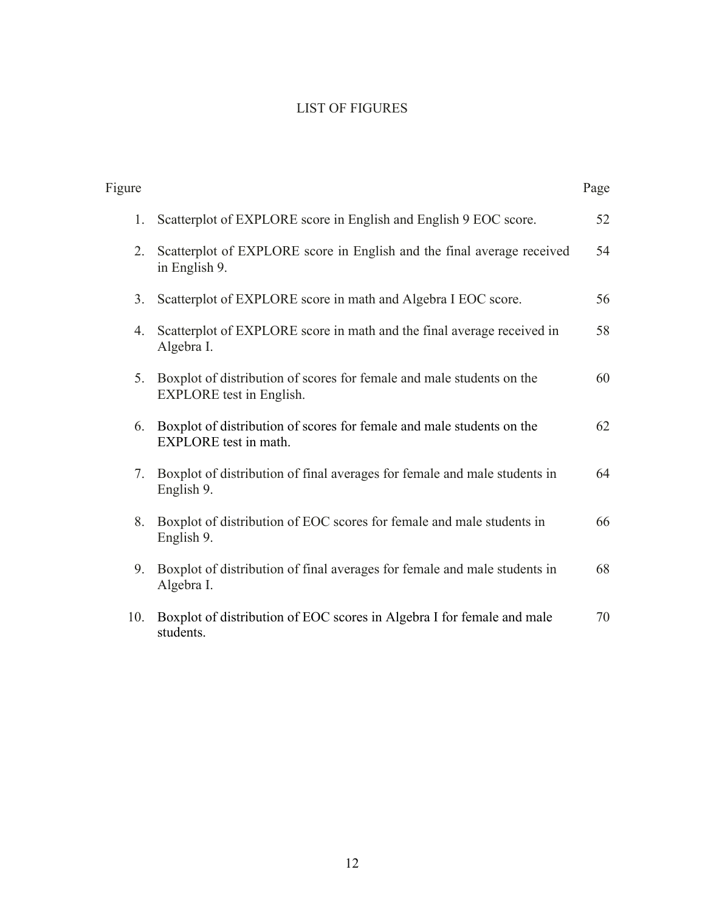# LIST OF FIGURES

| Figure | | Page |
|---|---|---|
| 1. | Scatterplot of EXPLORE score in English and English 9 EOC score. | 52 |
| 2. | Scatterplot of EXPLORE score in English and the final average received in English 9. | 54 |
| 3. | Scatterplot of EXPLORE score in math and Algebra I EOC score. | 56 |
| 4. | Scatterplot of EXPLORE score in math and the final average received in Algebra I. | 58 |
| 5. | Boxplot of distribution of scores for female and male students on the EXPLORE test in English. | 60 |
| 6. | Boxplot of distribution of scores for female and male students on the EXPLORE test in math. | 62 |
| 7. | Boxplot of distribution of final averages for female and male students in English 9. | 64 |
| 8. | Boxplot of distribution of EOC scores for female and male students in English 9. | 66 |
| 9. | Boxplot of distribution of final averages for female and male students in Algebra I. | 68 |
| 10. | Boxplot of distribution of EOC scores in Algebra I for female and male students. | 70 |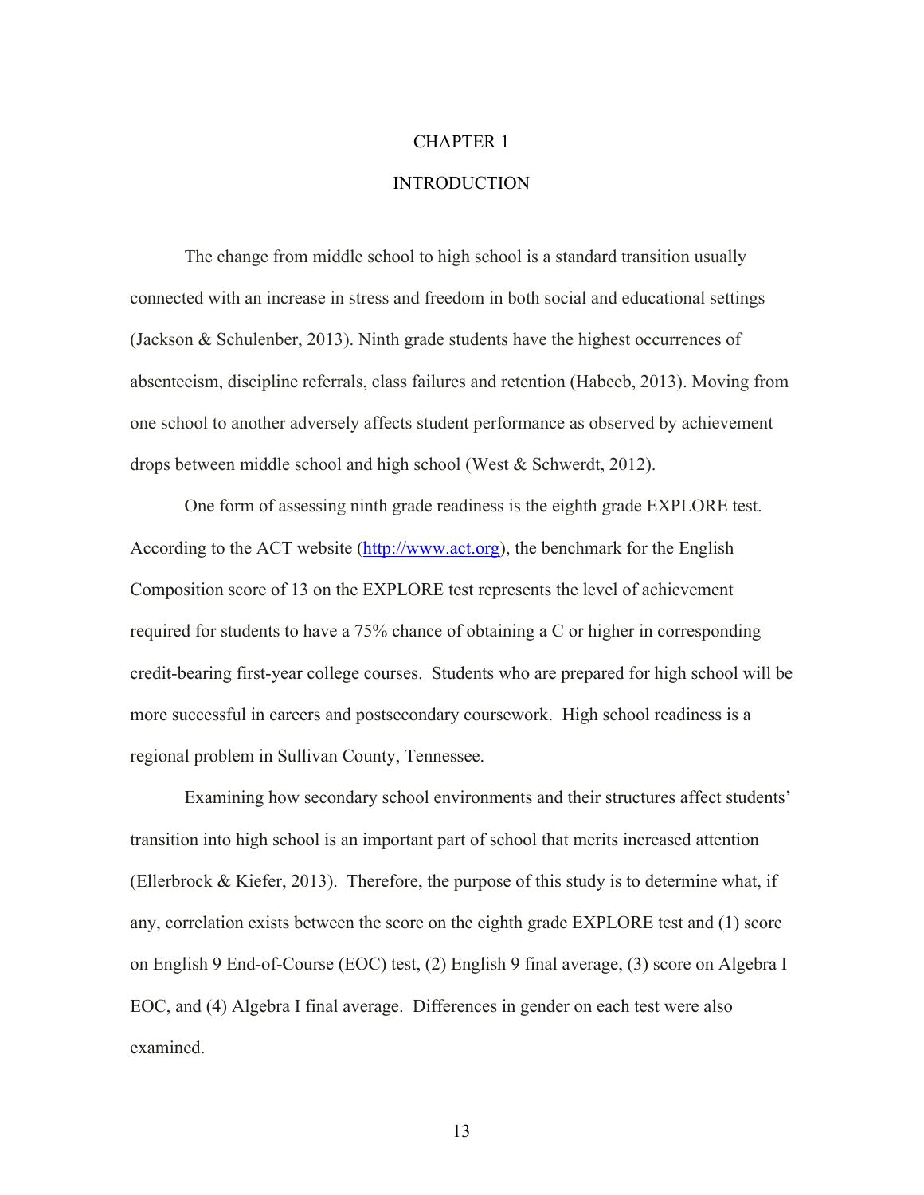# CHAPTER 1

# INTRODUCTION

The change from middle school to high school is a standard transition usually connected with an increase in stress and freedom in both social and educational settings (Jackson & Schulenber, 2013). Ninth grade students have the highest occurrences of absenteeism, discipline referrals, class failures and retention (Habeeb, 2013). Moving from one school to another adversely affects student performance as observed by achievement drops between middle school and high school (West & Schwerdt, 2012).

One form of assessing ninth grade readiness is the eighth grade EXPLORE test. According to the ACT website (http://www.act.org), the benchmark for the English Composition score of 13 on the EXPLORE test represents the level of achievement required for students to have a 75% chance of obtaining a C or higher in corresponding credit-bearing first-year college courses. Students who are prepared for high school will be more successful in careers and postsecondary coursework. High school readiness is a regional problem in Sullivan County, Tennessee.

Examining how secondary school environments and their structures affect students' transition into high school is an important part of school that merits increased attention (Ellerbrock & Kiefer, 2013). Therefore, the purpose of this study is to determine what, if any, correlation exists between the score on the eighth grade EXPLORE test and (1) score on English 9 End-of-Course (EOC) test, (2) English 9 final average, (3) score on Algebra I EOC, and (4) Algebra I final average. Differences in gender on each test were also examined.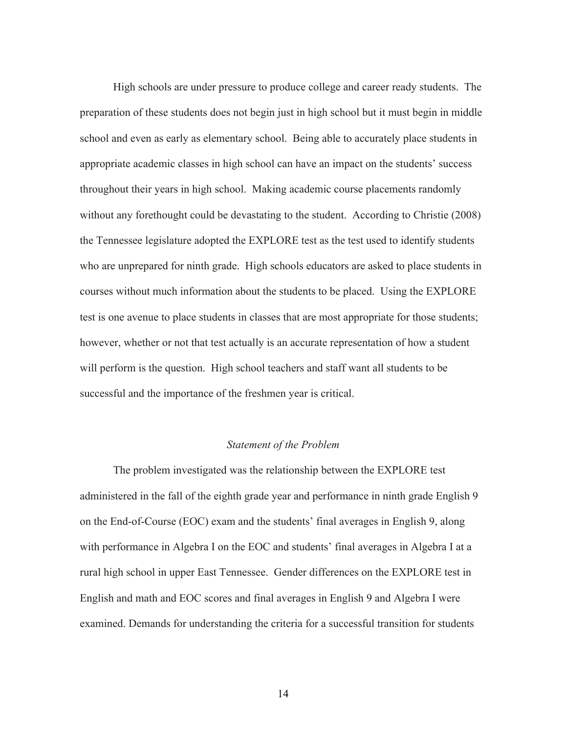High schools are under pressure to produce college and career ready students. The preparation of these students does not begin just in high school but it must begin in middle school and even as early as elementary school. Being able to accurately place students in appropriate academic classes in high school can have an impact on the students' success throughout their years in high school. Making academic course placements randomly without any forethought could be devastating to the student. According to Christie (2008) the Tennessee legislature adopted the EXPLORE test as the test used to identify students who are unprepared for ninth grade. High schools educators are asked to place students in courses without much information about the students to be placed. Using the EXPLORE test is one avenue to place students in classes that are most appropriate for those students; however, whether or not that test actually is an accurate representation of how a student will perform is the question. High school teachers and staff want all students to be successful and the importance of the freshmen year is critical.

### *Statement of the Problem*

The problem investigated was the relationship between the EXPLORE test administered in the fall of the eighth grade year and performance in ninth grade English 9 on the End-of-Course (EOC) exam and the students' final averages in English 9, along with performance in Algebra I on the EOC and students' final averages in Algebra I at a rural high school in upper East Tennessee. Gender differences on the EXPLORE test in English and math and EOC scores and final averages in English 9 and Algebra I were examined. Demands for understanding the criteria for a successful transition for students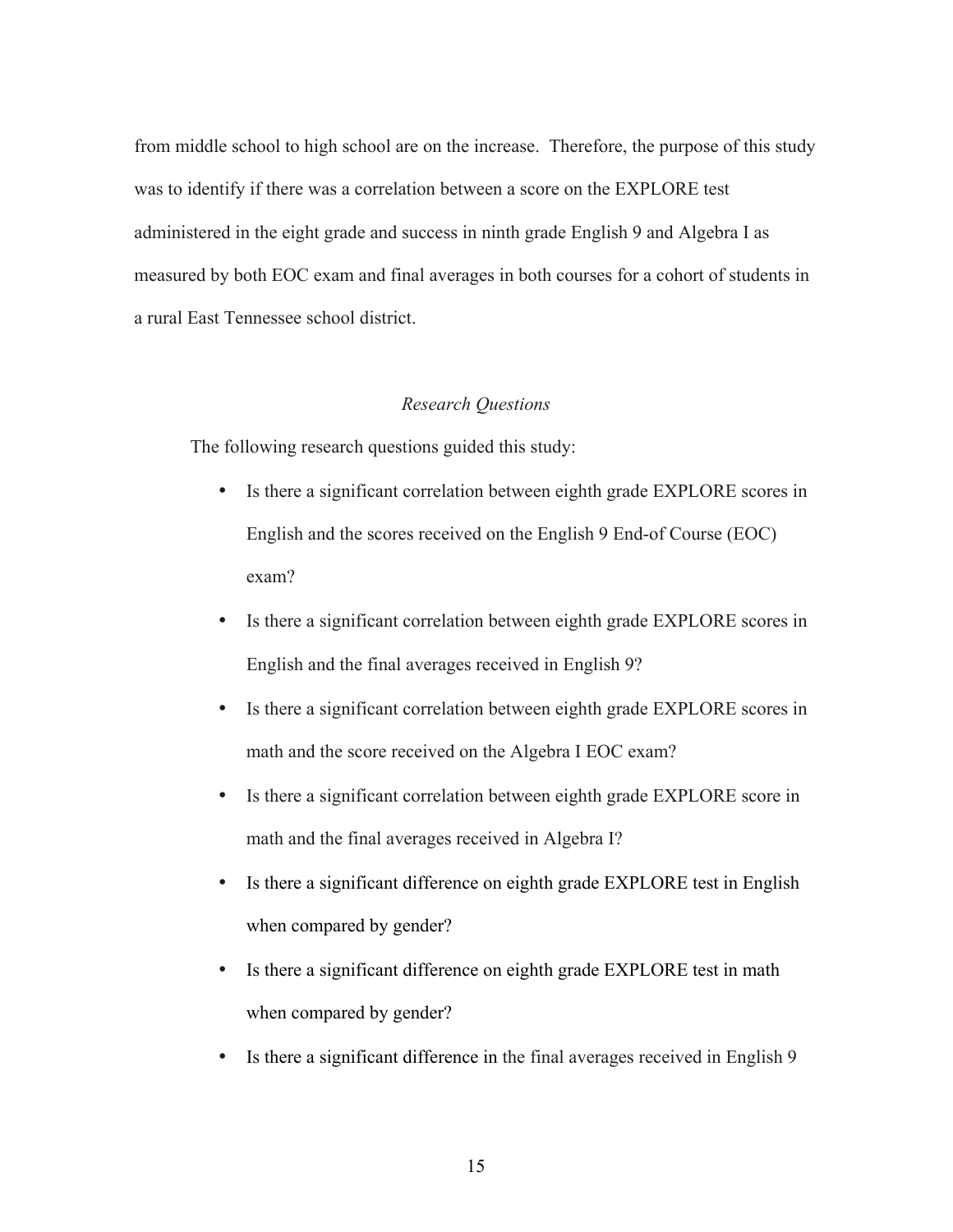from middle school to high school are on the increase. Therefore, the purpose of this study was to identify if there was a correlation between a score on the EXPLORE test administered in the eight grade and success in ninth grade English 9 and Algebra I as measured by both EOC exam and final averages in both courses for a cohort of students in a rural East Tennessee school district.

### *Research Questions*

The following research questions guided this study:

- Is there a significant correlation between eighth grade EXPLORE scores in English and the scores received on the English 9 End-of Course (EOC) exam?
- Is there a significant correlation between eighth grade EXPLORE scores in English and the final averages received in English 9?
- Is there a significant correlation between eighth grade EXPLORE scores in math and the score received on the Algebra I EOC exam?
- Is there a significant correlation between eighth grade EXPLORE score in math and the final averages received in Algebra I?
- Is there a significant difference on eighth grade EXPLORE test in English when compared by gender?
- Is there a significant difference on eighth grade EXPLORE test in math when compared by gender?
- Is there a significant difference in the final averages received in English 9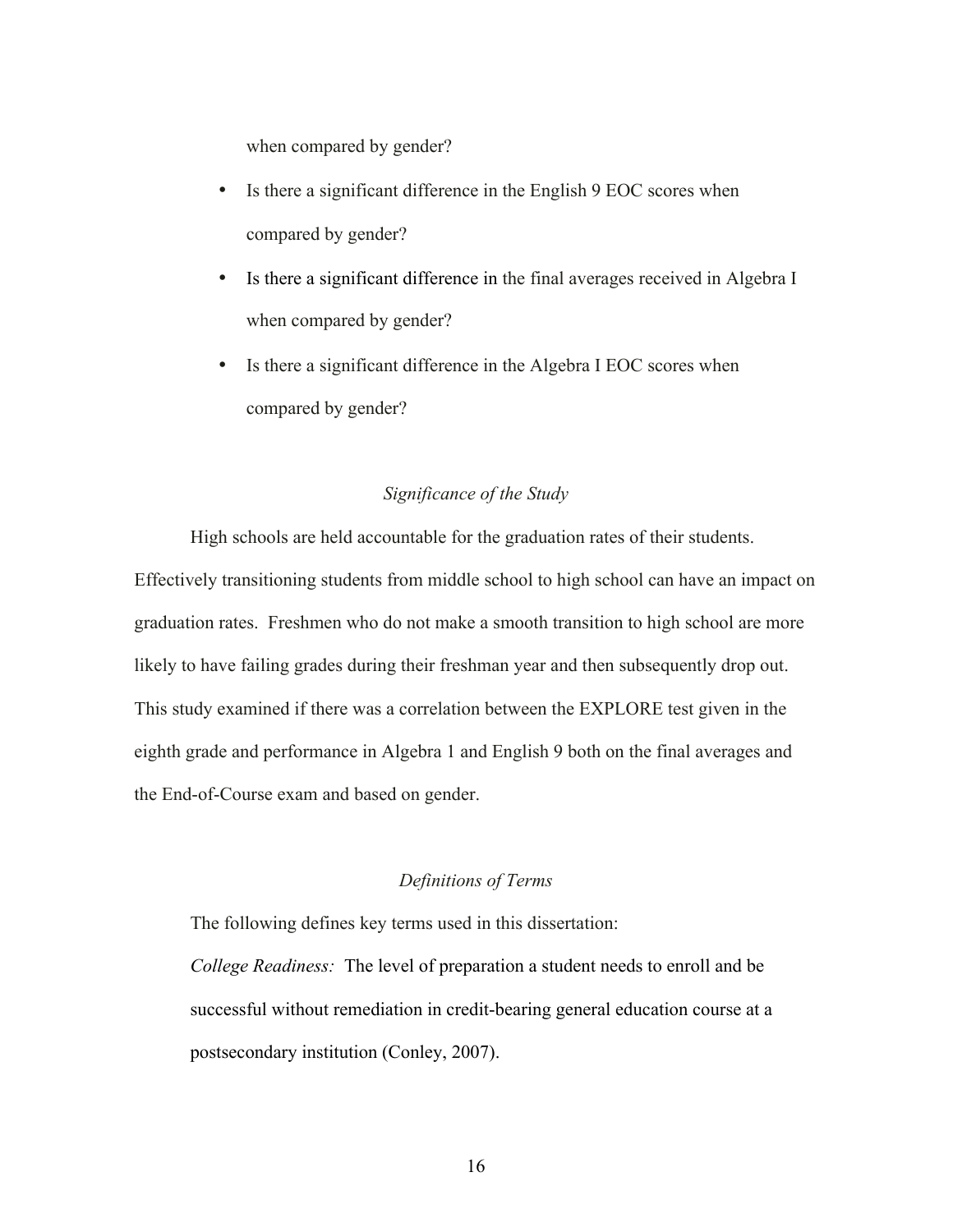when compared by gender?

- Is there a significant difference in the English 9 EOC scores when compared by gender?
- Is there a significant difference in the final averages received in Algebra I when compared by gender?
- Is there a significant difference in the Algebra I EOC scores when compared by gender?

### *Significance of the Study*

High schools are held accountable for the graduation rates of their students. Effectively transitioning students from middle school to high school can have an impact on graduation rates. Freshmen who do not make a smooth transition to high school are more likely to have failing grades during their freshman year and then subsequently drop out. This study examined if there was a correlation between the EXPLORE test given in the eighth grade and performance in Algebra 1 and English 9 both on the final averages and the End-of-Course exam and based on gender.

### *Definitions of Terms*

The following defines key terms used in this dissertation:

*College Readiness:* The level of preparation a student needs to enroll and be successful without remediation in credit-bearing general education course at a postsecondary institution (Conley, 2007).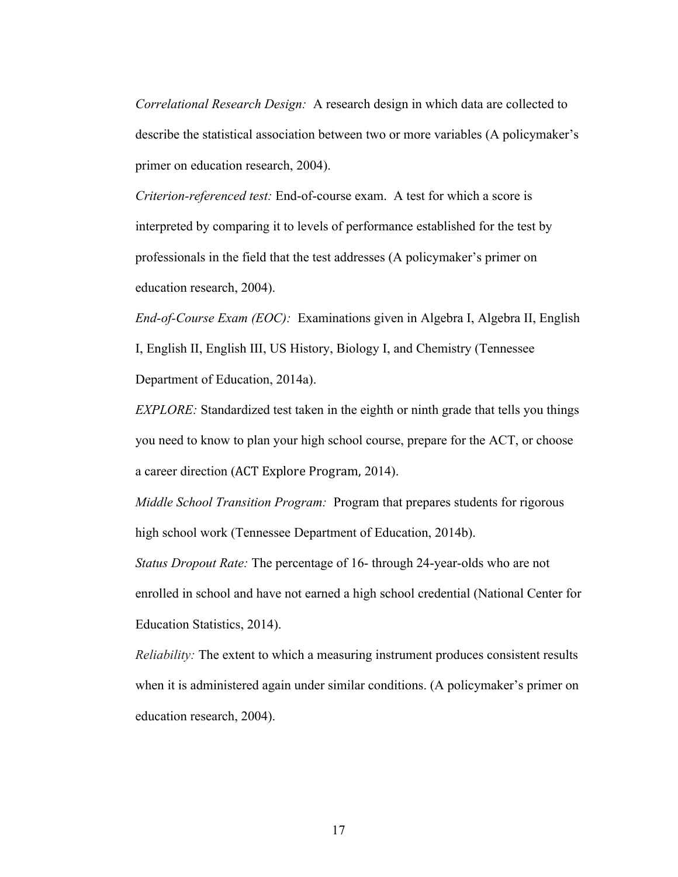*Correlational Research Design:* A research design in which data are collected to describe the statistical association between two or more variables (A policymaker's primer on education research, 2004).

*Criterion-referenced test:* End-of-course exam. A test for which a score is interpreted by comparing it to levels of performance established for the test by professionals in the field that the test addresses (A policymaker's primer on education research, 2004).

*End-of-Course Exam (EOC):* Examinations given in Algebra I, Algebra II, English I, English II, English III, US History, Biology I, and Chemistry (Tennessee Department of Education, 2014a).

*EXPLORE:* Standardized test taken in the eighth or ninth grade that tells you things you need to know to plan your high school course, prepare for the ACT, or choose a career direction (ACT Explore Program, 2014).

*Middle School Transition Program:* Program that prepares students for rigorous high school work (Tennessee Department of Education, 2014b).

*Status Dropout Rate:* The percentage of 16- through 24-year-olds who are not enrolled in school and have not earned a high school credential (National Center for Education Statistics, 2014).

*Reliability:* The extent to which a measuring instrument produces consistent results when it is administered again under similar conditions. (A policymaker's primer on education research, 2004).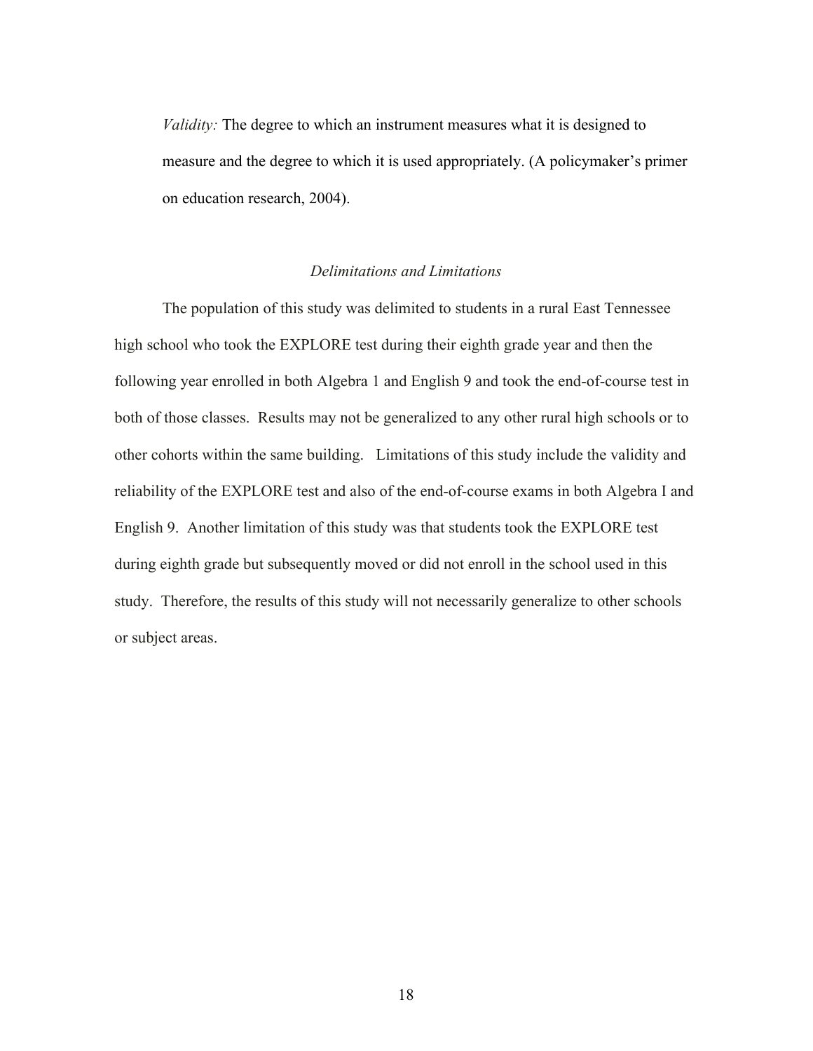*Validity:* The degree to which an instrument measures what it is designed to measure and the degree to which it is used appropriately. (A policymaker's primer on education research, 2004).

### *Delimitations and Limitations*

The population of this study was delimited to students in a rural East Tennessee high school who took the EXPLORE test during their eighth grade year and then the following year enrolled in both Algebra 1 and English 9 and took the end-of-course test in both of those classes. Results may not be generalized to any other rural high schools or to other cohorts within the same building. Limitations of this study include the validity and reliability of the EXPLORE test and also of the end-of-course exams in both Algebra I and English 9. Another limitation of this study was that students took the EXPLORE test during eighth grade but subsequently moved or did not enroll in the school used in this study. Therefore, the results of this study will not necessarily generalize to other schools or subject areas.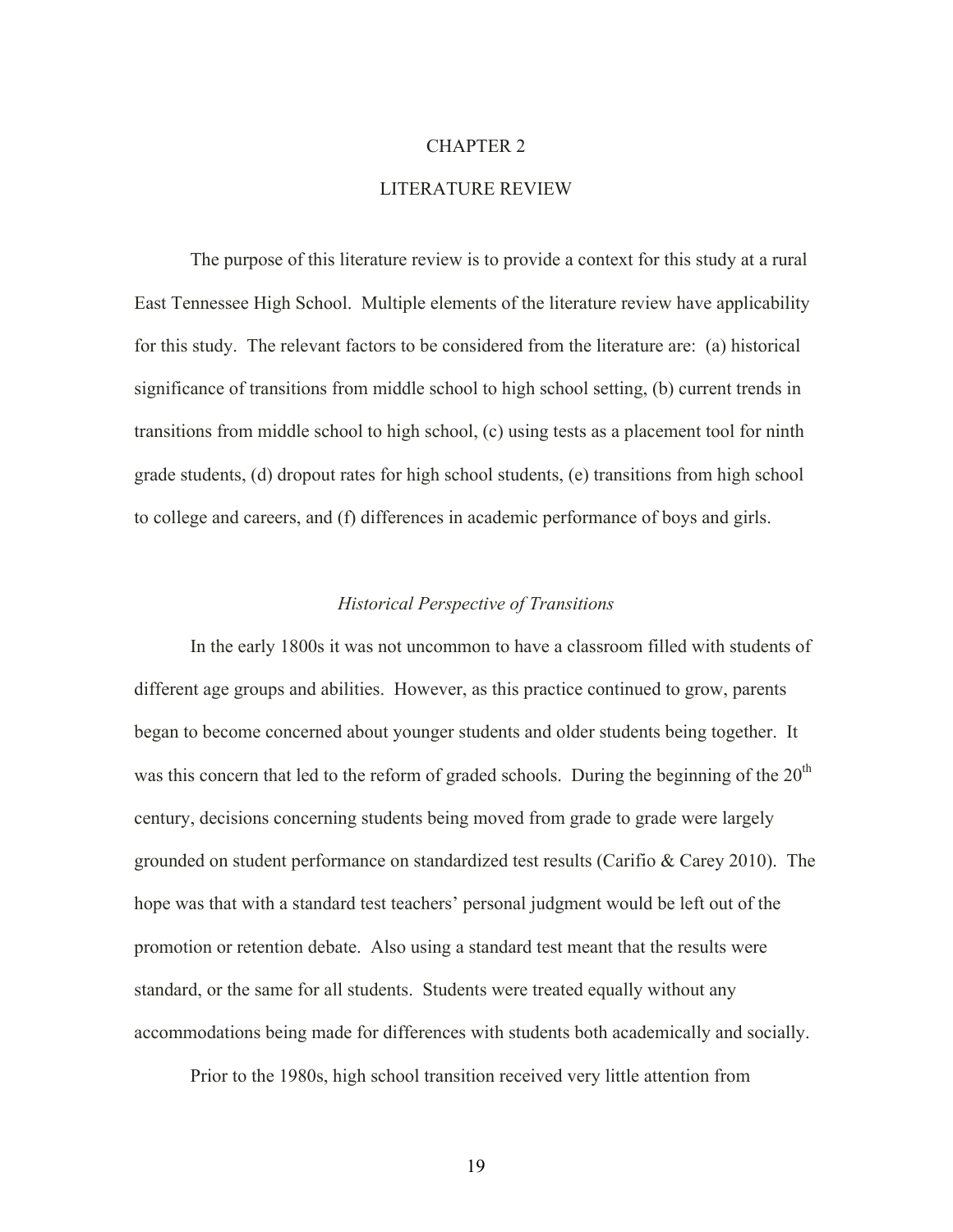# CHAPTER 2

# LITERATURE REVIEW

The purpose of this literature review is to provide a context for this study at a rural East Tennessee High School. Multiple elements of the literature review have applicability for this study. The relevant factors to be considered from the literature are: (a) historical significance of transitions from middle school to high school setting, (b) current trends in transitions from middle school to high school, (c) using tests as a placement tool for ninth grade students, (d) dropout rates for high school students, (e) transitions from high school to college and careers, and (f) differences in academic performance of boys and girls.

## *Historical Perspective of Transitions*

In the early 1800s it was not uncommon to have a classroom filled with students of different age groups and abilities. However, as this practice continued to grow, parents began to become concerned about younger students and older students being together. It was this concern that led to the reform of graded schools. During the beginning of the 20th century, decisions concerning students being moved from grade to grade were largely grounded on student performance on standardized test results (Carifio & Carey 2010). The hope was that with a standard test teachers' personal judgment would be left out of the promotion or retention debate. Also using a standard test meant that the results were standard, or the same for all students. Students were treated equally without any accommodations being made for differences with students both academically and socially.

Prior to the 1980s, high school transition received very little attention from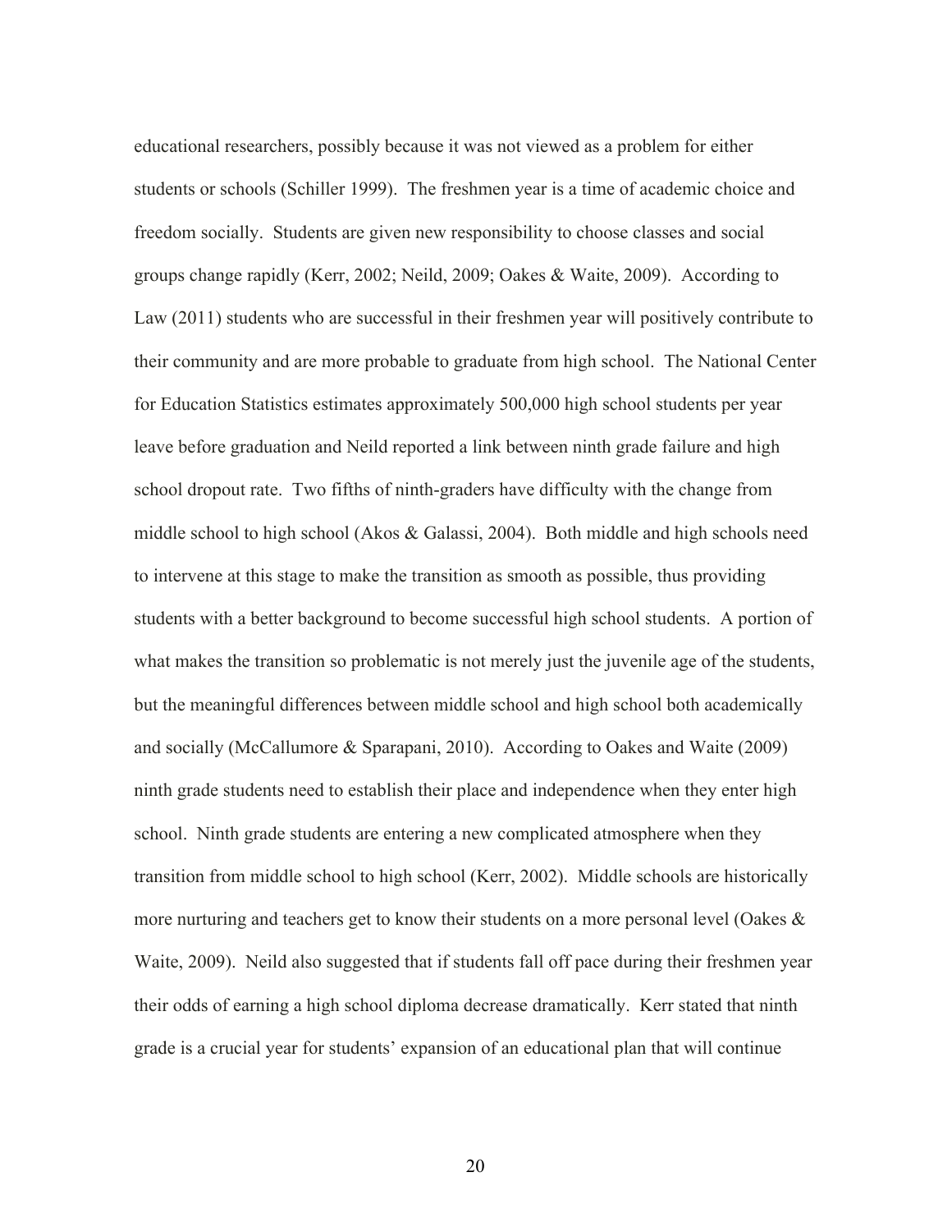educational researchers, possibly because it was not viewed as a problem for either students or schools (Schiller 1999). The freshmen year is a time of academic choice and freedom socially. Students are given new responsibility to choose classes and social groups change rapidly (Kerr, 2002; Neild, 2009; Oakes & Waite, 2009). According to Law (2011) students who are successful in their freshmen year will positively contribute to their community and are more probable to graduate from high school. The National Center for Education Statistics estimates approximately 500,000 high school students per year leave before graduation and Neild reported a link between ninth grade failure and high school dropout rate. Two fifths of ninth-graders have difficulty with the change from middle school to high school (Akos & Galassi, 2004). Both middle and high schools need to intervene at this stage to make the transition as smooth as possible, thus providing students with a better background to become successful high school students. A portion of what makes the transition so problematic is not merely just the juvenile age of the students, but the meaningful differences between middle school and high school both academically and socially (McCallumore & Sparapani, 2010). According to Oakes and Waite (2009) ninth grade students need to establish their place and independence when they enter high school. Ninth grade students are entering a new complicated atmosphere when they transition from middle school to high school (Kerr, 2002). Middle schools are historically more nurturing and teachers get to know their students on a more personal level (Oakes & Waite, 2009). Neild also suggested that if students fall off pace during their freshmen year their odds of earning a high school diploma decrease dramatically. Kerr stated that ninth grade is a crucial year for students' expansion of an educational plan that will continue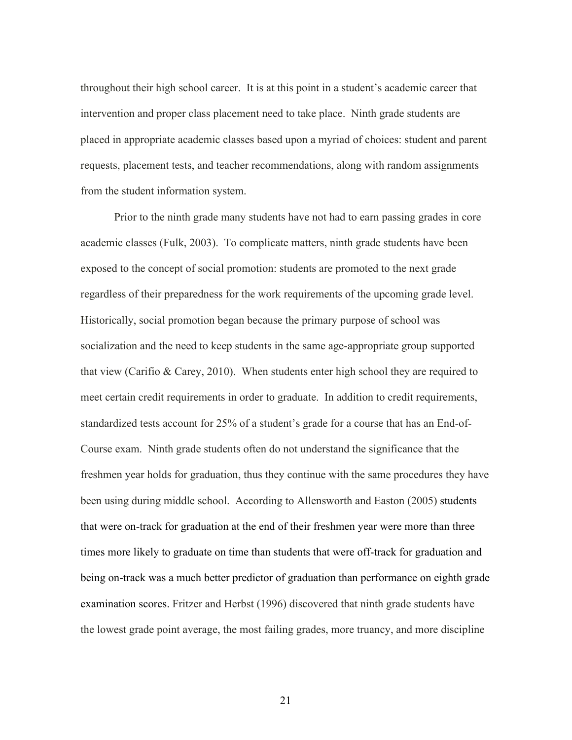throughout their high school career. It is at this point in a student's academic career that intervention and proper class placement need to take place. Ninth grade students are placed in appropriate academic classes based upon a myriad of choices: student and parent requests, placement tests, and teacher recommendations, along with random assignments from the student information system.

Prior to the ninth grade many students have not had to earn passing grades in core academic classes (Fulk, 2003). To complicate matters, ninth grade students have been exposed to the concept of social promotion: students are promoted to the next grade regardless of their preparedness for the work requirements of the upcoming grade level. Historically, social promotion began because the primary purpose of school was socialization and the need to keep students in the same age-appropriate group supported that view (Carifio & Carey, 2010). When students enter high school they are required to meet certain credit requirements in order to graduate. In addition to credit requirements, standardized tests account for 25% of a student's grade for a course that has an End-of-Course exam. Ninth grade students often do not understand the significance that the freshmen year holds for graduation, thus they continue with the same procedures they have been using during middle school. According to Allensworth and Easton (2005) students that were on-track for graduation at the end of their freshmen year were more than three times more likely to graduate on time than students that were off-track for graduation and being on-track was a much better predictor of graduation than performance on eighth grade examination scores. Fritzer and Herbst (1996) discovered that ninth grade students have the lowest grade point average, the most failing grades, more truancy, and more discipline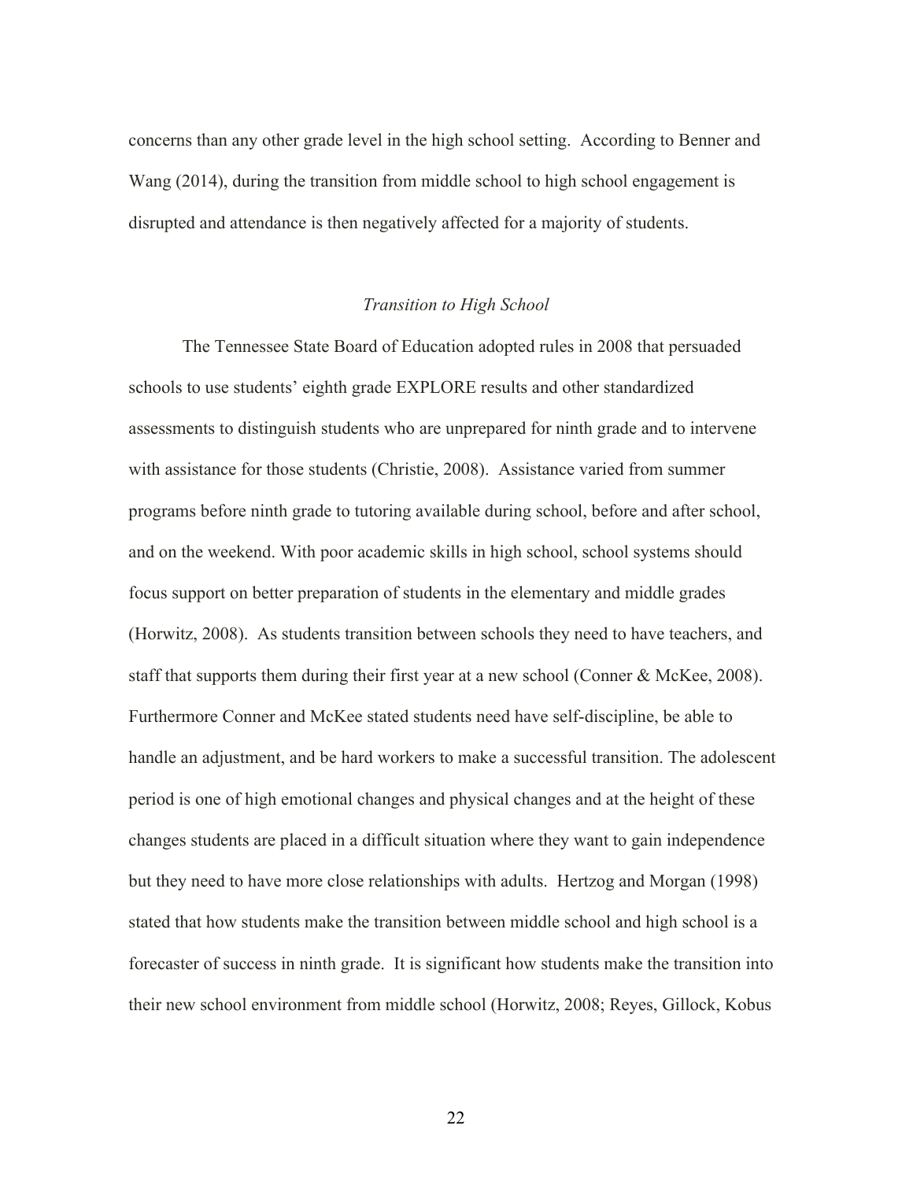concerns than any other grade level in the high school setting. According to Benner and Wang (2014), during the transition from middle school to high school engagement is disrupted and attendance is then negatively affected for a majority of students.

### *Transition to High School*

The Tennessee State Board of Education adopted rules in 2008 that persuaded schools to use students' eighth grade EXPLORE results and other standardized assessments to distinguish students who are unprepared for ninth grade and to intervene with assistance for those students (Christie, 2008). Assistance varied from summer programs before ninth grade to tutoring available during school, before and after school, and on the weekend. With poor academic skills in high school, school systems should focus support on better preparation of students in the elementary and middle grades (Horwitz, 2008). As students transition between schools they need to have teachers, and staff that supports them during their first year at a new school (Conner & McKee, 2008). Furthermore Conner and McKee stated students need have self-discipline, be able to handle an adjustment, and be hard workers to make a successful transition. The adolescent period is one of high emotional changes and physical changes and at the height of these changes students are placed in a difficult situation where they want to gain independence but they need to have more close relationships with adults. Hertzog and Morgan (1998) stated that how students make the transition between middle school and high school is a forecaster of success in ninth grade. It is significant how students make the transition into their new school environment from middle school (Horwitz, 2008; Reyes, Gillock, Kobus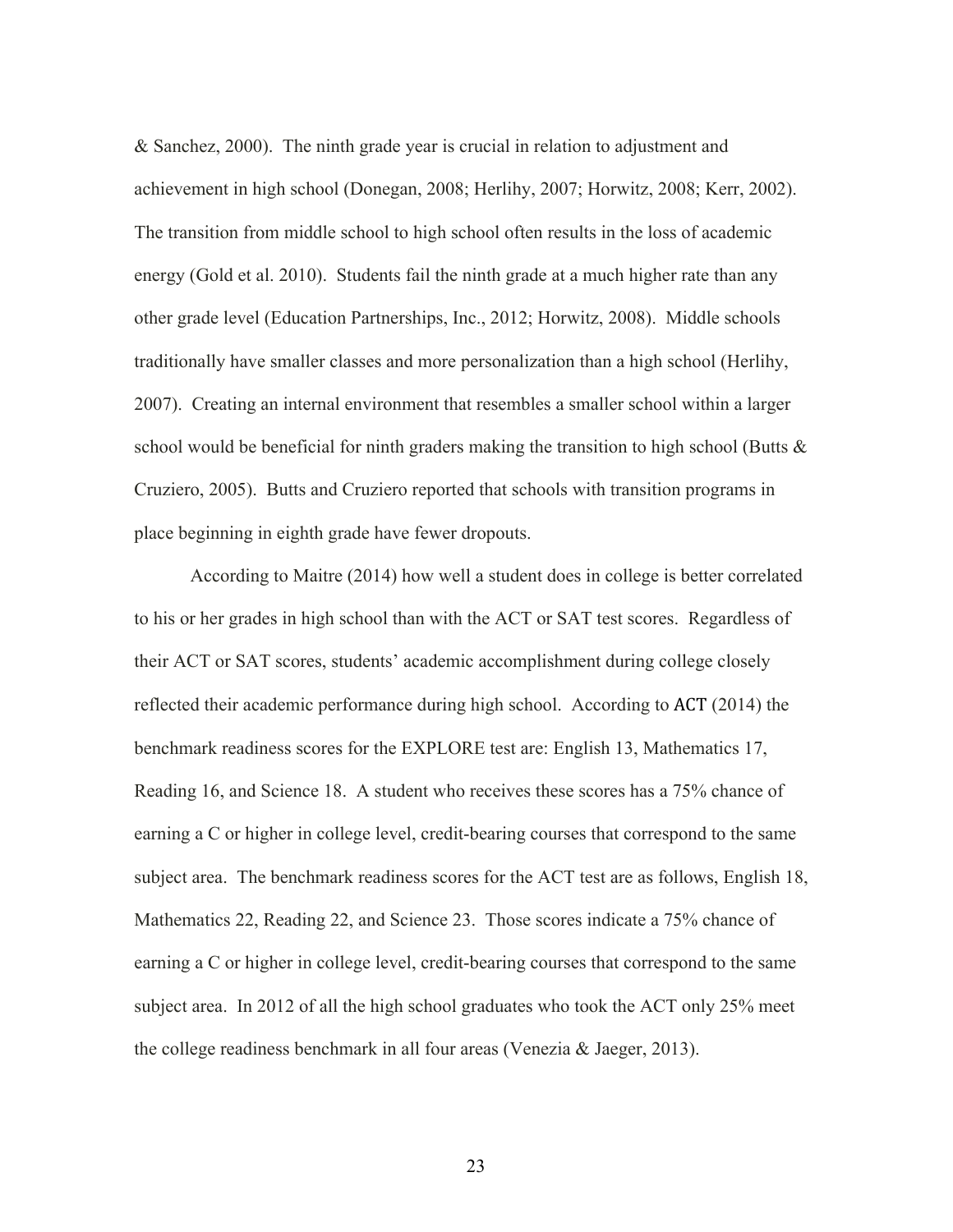& Sanchez, 2000). The ninth grade year is crucial in relation to adjustment and achievement in high school (Donegan, 2008; Herlihy, 2007; Horwitz, 2008; Kerr, 2002). The transition from middle school to high school often results in the loss of academic energy (Gold et al. 2010). Students fail the ninth grade at a much higher rate than any other grade level (Education Partnerships, Inc., 2012; Horwitz, 2008). Middle schools traditionally have smaller classes and more personalization than a high school (Herlihy, 2007). Creating an internal environment that resembles a smaller school within a larger school would be beneficial for ninth graders making the transition to high school (Butts & Cruziero, 2005). Butts and Cruziero reported that schools with transition programs in place beginning in eighth grade have fewer dropouts.

According to Maitre (2014) how well a student does in college is better correlated to his or her grades in high school than with the ACT or SAT test scores. Regardless of their ACT or SAT scores, students' academic accomplishment during college closely reflected their academic performance during high school. According to ACT (2014) the benchmark readiness scores for the EXPLORE test are: English 13, Mathematics 17, Reading 16, and Science 18. A student who receives these scores has a 75% chance of earning a C or higher in college level, credit-bearing courses that correspond to the same subject area. The benchmark readiness scores for the ACT test are as follows, English 18, Mathematics 22, Reading 22, and Science 23. Those scores indicate a 75% chance of earning a C or higher in college level, credit-bearing courses that correspond to the same subject area. In 2012 of all the high school graduates who took the ACT only 25% meet the college readiness benchmark in all four areas (Venezia & Jaeger, 2013).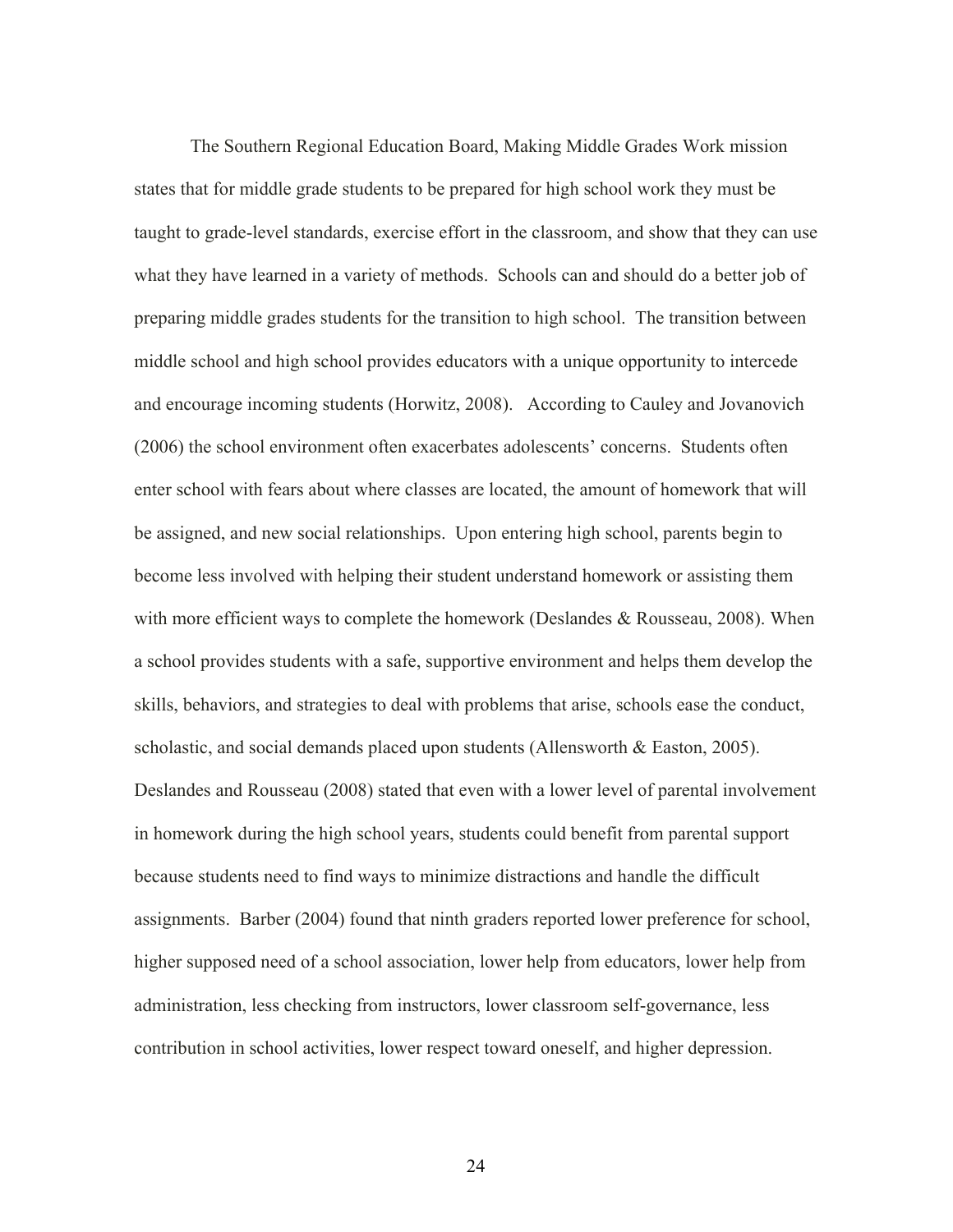The Southern Regional Education Board, Making Middle Grades Work mission states that for middle grade students to be prepared for high school work they must be taught to grade-level standards, exercise effort in the classroom, and show that they can use what they have learned in a variety of methods. Schools can and should do a better job of preparing middle grades students for the transition to high school. The transition between middle school and high school provides educators with a unique opportunity to intercede and encourage incoming students (Horwitz, 2008). According to Cauley and Jovanovich (2006) the school environment often exacerbates adolescents' concerns. Students often enter school with fears about where classes are located, the amount of homework that will be assigned, and new social relationships. Upon entering high school, parents begin to become less involved with helping their student understand homework or assisting them with more efficient ways to complete the homework (Deslandes & Rousseau, 2008). When a school provides students with a safe, supportive environment and helps them develop the skills, behaviors, and strategies to deal with problems that arise, schools ease the conduct, scholastic, and social demands placed upon students (Allensworth & Easton, 2005). Deslandes and Rousseau (2008) stated that even with a lower level of parental involvement in homework during the high school years, students could benefit from parental support because students need to find ways to minimize distractions and handle the difficult assignments. Barber (2004) found that ninth graders reported lower preference for school, higher supposed need of a school association, lower help from educators, lower help from administration, less checking from instructors, lower classroom self-governance, less contribution in school activities, lower respect toward oneself, and higher depression.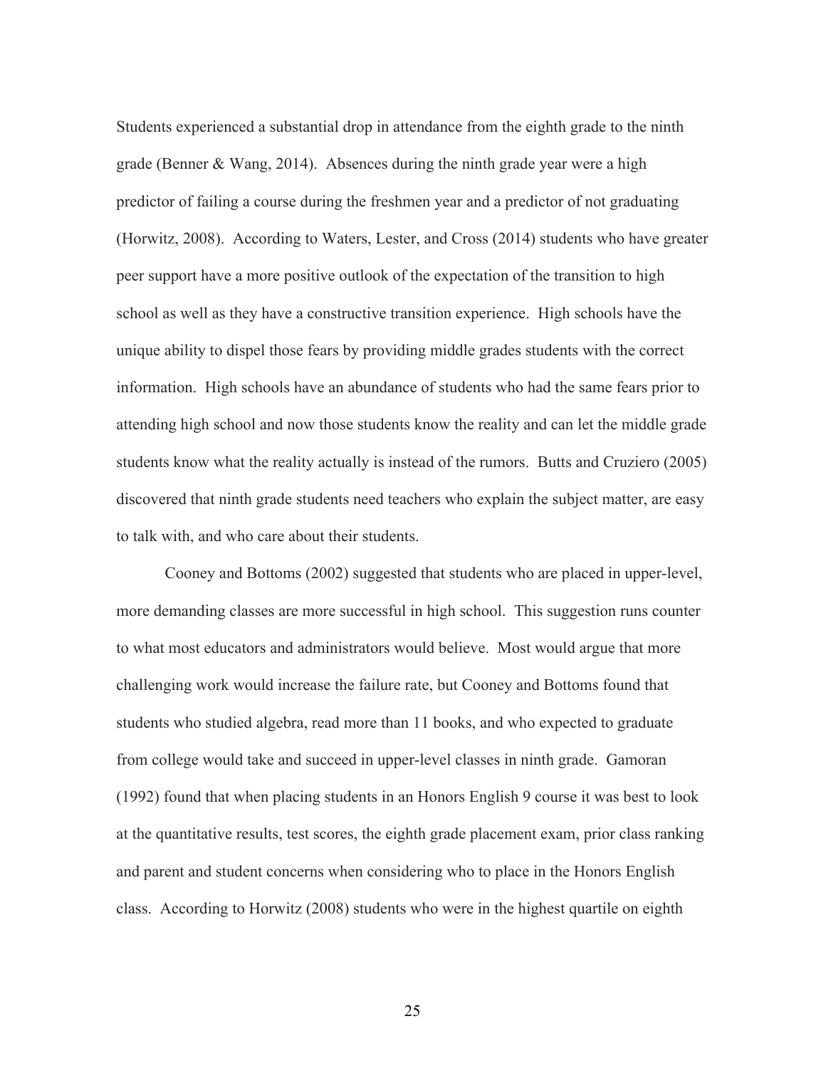Students experienced a substantial drop in attendance from the eighth grade to the ninth grade (Benner & Wang, 2014). Absences during the ninth grade year were a high predictor of failing a course during the freshmen year and a predictor of not graduating (Horwitz, 2008). According to Waters, Lester, and Cross (2014) students who have greater peer support have a more positive outlook of the expectation of the transition to high school as well as they have a constructive transition experience. High schools have the unique ability to dispel those fears by providing middle grades students with the correct information. High schools have an abundance of students who had the same fears prior to attending high school and now those students know the reality and can let the middle grade students know what the reality actually is instead of the rumors. Butts and Cruziero (2005) discovered that ninth grade students need teachers who explain the subject matter, are easy to talk with, and who care about their students.

Cooney and Bottoms (2002) suggested that students who are placed in upper-level, more demanding classes are more successful in high school. This suggestion runs counter to what most educators and administrators would believe. Most would argue that more challenging work would increase the failure rate, but Cooney and Bottoms found that students who studied algebra, read more than 11 books, and who expected to graduate from college would take and succeed in upper-level classes in ninth grade. Gamoran (1992) found that when placing students in an Honors English 9 course it was best to look at the quantitative results, test scores, the eighth grade placement exam, prior class ranking and parent and student concerns when considering who to place in the Honors English class. According to Horwitz (2008) students who were in the highest quartile on eighth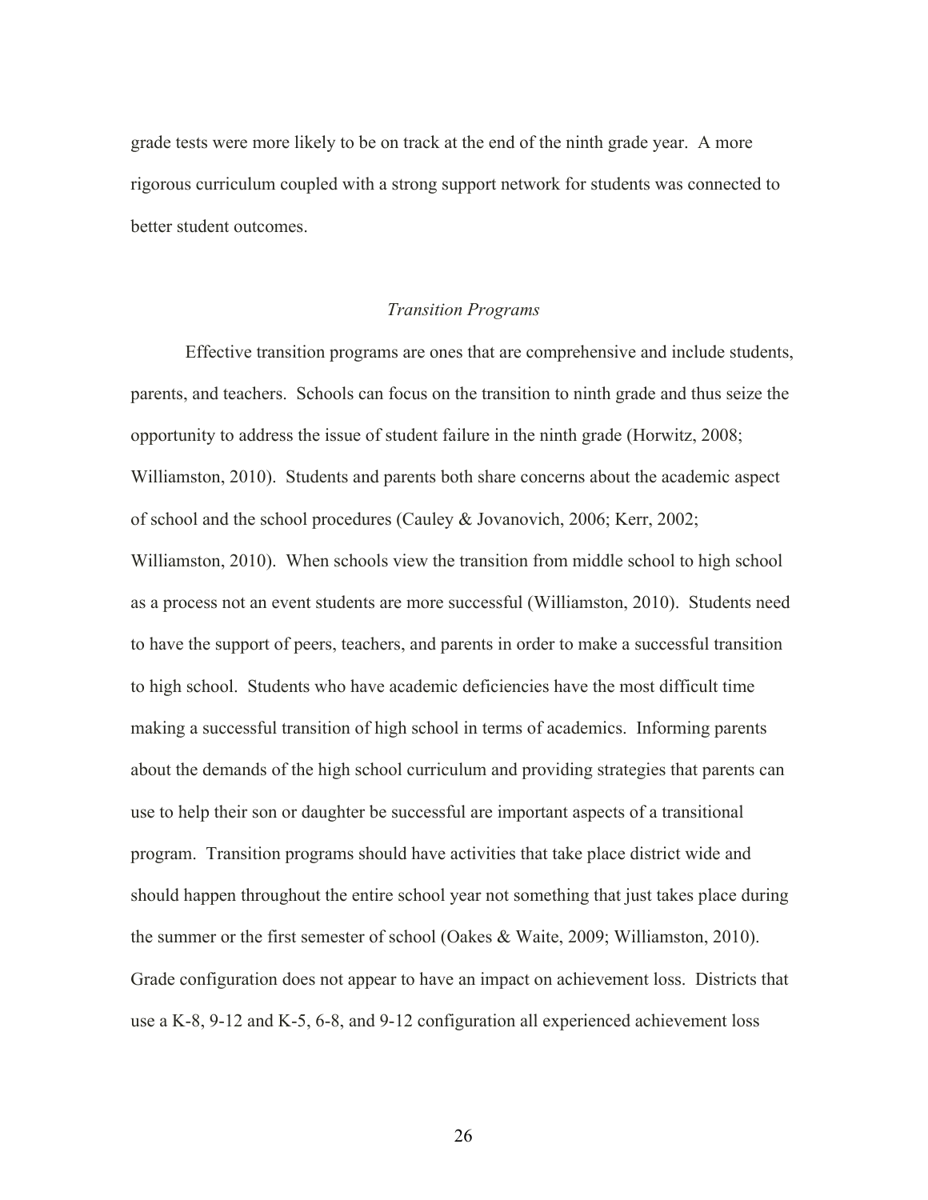grade tests were more likely to be on track at the end of the ninth grade year. A more rigorous curriculum coupled with a strong support network for students was connected to better student outcomes.

### *Transition Programs*

Effective transition programs are ones that are comprehensive and include students, parents, and teachers. Schools can focus on the transition to ninth grade and thus seize the opportunity to address the issue of student failure in the ninth grade (Horwitz, 2008; Williamston, 2010). Students and parents both share concerns about the academic aspect of school and the school procedures (Cauley & Jovanovich, 2006; Kerr, 2002; Williamston, 2010). When schools view the transition from middle school to high school as a process not an event students are more successful (Williamston, 2010). Students need to have the support of peers, teachers, and parents in order to make a successful transition to high school. Students who have academic deficiencies have the most difficult time making a successful transition of high school in terms of academics. Informing parents about the demands of the high school curriculum and providing strategies that parents can use to help their son or daughter be successful are important aspects of a transitional program. Transition programs should have activities that take place district wide and should happen throughout the entire school year not something that just takes place during the summer or the first semester of school (Oakes & Waite, 2009; Williamston, 2010). Grade configuration does not appear to have an impact on achievement loss. Districts that use a K-8, 9-12 and K-5, 6-8, and 9-12 configuration all experienced achievement loss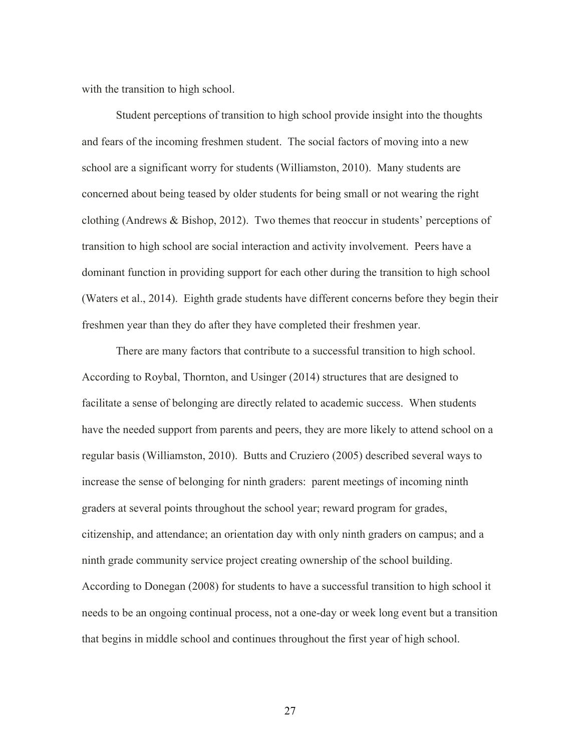with the transition to high school.

Student perceptions of transition to high school provide insight into the thoughts and fears of the incoming freshmen student. The social factors of moving into a new school are a significant worry for students (Williamston, 2010). Many students are concerned about being teased by older students for being small or not wearing the right clothing (Andrews & Bishop, 2012). Two themes that reoccur in students' perceptions of transition to high school are social interaction and activity involvement. Peers have a dominant function in providing support for each other during the transition to high school (Waters et al., 2014). Eighth grade students have different concerns before they begin their freshmen year than they do after they have completed their freshmen year.

There are many factors that contribute to a successful transition to high school. According to Roybal, Thornton, and Usinger (2014) structures that are designed to facilitate a sense of belonging are directly related to academic success. When students have the needed support from parents and peers, they are more likely to attend school on a regular basis (Williamston, 2010). Butts and Cruziero (2005) described several ways to increase the sense of belonging for ninth graders: parent meetings of incoming ninth graders at several points throughout the school year; reward program for grades, citizenship, and attendance; an orientation day with only ninth graders on campus; and a ninth grade community service project creating ownership of the school building. According to Donegan (2008) for students to have a successful transition to high school it needs to be an ongoing continual process, not a one-day or week long event but a transition that begins in middle school and continues throughout the first year of high school.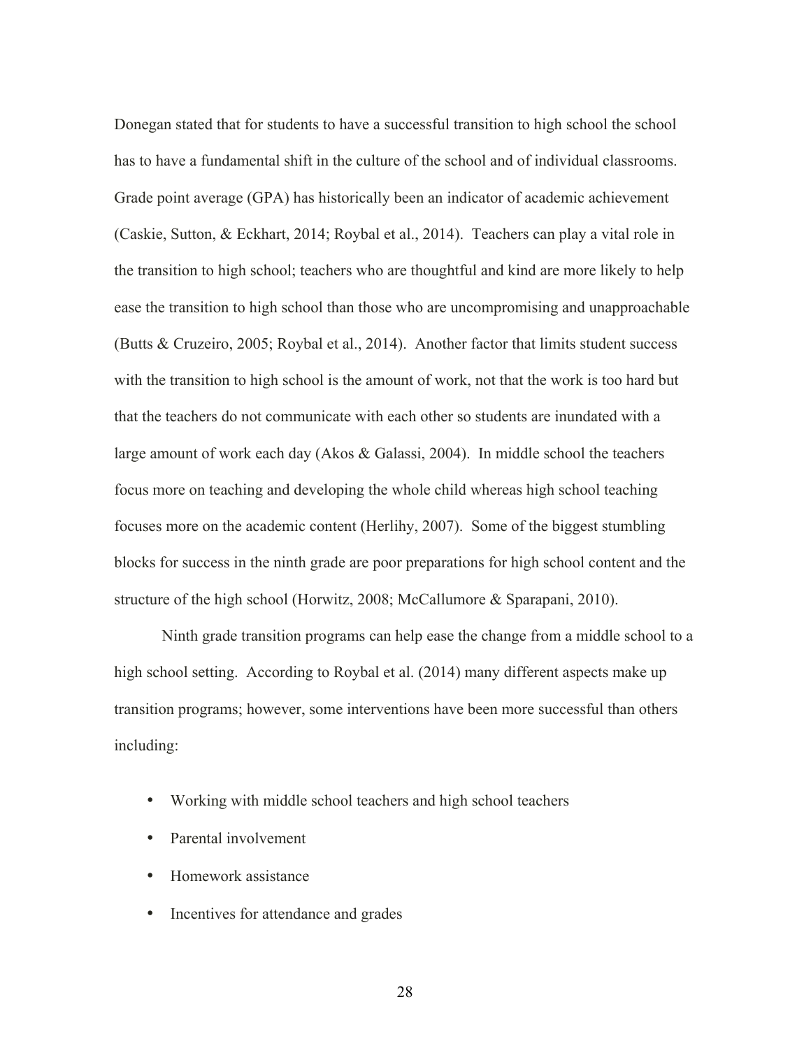Donegan stated that for students to have a successful transition to high school the school has to have a fundamental shift in the culture of the school and of individual classrooms. Grade point average (GPA) has historically been an indicator of academic achievement (Caskie, Sutton, & Eckhart, 2014; Roybal et al., 2014). Teachers can play a vital role in the transition to high school; teachers who are thoughtful and kind are more likely to help ease the transition to high school than those who are uncompromising and unapproachable (Butts & Cruzeiro, 2005; Roybal et al., 2014). Another factor that limits student success with the transition to high school is the amount of work, not that the work is too hard but that the teachers do not communicate with each other so students are inundated with a large amount of work each day (Akos & Galassi, 2004). In middle school the teachers focus more on teaching and developing the whole child whereas high school teaching focuses more on the academic content (Herlihy, 2007). Some of the biggest stumbling blocks for success in the ninth grade are poor preparations for high school content and the structure of the high school (Horwitz, 2008; McCallumore & Sparapani, 2010).

Ninth grade transition programs can help ease the change from a middle school to a high school setting. According to Roybal et al. (2014) many different aspects make up transition programs; however, some interventions have been more successful than others including:

- Working with middle school teachers and high school teachers
- Parental involvement
- Homework assistance
- Incentives for attendance and grades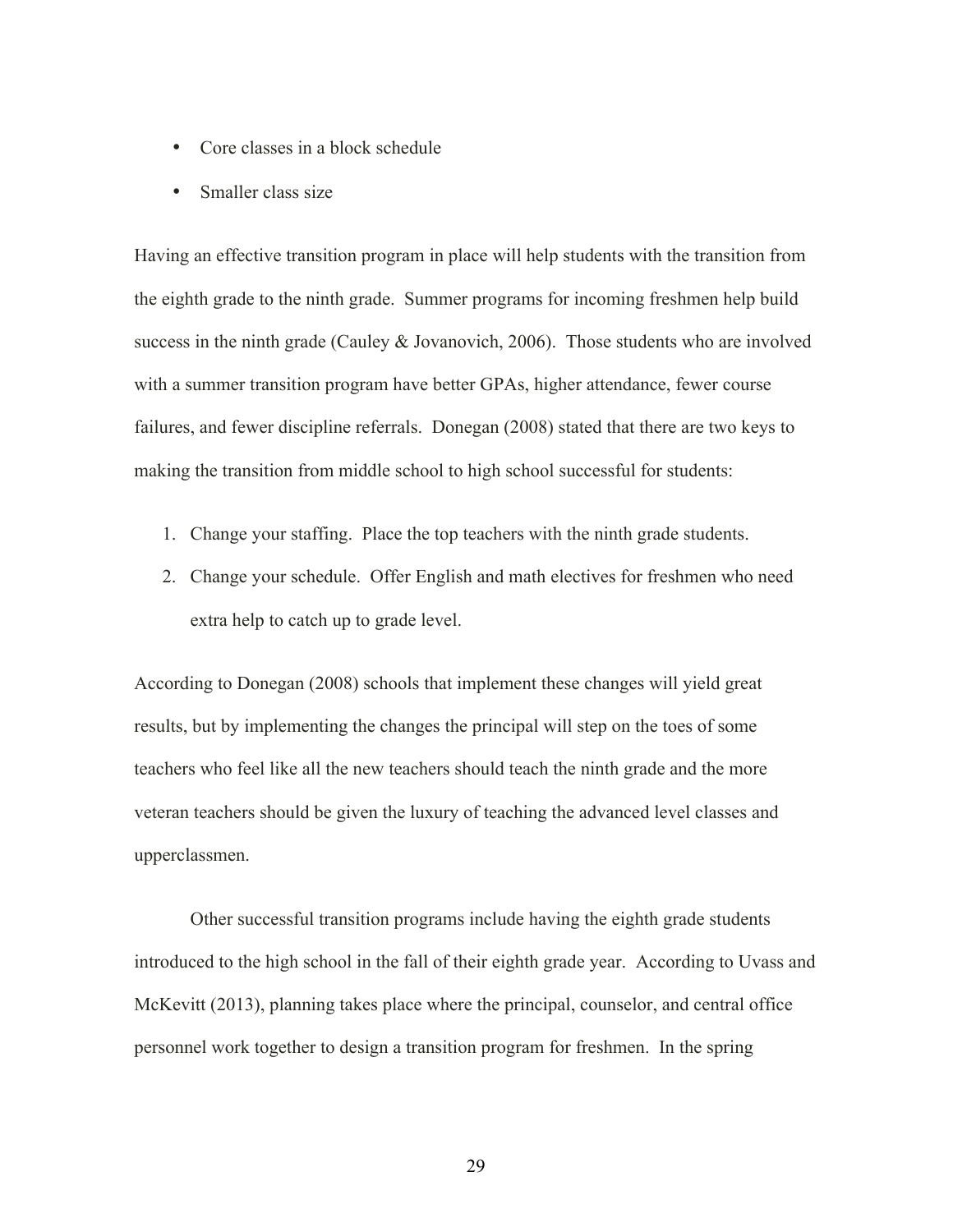- Core classes in a block schedule
- Smaller class size

Having an effective transition program in place will help students with the transition from the eighth grade to the ninth grade. Summer programs for incoming freshmen help build success in the ninth grade (Cauley & Jovanovich, 2006). Those students who are involved with a summer transition program have better GPAs, higher attendance, fewer course failures, and fewer discipline referrals. Donegan (2008) stated that there are two keys to making the transition from middle school to high school successful for students:

1. Change your staffing. Place the top teachers with the ninth grade students.
2. Change your schedule. Offer English and math electives for freshmen who need extra help to catch up to grade level.

According to Donegan (2008) schools that implement these changes will yield great results, but by implementing the changes the principal will step on the toes of some teachers who feel like all the new teachers should teach the ninth grade and the more veteran teachers should be given the luxury of teaching the advanced level classes and upperclassmen.

Other successful transition programs include having the eighth grade students introduced to the high school in the fall of their eighth grade year. According to Uvass and McKevitt (2013), planning takes place where the principal, counselor, and central office personnel work together to design a transition program for freshmen. In the spring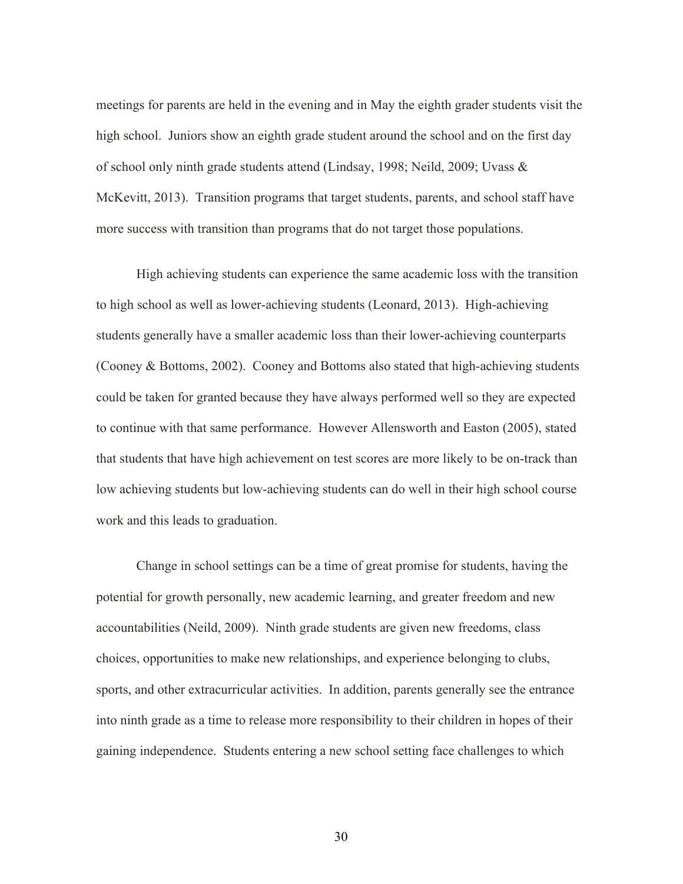meetings for parents are held in the evening and in May the eighth grader students visit the high school. Juniors show an eighth grade student around the school and on the first day of school only ninth grade students attend (Lindsay, 1998; Neild, 2009; Uvass & McKevitt, 2013). Transition programs that target students, parents, and school staff have more success with transition than programs that do not target those populations.

High achieving students can experience the same academic loss with the transition to high school as well as lower-achieving students (Leonard, 2013). High-achieving students generally have a smaller academic loss than their lower-achieving counterparts (Cooney & Bottoms, 2002). Cooney and Bottoms also stated that high-achieving students could be taken for granted because they have always performed well so they are expected to continue with that same performance. However Allensworth and Easton (2005), stated that students that have high achievement on test scores are more likely to be on-track than low achieving students but low-achieving students can do well in their high school course work and this leads to graduation.

Change in school settings can be a time of great promise for students, having the potential for growth personally, new academic learning, and greater freedom and new accountabilities (Neild, 2009). Ninth grade students are given new freedoms, class choices, opportunities to make new relationships, and experience belonging to clubs, sports, and other extracurricular activities. In addition, parents generally see the entrance into ninth grade as a time to release more responsibility to their children in hopes of their gaining independence. Students entering a new school setting face challenges to which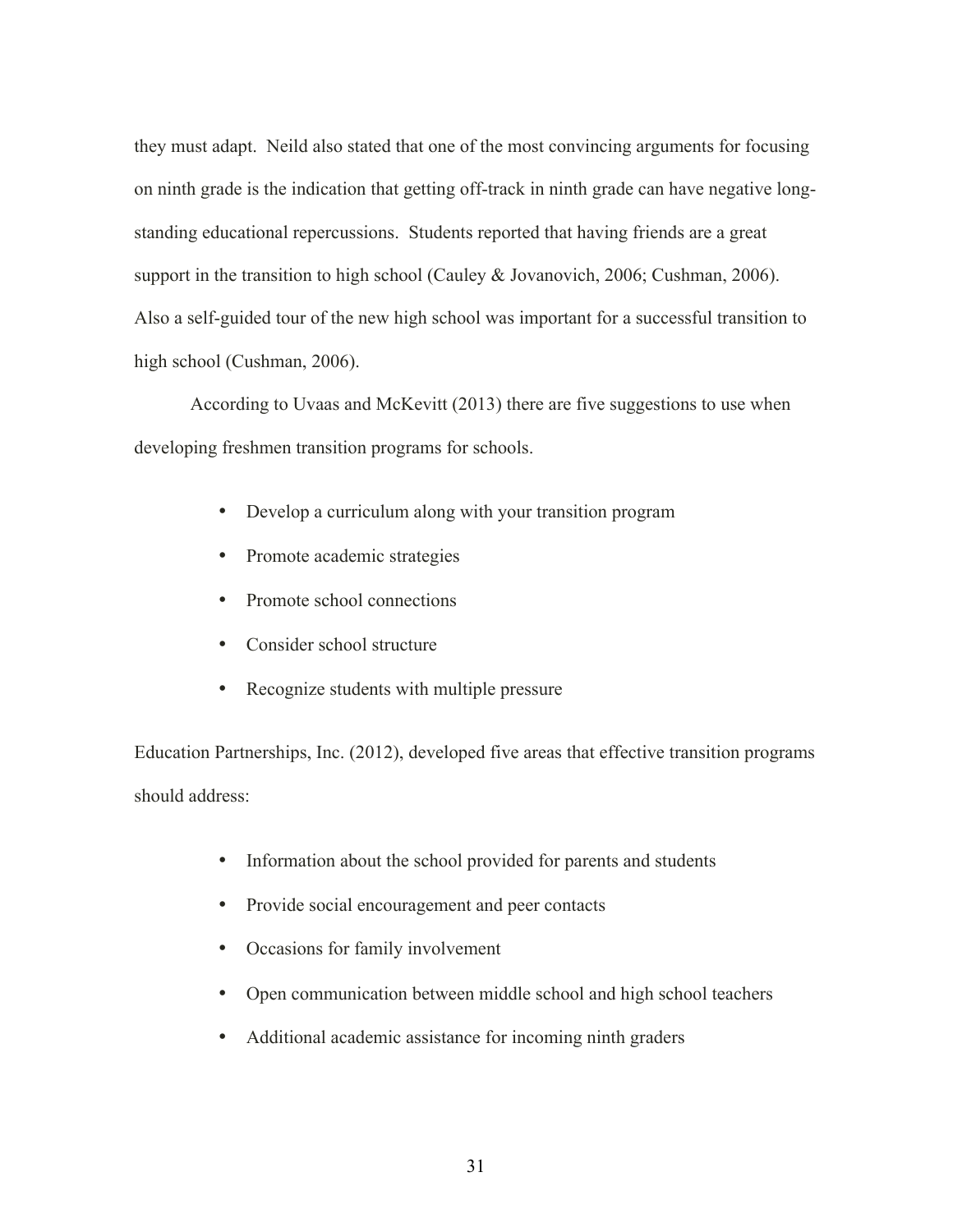they must adapt. Neild also stated that one of the most convincing arguments for focusing on ninth grade is the indication that getting off-track in ninth grade can have negative long-standing educational repercussions. Students reported that having friends are a great support in the transition to high school (Cauley & Jovanovich, 2006; Cushman, 2006). Also a self-guided tour of the new high school was important for a successful transition to high school (Cushman, 2006).

According to Uvaas and McKevitt (2013) there are five suggestions to use when developing freshmen transition programs for schools.

- Develop a curriculum along with your transition program
- Promote academic strategies
- Promote school connections
- Consider school structure
- Recognize students with multiple pressure

Education Partnerships, Inc. (2012), developed five areas that effective transition programs should address:

- Information about the school provided for parents and students
- Provide social encouragement and peer contacts
- Occasions for family involvement
- Open communication between middle school and high school teachers
- Additional academic assistance for incoming ninth graders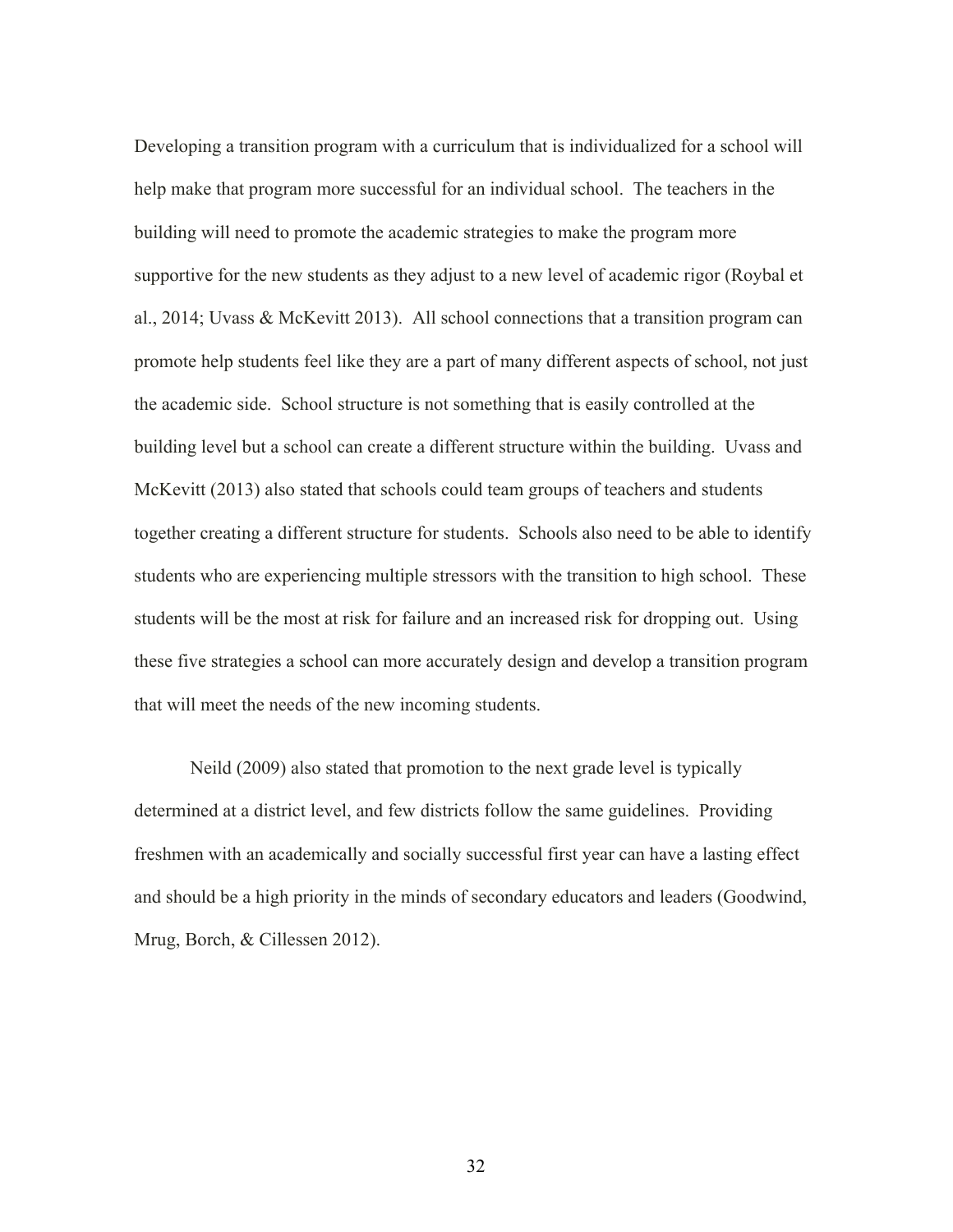Developing a transition program with a curriculum that is individualized for a school will help make that program more successful for an individual school. The teachers in the building will need to promote the academic strategies to make the program more supportive for the new students as they adjust to a new level of academic rigor (Roybal et al., 2014; Uvass & McKevitt 2013). All school connections that a transition program can promote help students feel like they are a part of many different aspects of school, not just the academic side. School structure is not something that is easily controlled at the building level but a school can create a different structure within the building. Uvass and McKevitt (2013) also stated that schools could team groups of teachers and students together creating a different structure for students. Schools also need to be able to identify students who are experiencing multiple stressors with the transition to high school. These students will be the most at risk for failure and an increased risk for dropping out. Using these five strategies a school can more accurately design and develop a transition program that will meet the needs of the new incoming students.

Neild (2009) also stated that promotion to the next grade level is typically determined at a district level, and few districts follow the same guidelines. Providing freshmen with an academically and socially successful first year can have a lasting effect and should be a high priority in the minds of secondary educators and leaders (Goodwind, Mrug, Borch, & Cillessen 2012).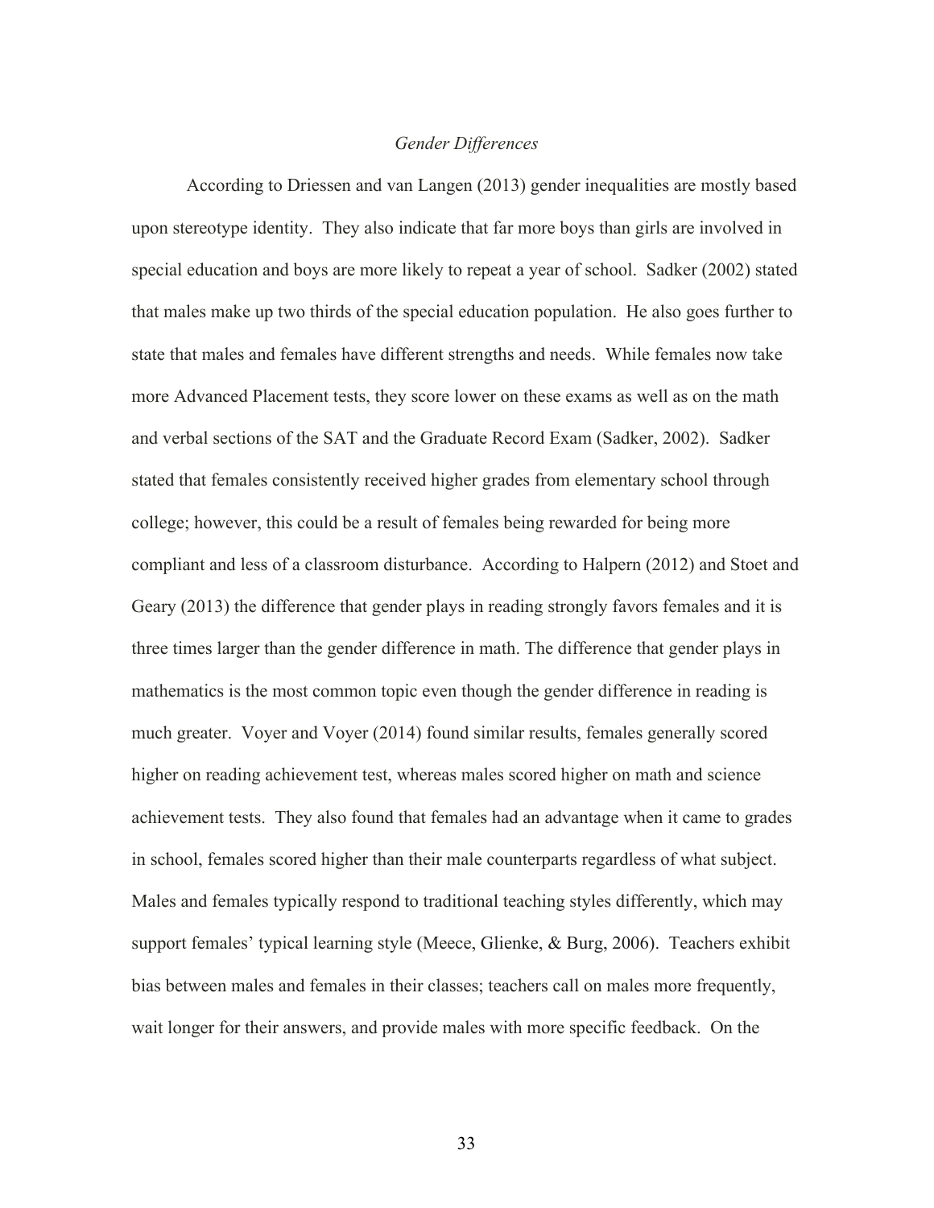### *Gender Differences*

According to Driessen and van Langen (2013) gender inequalities are mostly based upon stereotype identity. They also indicate that far more boys than girls are involved in special education and boys are more likely to repeat a year of school. Sadker (2002) stated that males make up two thirds of the special education population. He also goes further to state that males and females have different strengths and needs. While females now take more Advanced Placement tests, they score lower on these exams as well as on the math and verbal sections of the SAT and the Graduate Record Exam (Sadker, 2002). Sadker stated that females consistently received higher grades from elementary school through college; however, this could be a result of females being rewarded for being more compliant and less of a classroom disturbance. According to Halpern (2012) and Stoet and Geary (2013) the difference that gender plays in reading strongly favors females and it is three times larger than the gender difference in math. The difference that gender plays in mathematics is the most common topic even though the gender difference in reading is much greater. Voyer and Voyer (2014) found similar results, females generally scored higher on reading achievement test, whereas males scored higher on math and science achievement tests. They also found that females had an advantage when it came to grades in school, females scored higher than their male counterparts regardless of what subject. Males and females typically respond to traditional teaching styles differently, which may support females' typical learning style (Meece, Glienke, & Burg, 2006). Teachers exhibit bias between males and females in their classes; teachers call on males more frequently, wait longer for their answers, and provide males with more specific feedback. On the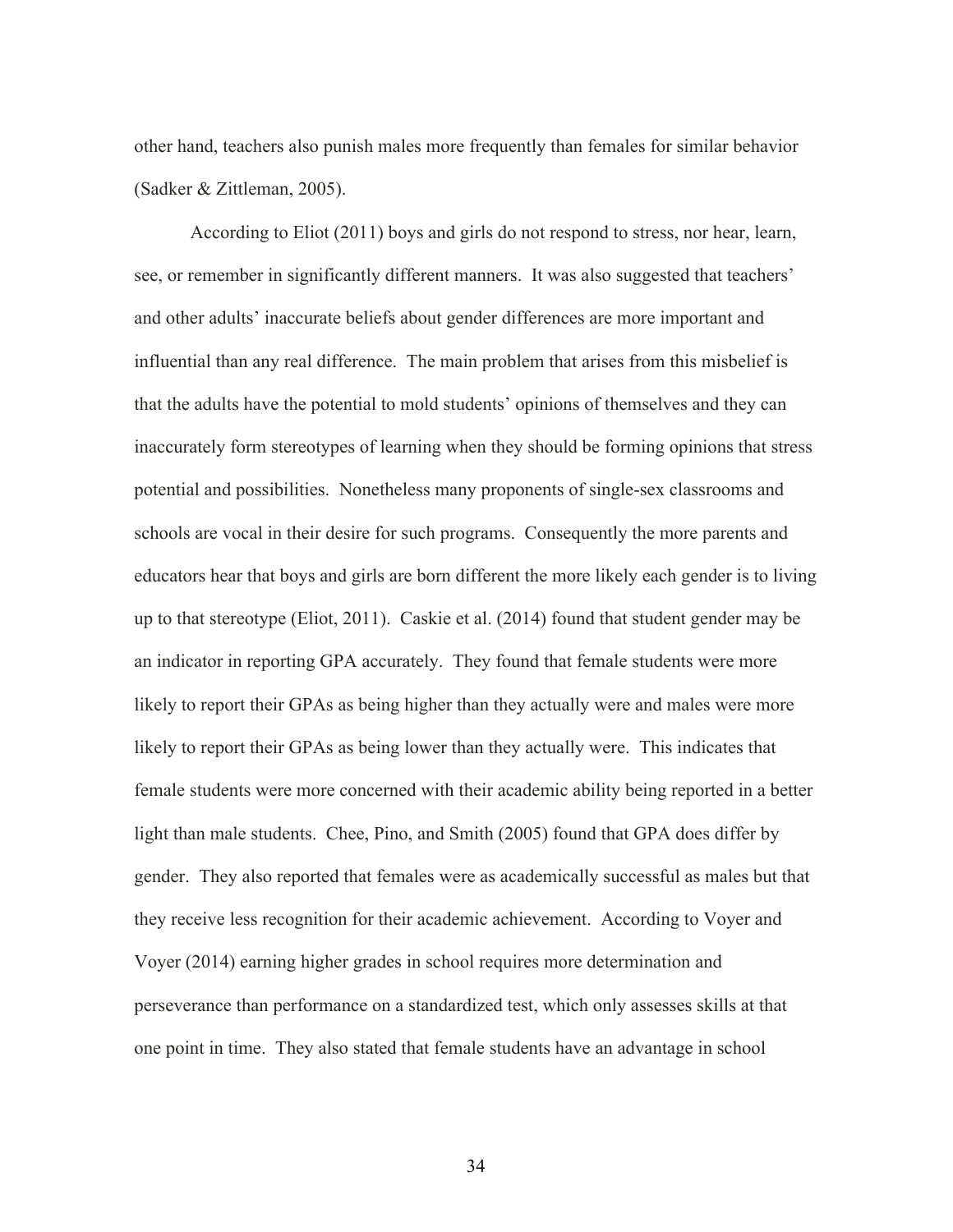other hand, teachers also punish males more frequently than females for similar behavior (Sadker & Zittleman, 2005).

According to Eliot (2011) boys and girls do not respond to stress, nor hear, learn, see, or remember in significantly different manners. It was also suggested that teachers' and other adults' inaccurate beliefs about gender differences are more important and influential than any real difference. The main problem that arises from this misbelief is that the adults have the potential to mold students' opinions of themselves and they can inaccurately form stereotypes of learning when they should be forming opinions that stress potential and possibilities. Nonetheless many proponents of single-sex classrooms and schools are vocal in their desire for such programs. Consequently the more parents and educators hear that boys and girls are born different the more likely each gender is to living up to that stereotype (Eliot, 2011). Caskie et al. (2014) found that student gender may be an indicator in reporting GPA accurately. They found that female students were more likely to report their GPAs as being higher than they actually were and males were more likely to report their GPAs as being lower than they actually were. This indicates that female students were more concerned with their academic ability being reported in a better light than male students. Chee, Pino, and Smith (2005) found that GPA does differ by gender. They also reported that females were as academically successful as males but that they receive less recognition for their academic achievement. According to Voyer and Voyer (2014) earning higher grades in school requires more determination and perseverance than performance on a standardized test, which only assesses skills at that one point in time. They also stated that female students have an advantage in school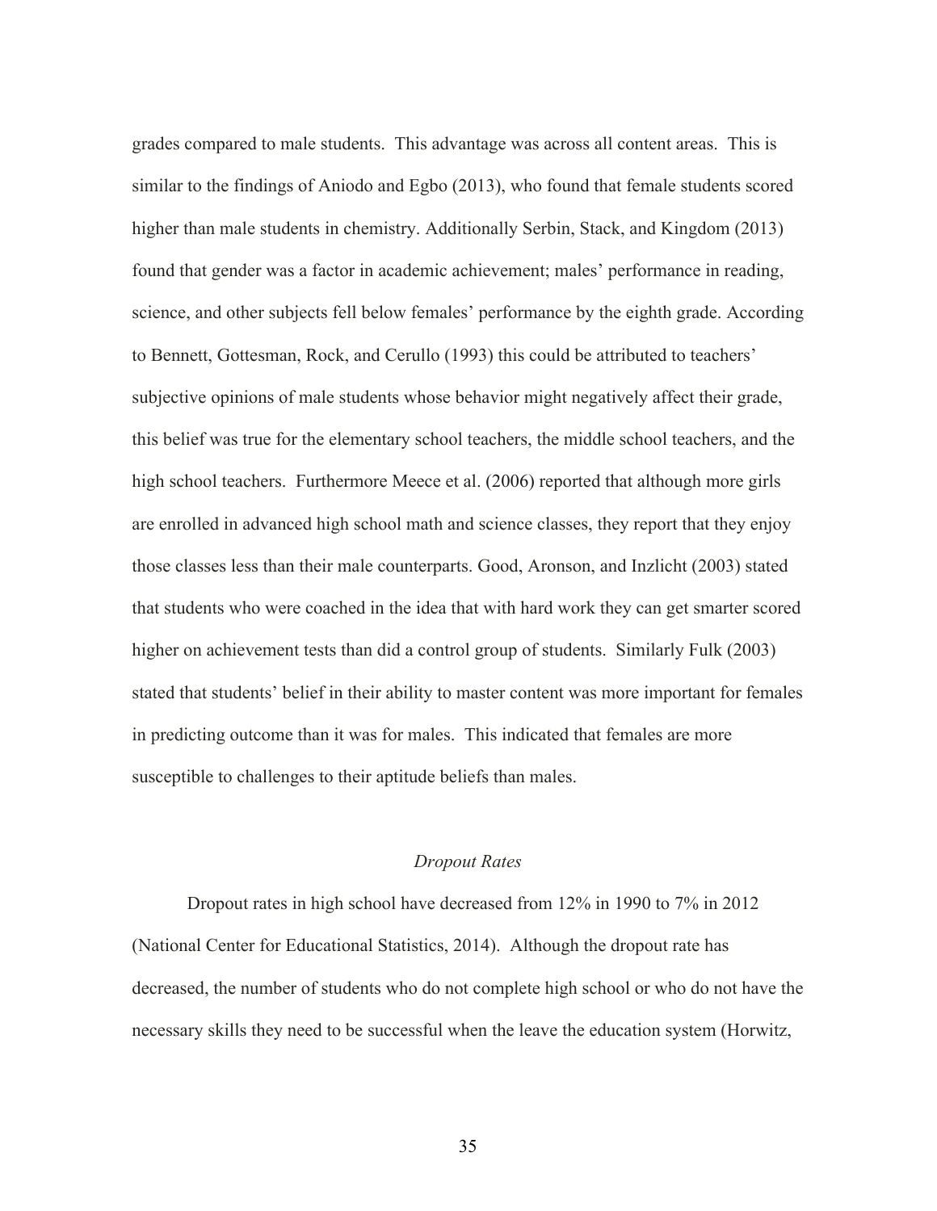grades compared to male students. This advantage was across all content areas. This is similar to the findings of Aniodo and Egbo (2013), who found that female students scored higher than male students in chemistry. Additionally Serbin, Stack, and Kingdom (2013) found that gender was a factor in academic achievement; males' performance in reading, science, and other subjects fell below females' performance by the eighth grade. According to Bennett, Gottesman, Rock, and Cerullo (1993) this could be attributed to teachers' subjective opinions of male students whose behavior might negatively affect their grade, this belief was true for the elementary school teachers, the middle school teachers, and the high school teachers. Furthermore Meece et al. (2006) reported that although more girls are enrolled in advanced high school math and science classes, they report that they enjoy those classes less than their male counterparts. Good, Aronson, and Inzlicht (2003) stated that students who were coached in the idea that with hard work they can get smarter scored higher on achievement tests than did a control group of students. Similarly Fulk (2003) stated that students' belief in their ability to master content was more important for females in predicting outcome than it was for males. This indicated that females are more susceptible to challenges to their aptitude beliefs than males.

### *Dropout Rates*

Dropout rates in high school have decreased from 12% in 1990 to 7% in 2012 (National Center for Educational Statistics, 2014). Although the dropout rate has decreased, the number of students who do not complete high school or who do not have the necessary skills they need to be successful when the leave the education system (Horwitz,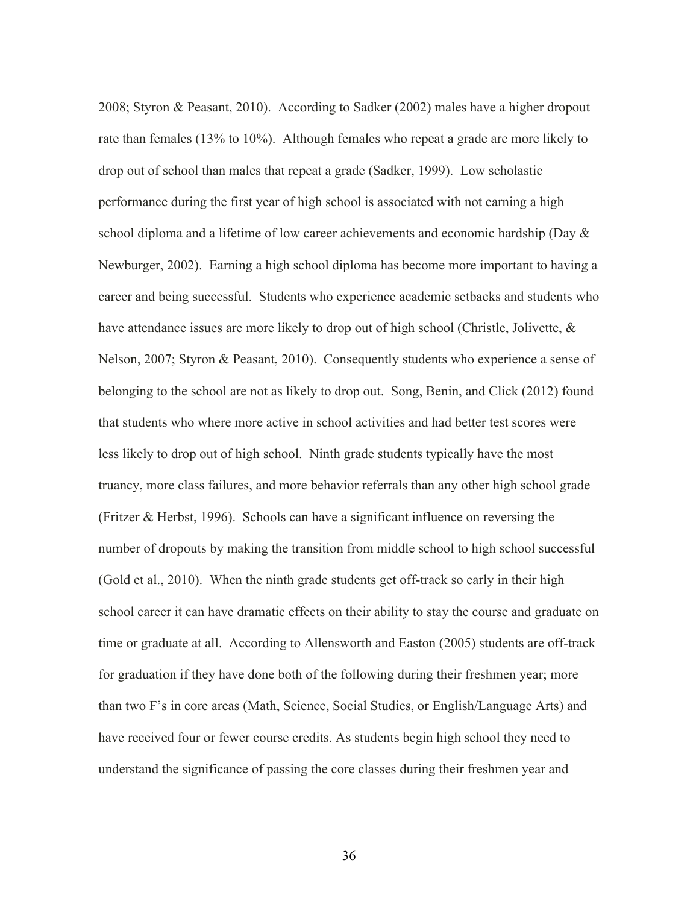2008; Styron & Peasant, 2010). According to Sadker (2002) males have a higher dropout rate than females (13% to 10%). Although females who repeat a grade are more likely to drop out of school than males that repeat a grade (Sadker, 1999). Low scholastic performance during the first year of high school is associated with not earning a high school diploma and a lifetime of low career achievements and economic hardship (Day & Newburger, 2002). Earning a high school diploma has become more important to having a career and being successful. Students who experience academic setbacks and students who have attendance issues are more likely to drop out of high school (Christle, Jolivette, & Nelson, 2007; Styron & Peasant, 2010). Consequently students who experience a sense of belonging to the school are not as likely to drop out. Song, Benin, and Click (2012) found that students who where more active in school activities and had better test scores were less likely to drop out of high school. Ninth grade students typically have the most truancy, more class failures, and more behavior referrals than any other high school grade (Fritzer & Herbst, 1996). Schools can have a significant influence on reversing the number of dropouts by making the transition from middle school to high school successful (Gold et al., 2010). When the ninth grade students get off-track so early in their high school career it can have dramatic effects on their ability to stay the course and graduate on time or graduate at all. According to Allensworth and Easton (2005) students are off-track for graduation if they have done both of the following during their freshmen year; more than two F's in core areas (Math, Science, Social Studies, or English/Language Arts) and have received four or fewer course credits. As students begin high school they need to understand the significance of passing the core classes during their freshmen year and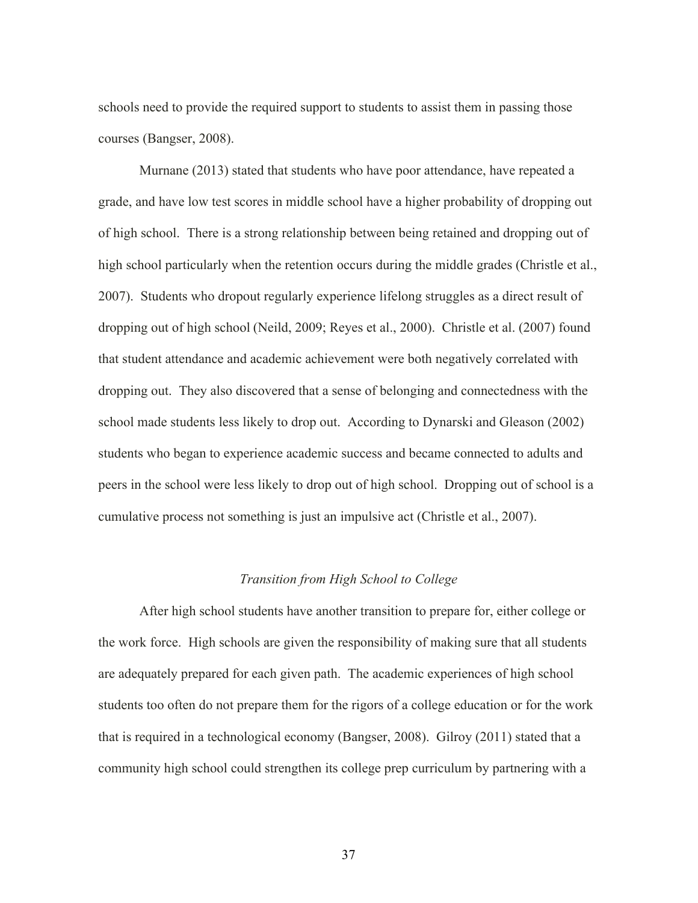schools need to provide the required support to students to assist them in passing those courses (Bangser, 2008).

Murnane (2013) stated that students who have poor attendance, have repeated a grade, and have low test scores in middle school have a higher probability of dropping out of high school. There is a strong relationship between being retained and dropping out of high school particularly when the retention occurs during the middle grades (Christle et al., 2007). Students who dropout regularly experience lifelong struggles as a direct result of dropping out of high school (Neild, 2009; Reyes et al., 2000). Christle et al. (2007) found that student attendance and academic achievement were both negatively correlated with dropping out. They also discovered that a sense of belonging and connectedness with the school made students less likely to drop out. According to Dynarski and Gleason (2002) students who began to experience academic success and became connected to adults and peers in the school were less likely to drop out of high school. Dropping out of school is a cumulative process not something is just an impulsive act (Christle et al., 2007).

### *Transition from High School to College*

After high school students have another transition to prepare for, either college or the work force. High schools are given the responsibility of making sure that all students are adequately prepared for each given path. The academic experiences of high school students too often do not prepare them for the rigors of a college education or for the work that is required in a technological economy (Bangser, 2008). Gilroy (2011) stated that a community high school could strengthen its college prep curriculum by partnering with a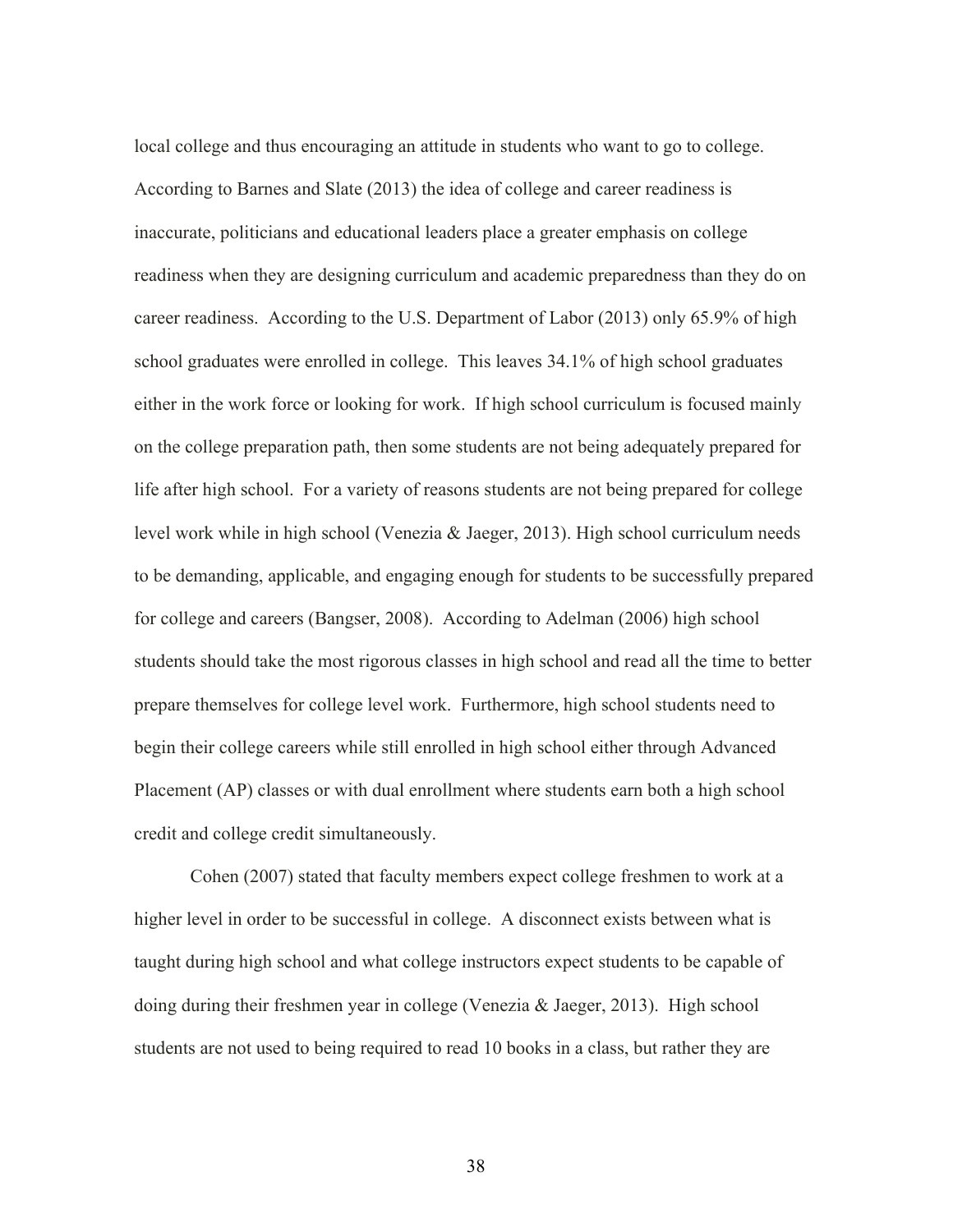local college and thus encouraging an attitude in students who want to go to college. According to Barnes and Slate (2013) the idea of college and career readiness is inaccurate, politicians and educational leaders place a greater emphasis on college readiness when they are designing curriculum and academic preparedness than they do on career readiness. According to the U.S. Department of Labor (2013) only 65.9% of high school graduates were enrolled in college. This leaves 34.1% of high school graduates either in the work force or looking for work. If high school curriculum is focused mainly on the college preparation path, then some students are not being adequately prepared for life after high school. For a variety of reasons students are not being prepared for college level work while in high school (Venezia & Jaeger, 2013). High school curriculum needs to be demanding, applicable, and engaging enough for students to be successfully prepared for college and careers (Bangser, 2008). According to Adelman (2006) high school students should take the most rigorous classes in high school and read all the time to better prepare themselves for college level work. Furthermore, high school students need to begin their college careers while still enrolled in high school either through Advanced Placement (AP) classes or with dual enrollment where students earn both a high school credit and college credit simultaneously.

Cohen (2007) stated that faculty members expect college freshmen to work at a higher level in order to be successful in college. A disconnect exists between what is taught during high school and what college instructors expect students to be capable of doing during their freshmen year in college (Venezia & Jaeger, 2013). High school students are not used to being required to read 10 books in a class, but rather they are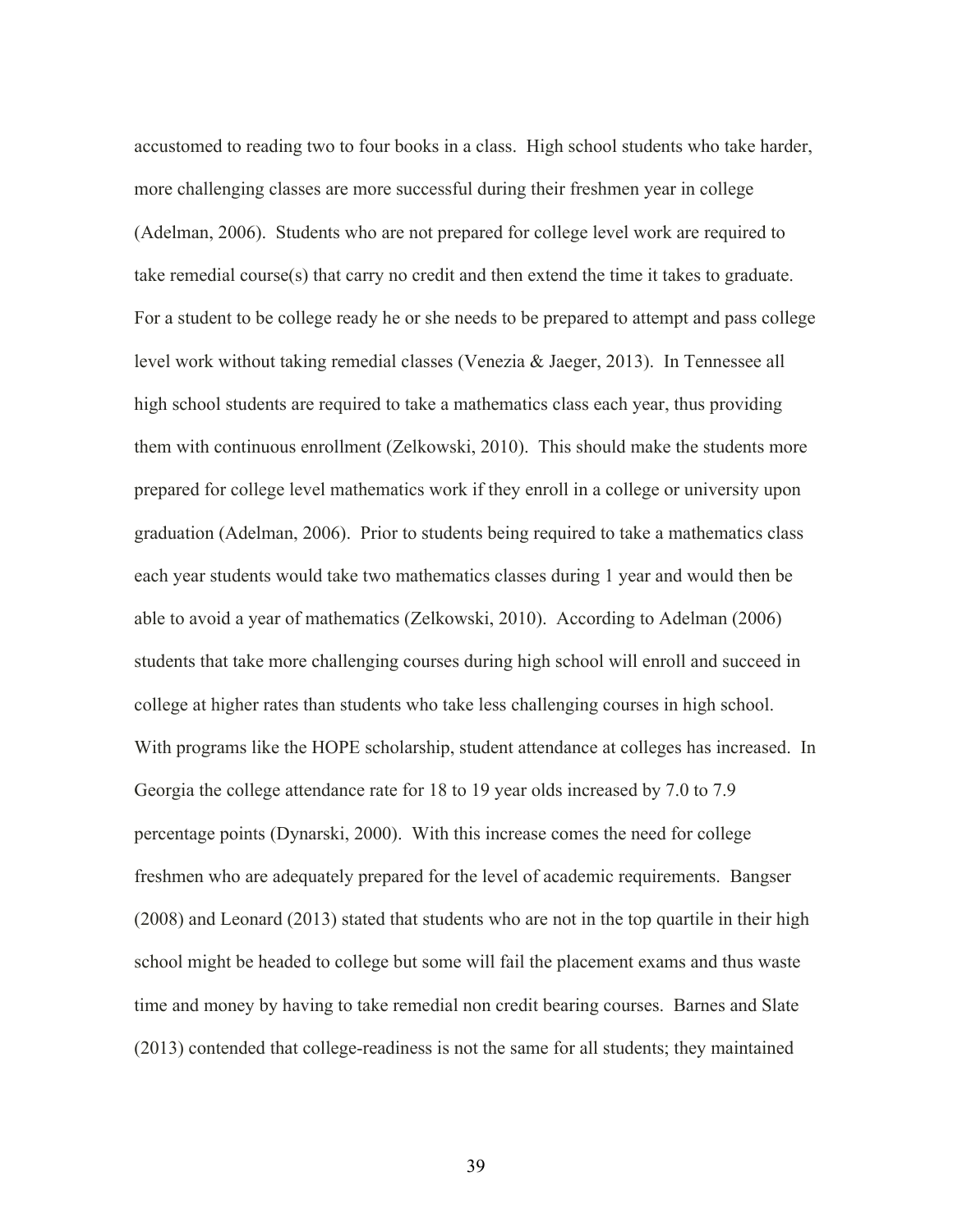accustomed to reading two to four books in a class. High school students who take harder, more challenging classes are more successful during their freshmen year in college (Adelman, 2006). Students who are not prepared for college level work are required to take remedial course(s) that carry no credit and then extend the time it takes to graduate. For a student to be college ready he or she needs to be prepared to attempt and pass college level work without taking remedial classes (Venezia & Jaeger, 2013). In Tennessee all high school students are required to take a mathematics class each year, thus providing them with continuous enrollment (Zelkowski, 2010). This should make the students more prepared for college level mathematics work if they enroll in a college or university upon graduation (Adelman, 2006). Prior to students being required to take a mathematics class each year students would take two mathematics classes during 1 year and would then be able to avoid a year of mathematics (Zelkowski, 2010). According to Adelman (2006) students that take more challenging courses during high school will enroll and succeed in college at higher rates than students who take less challenging courses in high school. With programs like the HOPE scholarship, student attendance at colleges has increased. In Georgia the college attendance rate for 18 to 19 year olds increased by 7.0 to 7.9 percentage points (Dynarski, 2000). With this increase comes the need for college freshmen who are adequately prepared for the level of academic requirements. Bangser (2008) and Leonard (2013) stated that students who are not in the top quartile in their high school might be headed to college but some will fail the placement exams and thus waste time and money by having to take remedial non credit bearing courses. Barnes and Slate (2013) contended that college-readiness is not the same for all students; they maintained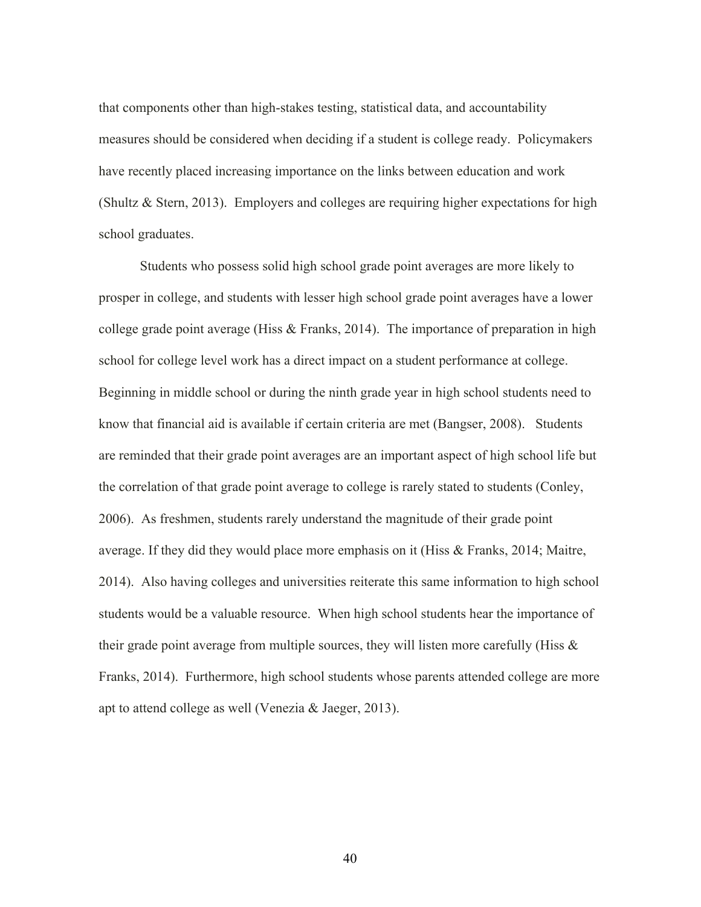that components other than high-stakes testing, statistical data, and accountability measures should be considered when deciding if a student is college ready. Policymakers have recently placed increasing importance on the links between education and work (Shultz & Stern, 2013). Employers and colleges are requiring higher expectations for high school graduates.

Students who possess solid high school grade point averages are more likely to prosper in college, and students with lesser high school grade point averages have a lower college grade point average (Hiss & Franks, 2014). The importance of preparation in high school for college level work has a direct impact on a student performance at college. Beginning in middle school or during the ninth grade year in high school students need to know that financial aid is available if certain criteria are met (Bangser, 2008). Students are reminded that their grade point averages are an important aspect of high school life but the correlation of that grade point average to college is rarely stated to students (Conley, 2006). As freshmen, students rarely understand the magnitude of their grade point average. If they did they would place more emphasis on it (Hiss & Franks, 2014; Maitre, 2014). Also having colleges and universities reiterate this same information to high school students would be a valuable resource. When high school students hear the importance of their grade point average from multiple sources, they will listen more carefully (Hiss & Franks, 2014). Furthermore, high school students whose parents attended college are more apt to attend college as well (Venezia & Jaeger, 2013).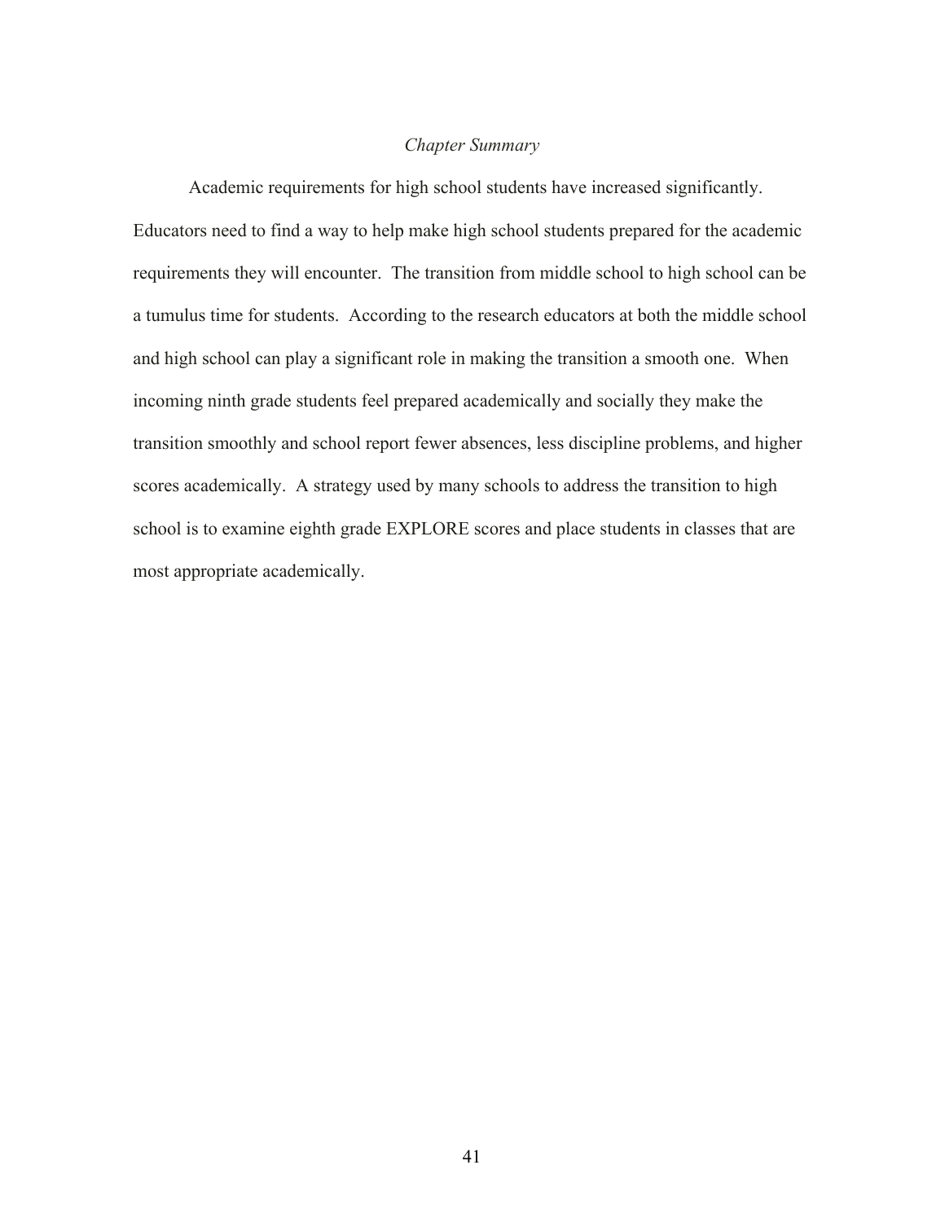*Chapter Summary*

Academic requirements for high school students have increased significantly. Educators need to find a way to help make high school students prepared for the academic requirements they will encounter. The transition from middle school to high school can be a tumulus time for students. According to the research educators at both the middle school and high school can play a significant role in making the transition a smooth one. When incoming ninth grade students feel prepared academically and socially they make the transition smoothly and school report fewer absences, less discipline problems, and higher scores academically. A strategy used by many schools to address the transition to high school is to examine eighth grade EXPLORE scores and place students in classes that are most appropriate academically.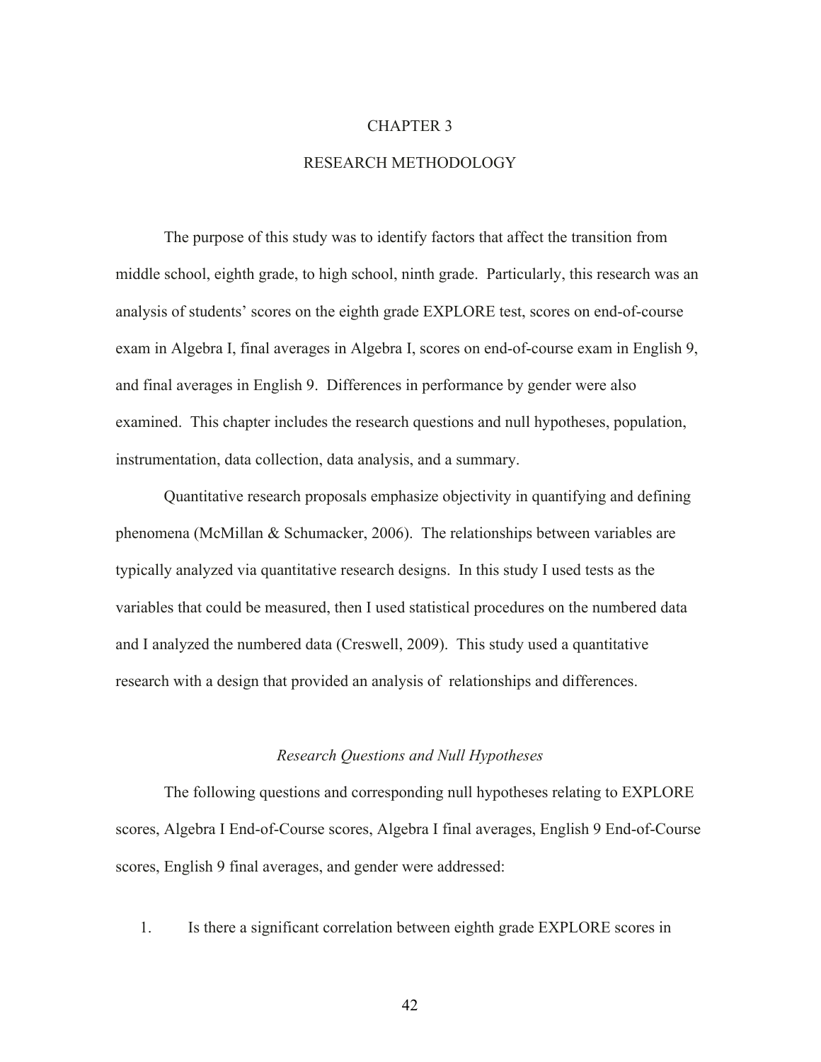# CHAPTER 3

# RESEARCH METHODOLOGY

The purpose of this study was to identify factors that affect the transition from middle school, eighth grade, to high school, ninth grade. Particularly, this research was an analysis of students' scores on the eighth grade EXPLORE test, scores on end-of-course exam in Algebra I, final averages in Algebra I, scores on end-of-course exam in English 9, and final averages in English 9. Differences in performance by gender were also examined. This chapter includes the research questions and null hypotheses, population, instrumentation, data collection, data analysis, and a summary.

Quantitative research proposals emphasize objectivity in quantifying and defining phenomena (McMillan & Schumacker, 2006). The relationships between variables are typically analyzed via quantitative research designs. In this study I used tests as the variables that could be measured, then I used statistical procedures on the numbered data and I analyzed the numbered data (Creswell, 2009). This study used a quantitative research with a design that provided an analysis of relationships and differences.

## *Research Questions and Null Hypotheses*

The following questions and corresponding null hypotheses relating to EXPLORE scores, Algebra I End-of-Course scores, Algebra I final averages, English 9 End-of-Course scores, English 9 final averages, and gender were addressed:

1. Is there a significant correlation between eighth grade EXPLORE scores in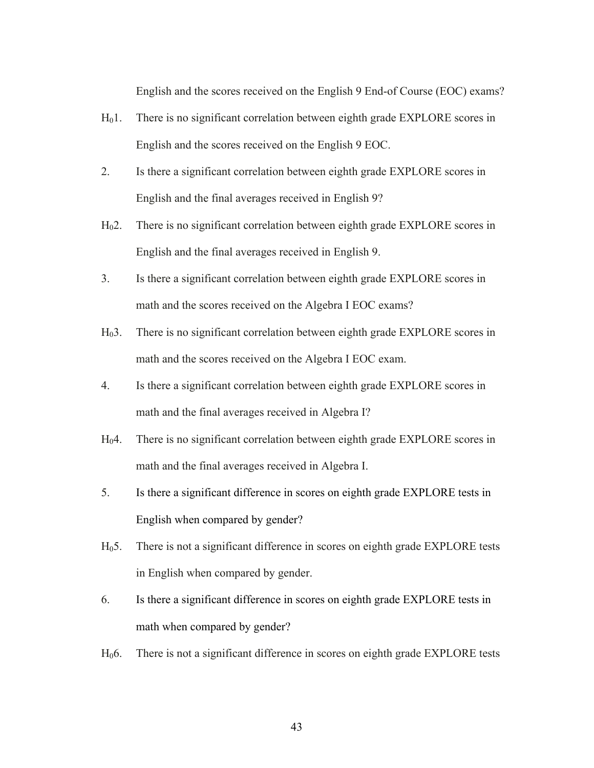English and the scores received on the English 9 End-of Course (EOC) exams?

$H_0$1. There is no significant correlation between eighth grade EXPLORE scores in English and the scores received on the English 9 EOC.

2. Is there a significant correlation between eighth grade EXPLORE scores in English and the final averages received in English 9?

$H_0$2. There is no significant correlation between eighth grade EXPLORE scores in English and the final averages received in English 9.

3. Is there a significant correlation between eighth grade EXPLORE scores in math and the scores received on the Algebra I EOC exams?

$H_0$3. There is no significant correlation between eighth grade EXPLORE scores in math and the scores received on the Algebra I EOC exam.

4. Is there a significant correlation between eighth grade EXPLORE scores in math and the final averages received in Algebra I?

$H_0$4. There is no significant correlation between eighth grade EXPLORE scores in math and the final averages received in Algebra I.

5. Is there a significant difference in scores on eighth grade EXPLORE tests in English when compared by gender?

$H_0$5. There is not a significant difference in scores on eighth grade EXPLORE tests in English when compared by gender.

6. Is there a significant difference in scores on eighth grade EXPLORE tests in math when compared by gender?

$H_0$6. There is not a significant difference in scores on eighth grade EXPLORE tests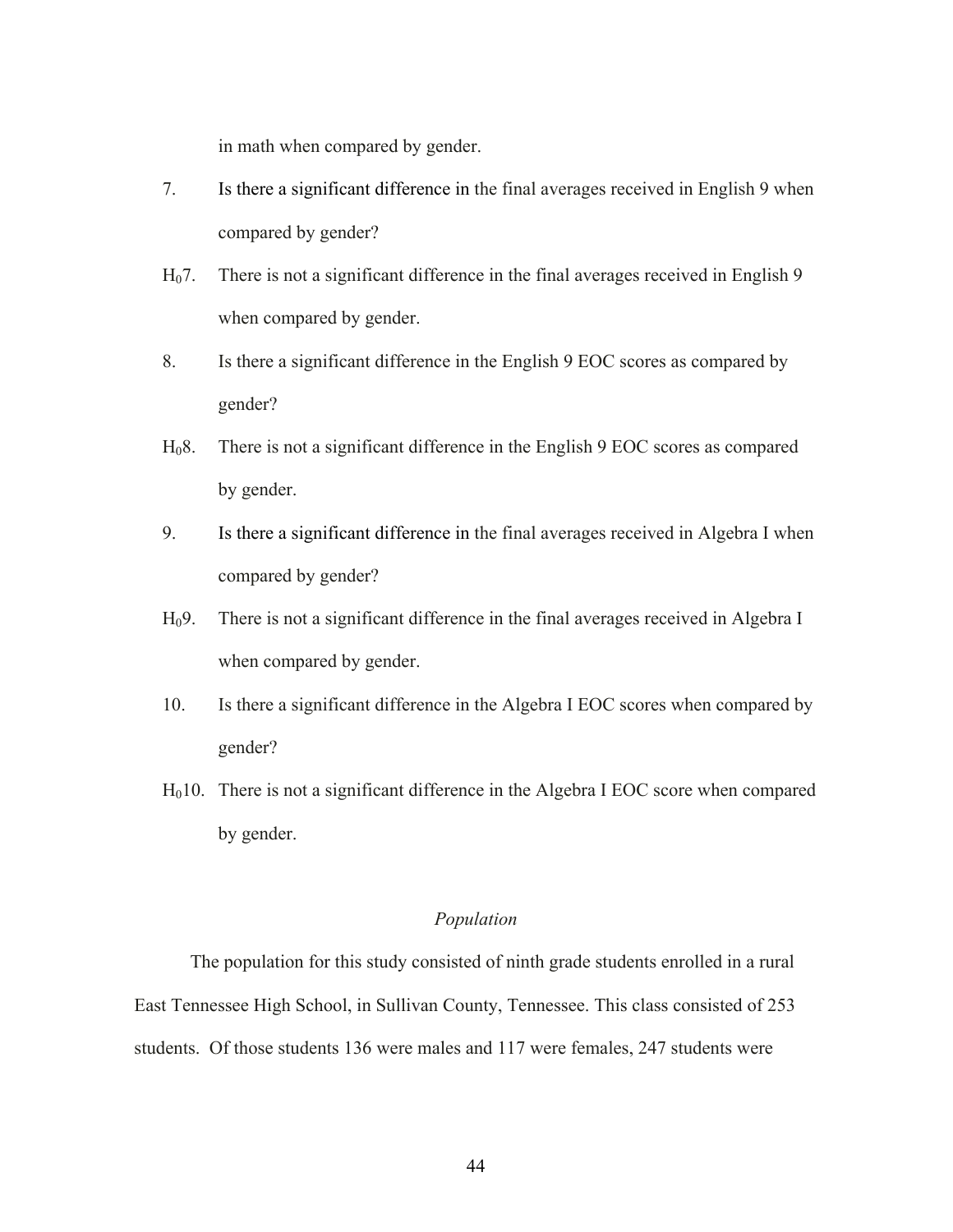in math when compared by gender.

7. Is there a significant difference in the final averages received in English 9 when compared by gender?

$H_0$7. There is not a significant difference in the final averages received in English 9 when compared by gender.

8. Is there a significant difference in the English 9 EOC scores as compared by gender?

$H_0$8. There is not a significant difference in the English 9 EOC scores as compared by gender.

9. Is there a significant difference in the final averages received in Algebra I when compared by gender?

$H_0$9. There is not a significant difference in the final averages received in Algebra I when compared by gender.

10. Is there a significant difference in the Algebra I EOC scores when compared by gender?

$H_0$10. There is not a significant difference in the Algebra I EOC score when compared by gender.

### *Population*

The population for this study consisted of ninth grade students enrolled in a rural East Tennessee High School, in Sullivan County, Tennessee. This class consisted of 253 students. Of those students 136 were males and 117 were females, 247 students were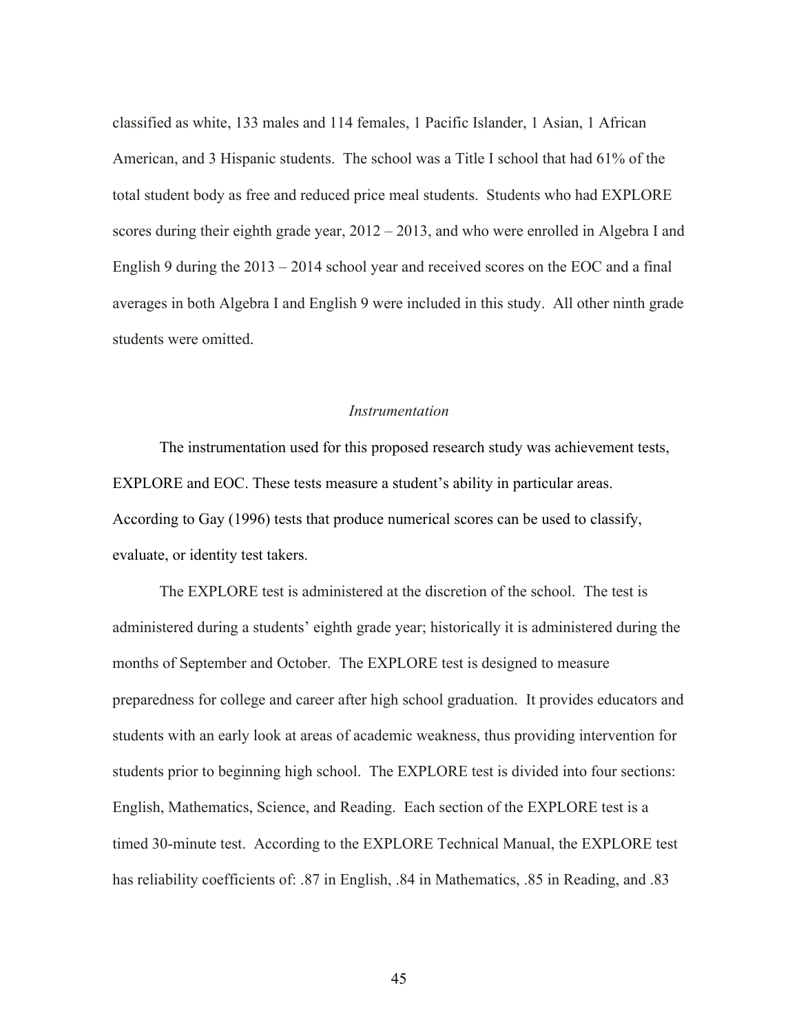classified as white, 133 males and 114 females, 1 Pacific Islander, 1 Asian, 1 African American, and 3 Hispanic students. The school was a Title I school that had 61% of the total student body as free and reduced price meal students. Students who had EXPLORE scores during their eighth grade year, 2012 – 2013, and who were enrolled in Algebra I and English 9 during the 2013 – 2014 school year and received scores on the EOC and a final averages in both Algebra I and English 9 were included in this study. All other ninth grade students were omitted.

### *Instrumentation*

The instrumentation used for this proposed research study was achievement tests, EXPLORE and EOC. These tests measure a student's ability in particular areas. According to Gay (1996) tests that produce numerical scores can be used to classify, evaluate, or identity test takers.

The EXPLORE test is administered at the discretion of the school. The test is administered during a students' eighth grade year; historically it is administered during the months of September and October. The EXPLORE test is designed to measure preparedness for college and career after high school graduation. It provides educators and students with an early look at areas of academic weakness, thus providing intervention for students prior to beginning high school. The EXPLORE test is divided into four sections: English, Mathematics, Science, and Reading. Each section of the EXPLORE test is a timed 30-minute test. According to the EXPLORE Technical Manual, the EXPLORE test has reliability coefficients of: .87 in English, .84 in Mathematics, .85 in Reading, and .83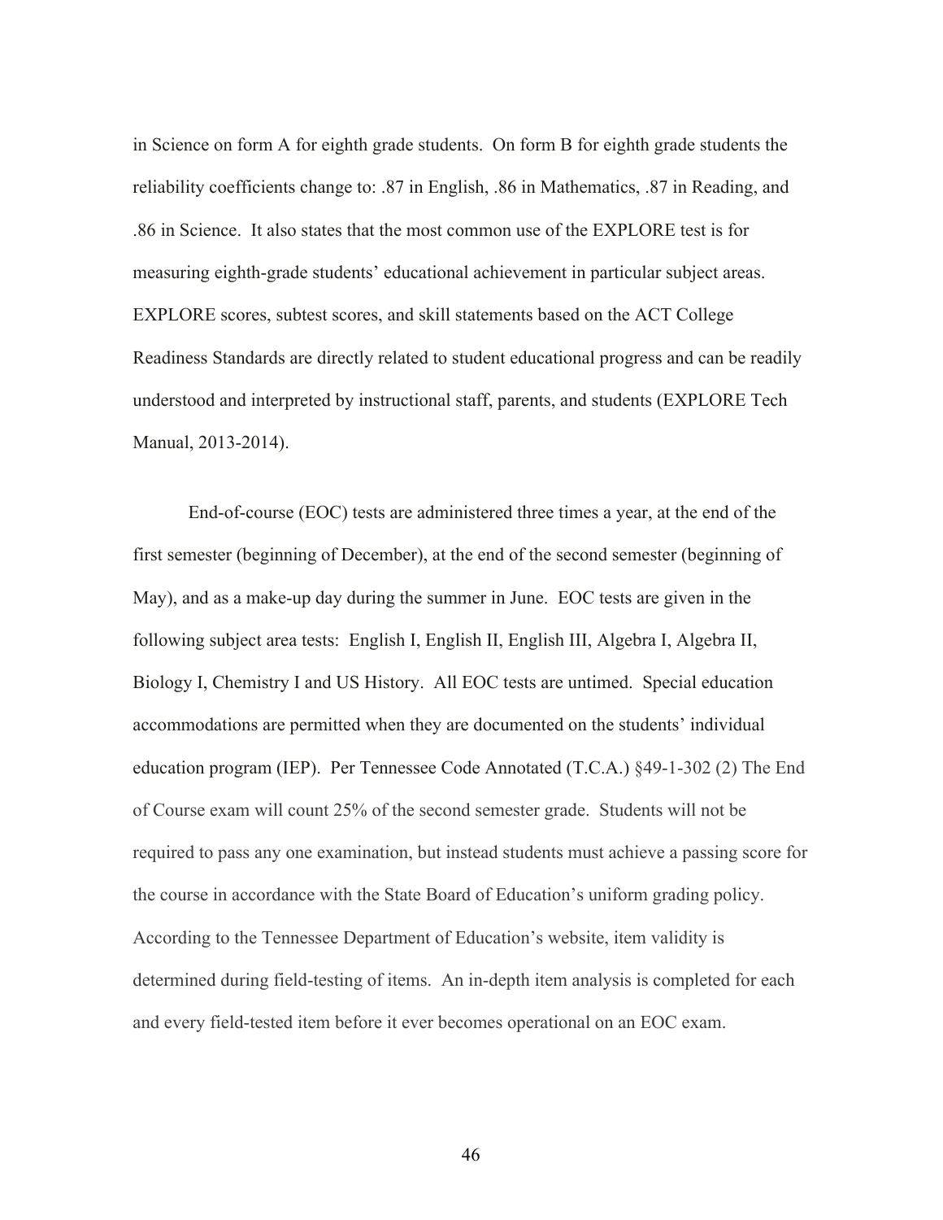in Science on form A for eighth grade students. On form B for eighth grade students the reliability coefficients change to: .87 in English, .86 in Mathematics, .87 in Reading, and .86 in Science. It also states that the most common use of the EXPLORE test is for measuring eighth-grade students' educational achievement in particular subject areas. EXPLORE scores, subtest scores, and skill statements based on the ACT College Readiness Standards are directly related to student educational progress and can be readily understood and interpreted by instructional staff, parents, and students (EXPLORE Tech Manual, 2013-2014).

End-of-course (EOC) tests are administered three times a year, at the end of the first semester (beginning of December), at the end of the second semester (beginning of May), and as a make-up day during the summer in June. EOC tests are given in the following subject area tests: English I, English II, English III, Algebra I, Algebra II, Biology I, Chemistry I and US History. All EOC tests are untimed. Special education accommodations are permitted when they are documented on the students' individual education program (IEP). Per Tennessee Code Annotated (T.C.A.) §49-1-302 (2) The End of Course exam will count 25% of the second semester grade. Students will not be required to pass any one examination, but instead students must achieve a passing score for the course in accordance with the State Board of Education's uniform grading policy. According to the Tennessee Department of Education's website, item validity is determined during field-testing of items. An in-depth item analysis is completed for each and every field-tested item before it ever becomes operational on an EOC exam.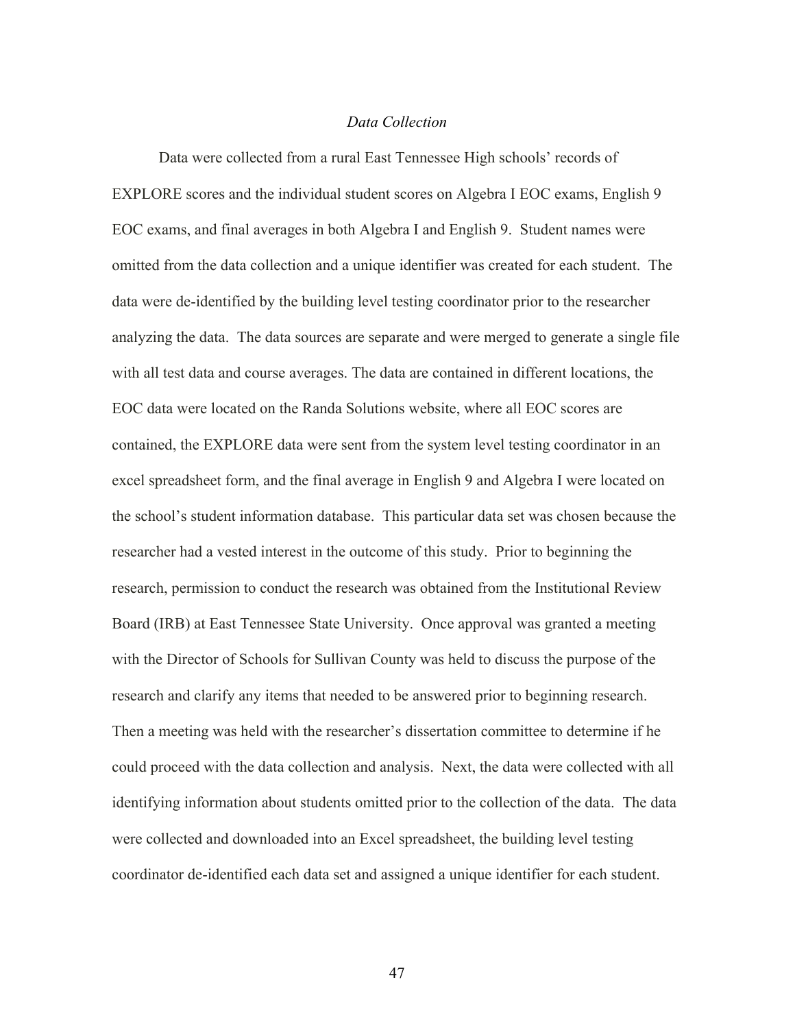### *Data Collection*

Data were collected from a rural East Tennessee High schools' records of EXPLORE scores and the individual student scores on Algebra I EOC exams, English 9 EOC exams, and final averages in both Algebra I and English 9. Student names were omitted from the data collection and a unique identifier was created for each student. The data were de-identified by the building level testing coordinator prior to the researcher analyzing the data. The data sources are separate and were merged to generate a single file with all test data and course averages. The data are contained in different locations, the EOC data were located on the Randa Solutions website, where all EOC scores are contained, the EXPLORE data were sent from the system level testing coordinator in an excel spreadsheet form, and the final average in English 9 and Algebra I were located on the school's student information database. This particular data set was chosen because the researcher had a vested interest in the outcome of this study. Prior to beginning the research, permission to conduct the research was obtained from the Institutional Review Board (IRB) at East Tennessee State University. Once approval was granted a meeting with the Director of Schools for Sullivan County was held to discuss the purpose of the research and clarify any items that needed to be answered prior to beginning research. Then a meeting was held with the researcher's dissertation committee to determine if he could proceed with the data collection and analysis. Next, the data were collected with all identifying information about students omitted prior to the collection of the data. The data were collected and downloaded into an Excel spreadsheet, the building level testing coordinator de-identified each data set and assigned a unique identifier for each student.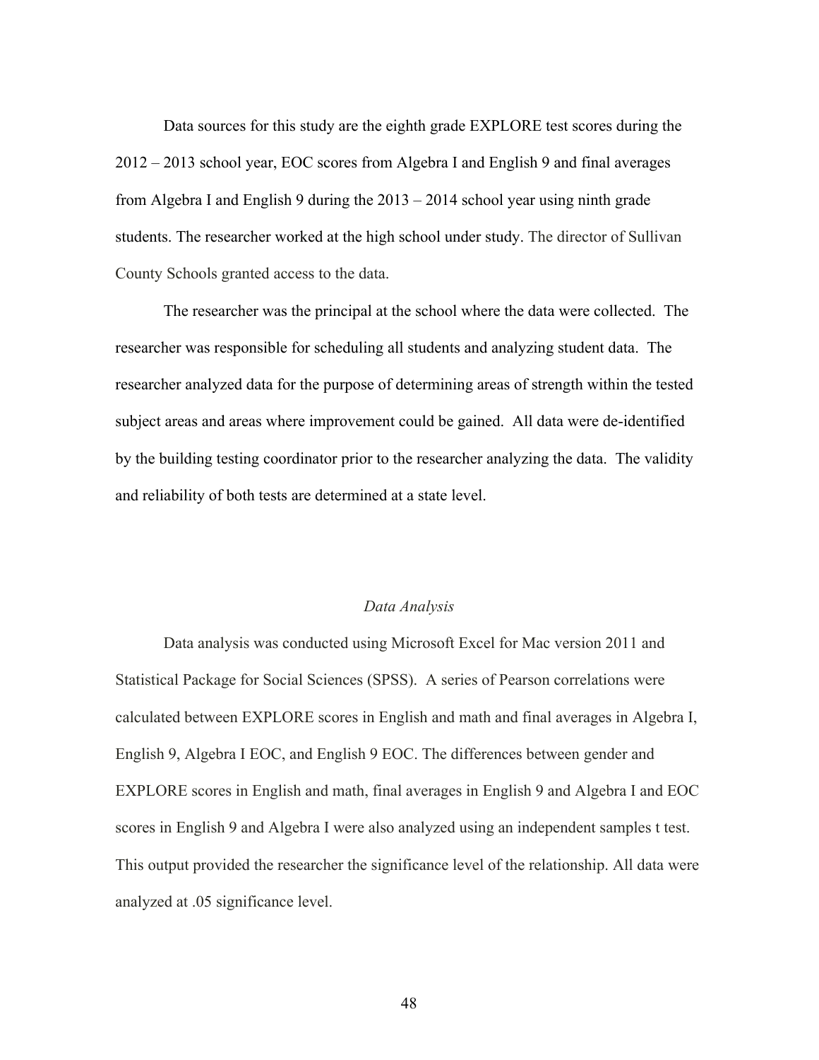Data sources for this study are the eighth grade EXPLORE test scores during the 2012 – 2013 school year, EOC scores from Algebra I and English 9 and final averages from Algebra I and English 9 during the 2013 – 2014 school year using ninth grade students. The researcher worked at the high school under study. The director of Sullivan County Schools granted access to the data.

The researcher was the principal at the school where the data were collected. The researcher was responsible for scheduling all students and analyzing student data. The researcher analyzed data for the purpose of determining areas of strength within the tested subject areas and areas where improvement could be gained. All data were de-identified by the building testing coordinator prior to the researcher analyzing the data. The validity and reliability of both tests are determined at a state level.

### *Data Analysis*

Data analysis was conducted using Microsoft Excel for Mac version 2011 and Statistical Package for Social Sciences (SPSS). A series of Pearson correlations were calculated between EXPLORE scores in English and math and final averages in Algebra I, English 9, Algebra I EOC, and English 9 EOC. The differences between gender and EXPLORE scores in English and math, final averages in English 9 and Algebra I and EOC scores in English 9 and Algebra I were also analyzed using an independent samples t test. This output provided the researcher the significance level of the relationship. All data were analyzed at .05 significance level.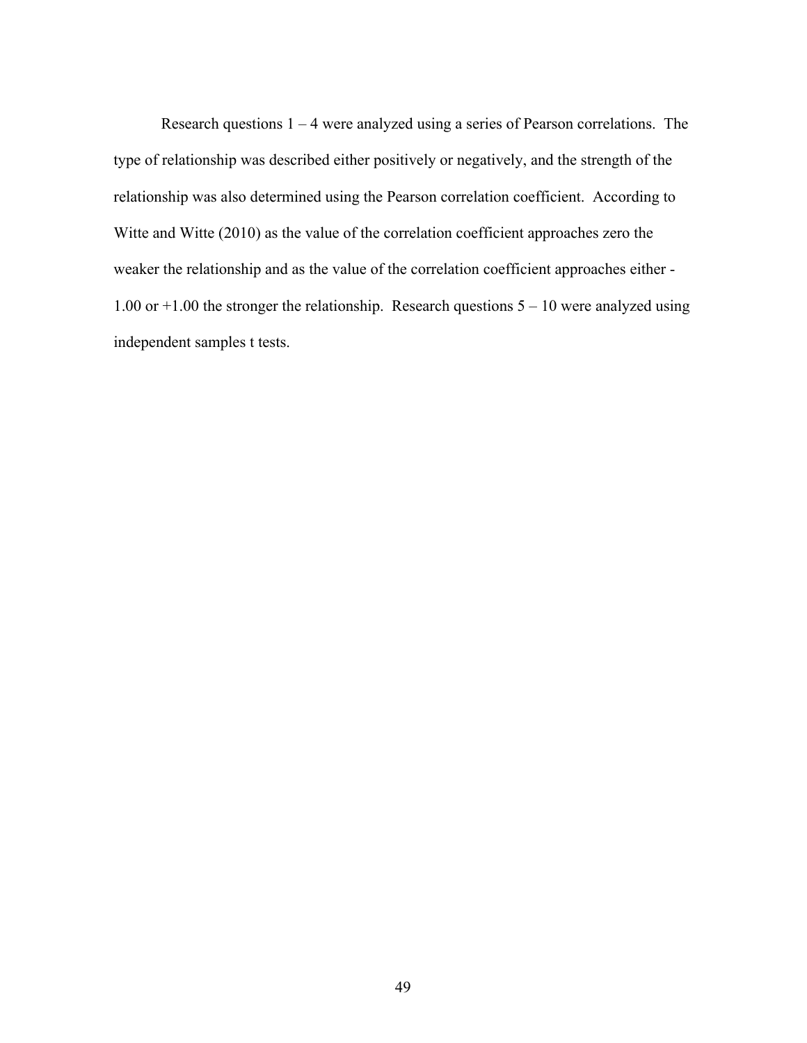Research questions 1 – 4 were analyzed using a series of Pearson correlations. The type of relationship was described either positively or negatively, and the strength of the relationship was also determined using the Pearson correlation coefficient. According to Witte and Witte (2010) as the value of the correlation coefficient approaches zero the weaker the relationship and as the value of the correlation coefficient approaches either -1.00 or +1.00 the stronger the relationship. Research questions 5 – 10 were analyzed using independent samples t tests.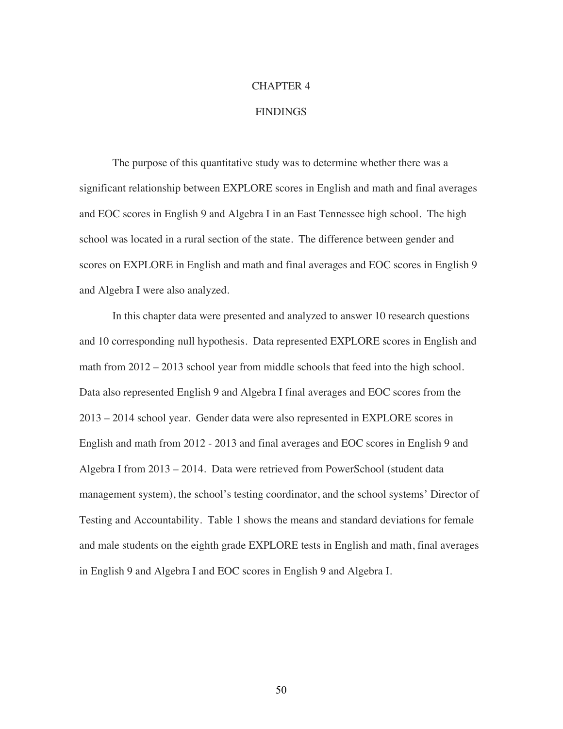# CHAPTER 4

# FINDINGS

The purpose of this quantitative study was to determine whether there was a significant relationship between EXPLORE scores in English and math and final averages and EOC scores in English 9 and Algebra I in an East Tennessee high school. The high school was located in a rural section of the state. The difference between gender and scores on EXPLORE in English and math and final averages and EOC scores in English 9 and Algebra I were also analyzed.

In this chapter data were presented and analyzed to answer 10 research questions and 10 corresponding null hypothesis. Data represented EXPLORE scores in English and math from 2012 – 2013 school year from middle schools that feed into the high school. Data also represented English 9 and Algebra I final averages and EOC scores from the 2013 – 2014 school year. Gender data were also represented in EXPLORE scores in English and math from 2012 - 2013 and final averages and EOC scores in English 9 and Algebra I from 2013 – 2014. Data were retrieved from PowerSchool (student data management system), the school's testing coordinator, and the school systems' Director of Testing and Accountability. Table 1 shows the means and standard deviations for female and male students on the eighth grade EXPLORE tests in English and math, final averages in English 9 and Algebra I and EOC scores in English 9 and Algebra I.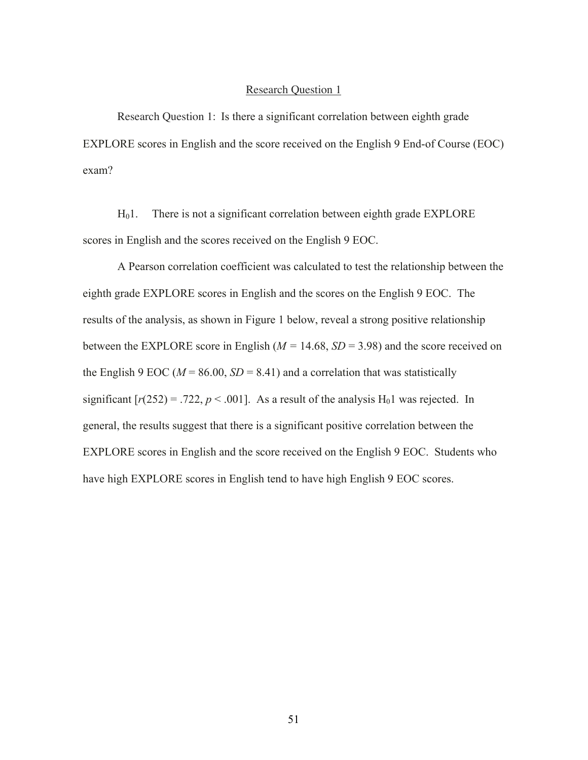## Research Question 1

Research Question 1: Is there a significant correlation between eighth grade EXPLORE scores in English and the score received on the English 9 End-of Course (EOC) exam?

$H_0 1$. There is not a significant correlation between eighth grade EXPLORE scores in English and the scores received on the English 9 EOC.

A Pearson correlation coefficient was calculated to test the relationship between the eighth grade EXPLORE scores in English and the scores on the English 9 EOC. The results of the analysis, as shown in Figure 1 below, reveal a strong positive relationship between the EXPLORE score in English ($M = 14.68$, $SD = 3.98$) and the score received on the English 9 EOC ($M = 86.00$, $SD = 8.41$) and a correlation that was statistically significant [$r(252) = .722$, $p < .001$]. As a result of the analysis $H_0 1$ was rejected. In general, the results suggest that there is a significant positive correlation between the EXPLORE scores in English and the score received on the English 9 EOC. Students who have high EXPLORE scores in English tend to have high English 9 EOC scores.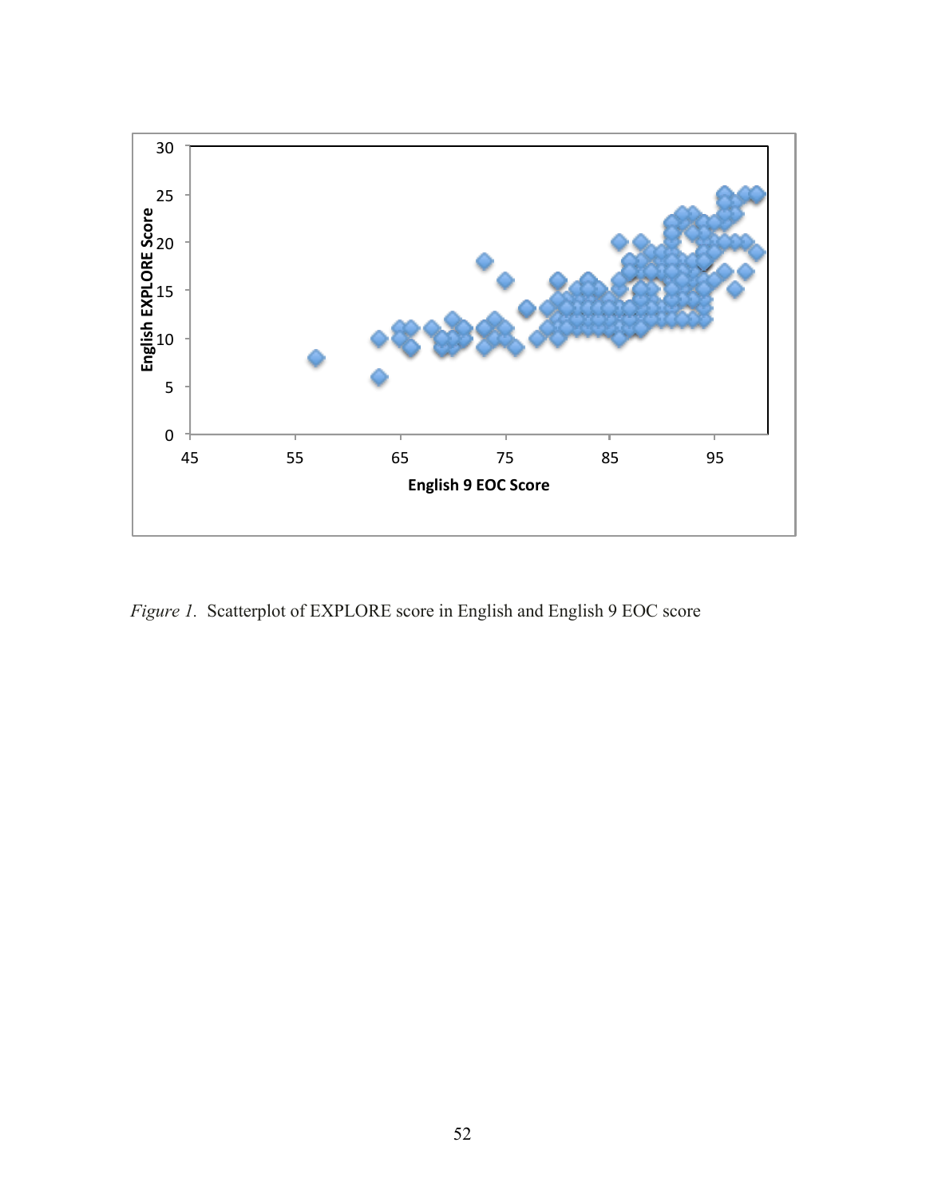*Figure 1.* Scatterplot of EXPLORE score in English and English 9 EOC score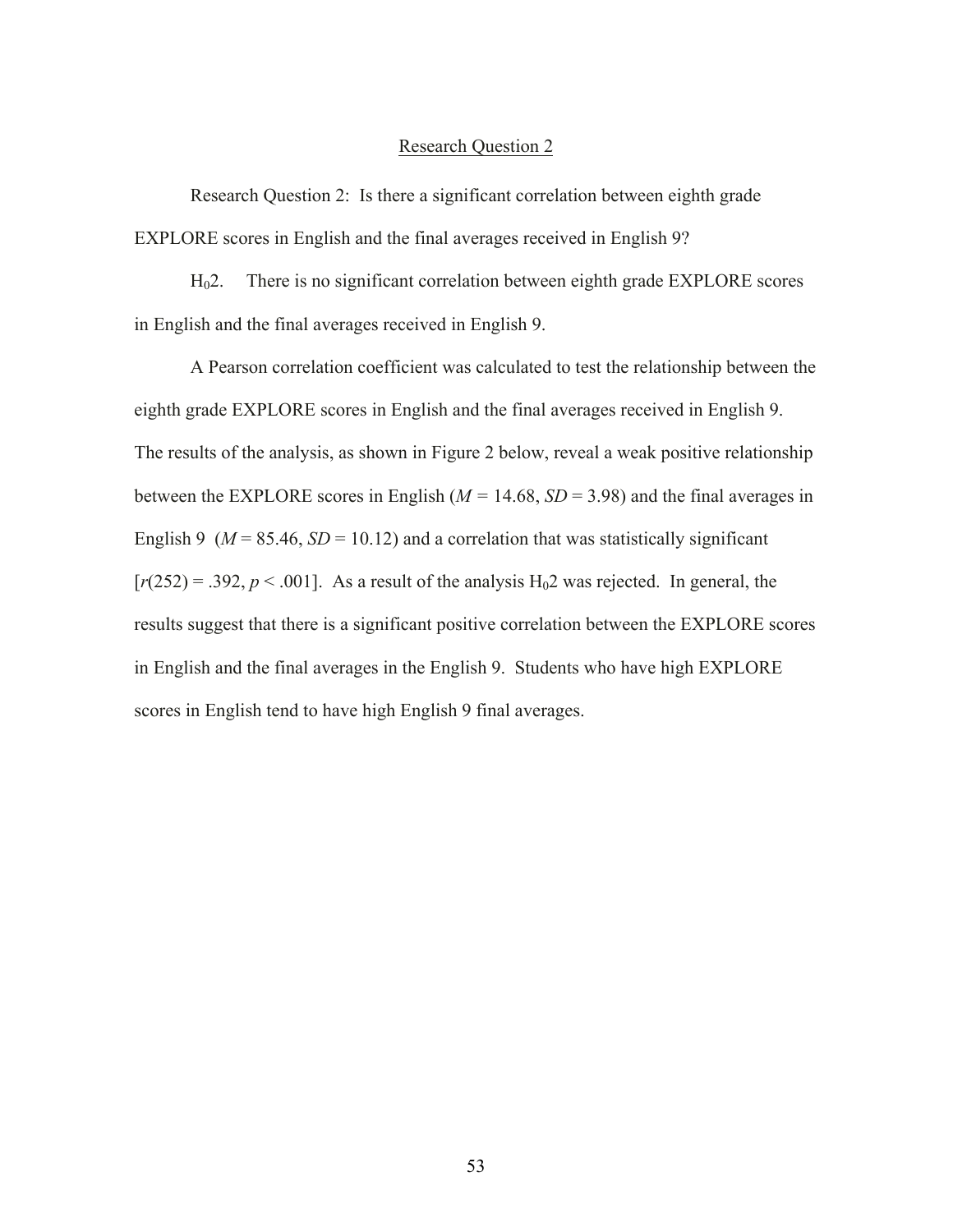## Research Question 2

Research Question 2: Is there a significant correlation between eighth grade EXPLORE scores in English and the final averages received in English 9?

$H_0 2$. There is no significant correlation between eighth grade EXPLORE scores in English and the final averages received in English 9.

A Pearson correlation coefficient was calculated to test the relationship between the eighth grade EXPLORE scores in English and the final averages received in English 9. The results of the analysis, as shown in Figure 2 below, reveal a weak positive relationship between the EXPLORE scores in English ($M$ = 14.68, $SD$ = 3.98) and the final averages in English 9 ($M$ = 85.46, $SD$ = 10.12) and a correlation that was statistically significant [$r(252) = .392$, $p < .001$]. As a result of the analysis $H_0 2$ was rejected. In general, the results suggest that there is a significant positive correlation between the EXPLORE scores in English and the final averages in the English 9. Students who have high EXPLORE scores in English tend to have high English 9 final averages.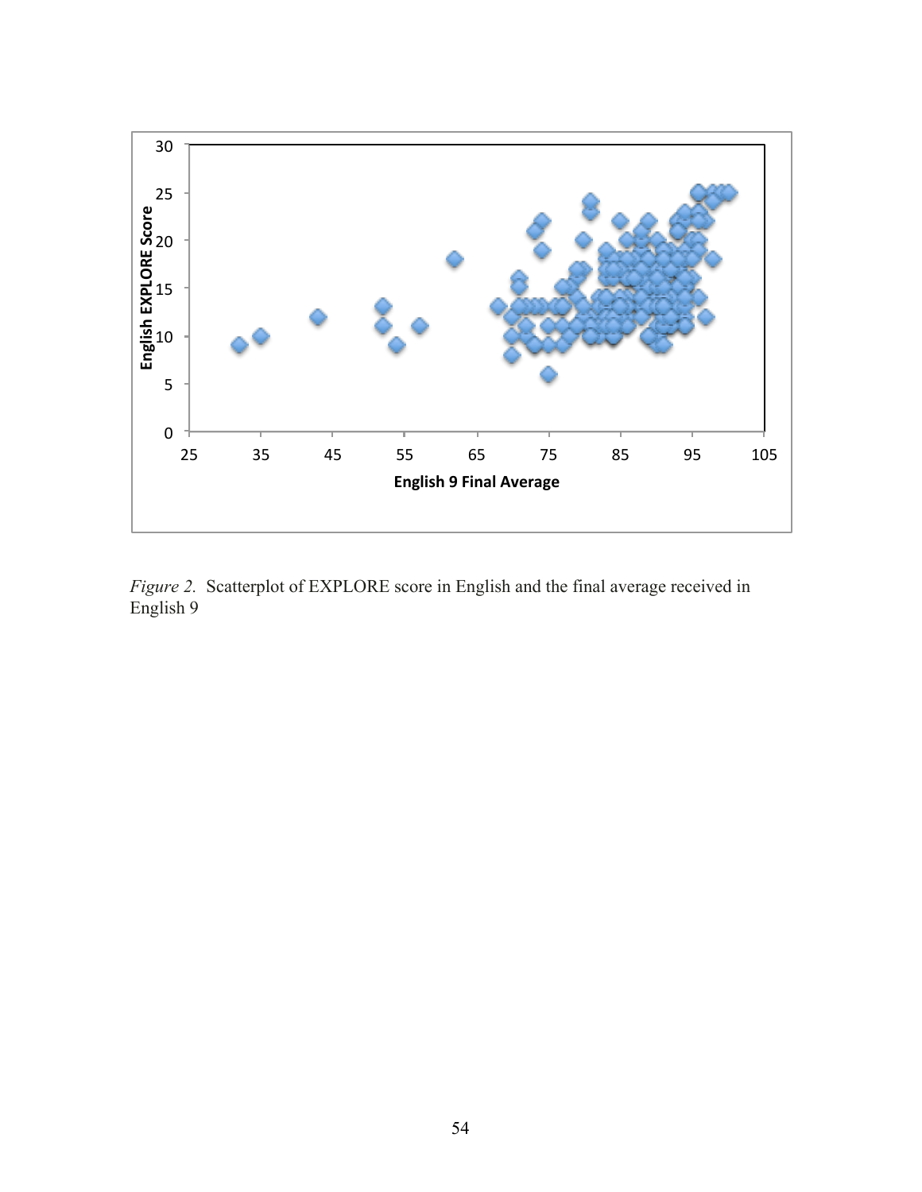*Figure 2.* Scatterplot of EXPLORE score in English and the final average received in English 9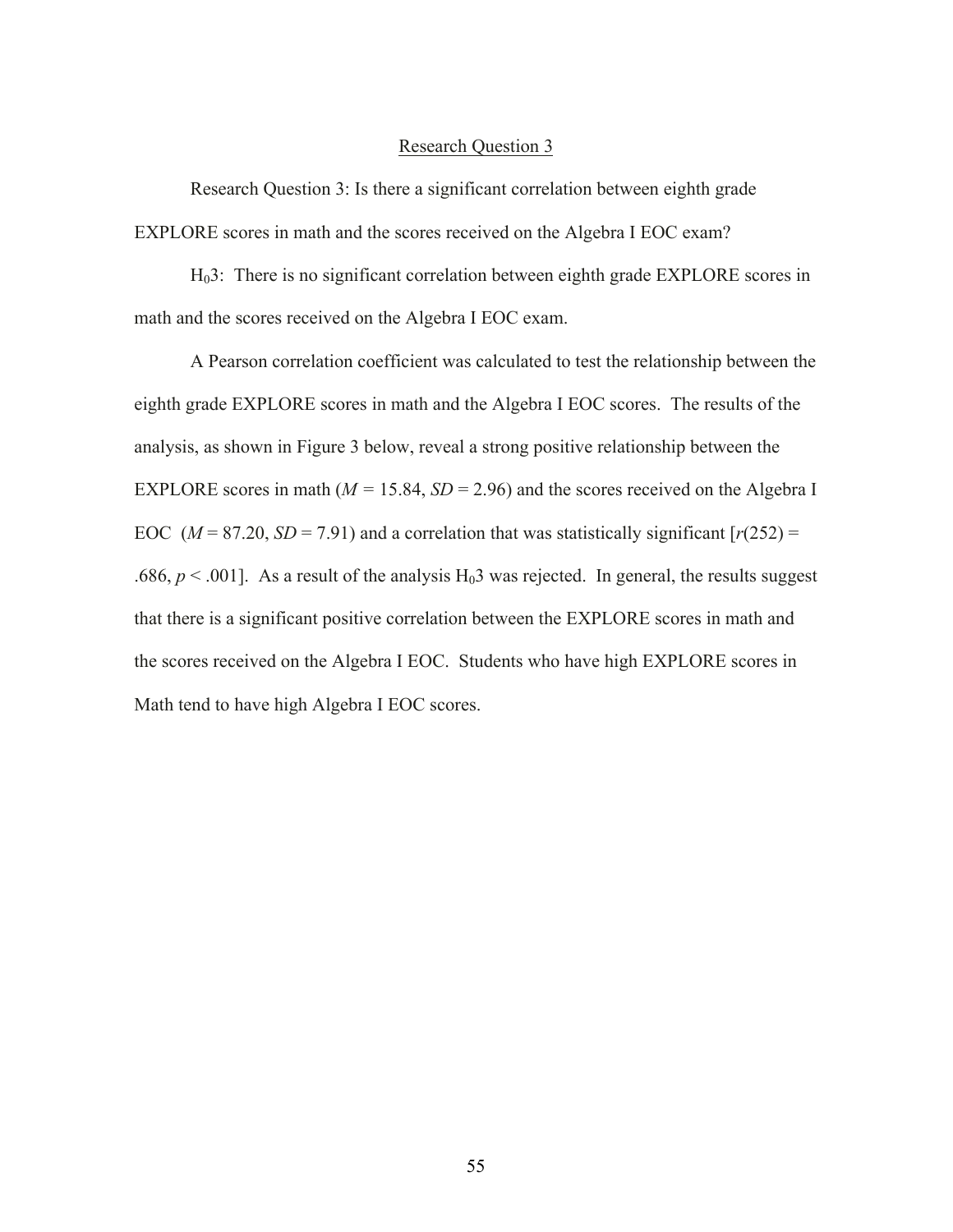## Research Question 3

Research Question 3: Is there a significant correlation between eighth grade EXPLORE scores in math and the scores received on the Algebra I EOC exam?

$H_0$3: There is no significant correlation between eighth grade EXPLORE scores in math and the scores received on the Algebra I EOC exam.

A Pearson correlation coefficient was calculated to test the relationship between the eighth grade EXPLORE scores in math and the Algebra I EOC scores. The results of the analysis, as shown in Figure 3 below, reveal a strong positive relationship between the EXPLORE scores in math ($M$ = 15.84, $SD$ = 2.96) and the scores received on the Algebra I EOC ($M$ = 87.20, $SD$ = 7.91) and a correlation that was statistically significant [$r(252)$ = .686, $p < .001$]. As a result of the analysis $H_0$3 was rejected. In general, the results suggest that there is a significant positive correlation between the EXPLORE scores in math and the scores received on the Algebra I EOC. Students who have high EXPLORE scores in Math tend to have high Algebra I EOC scores.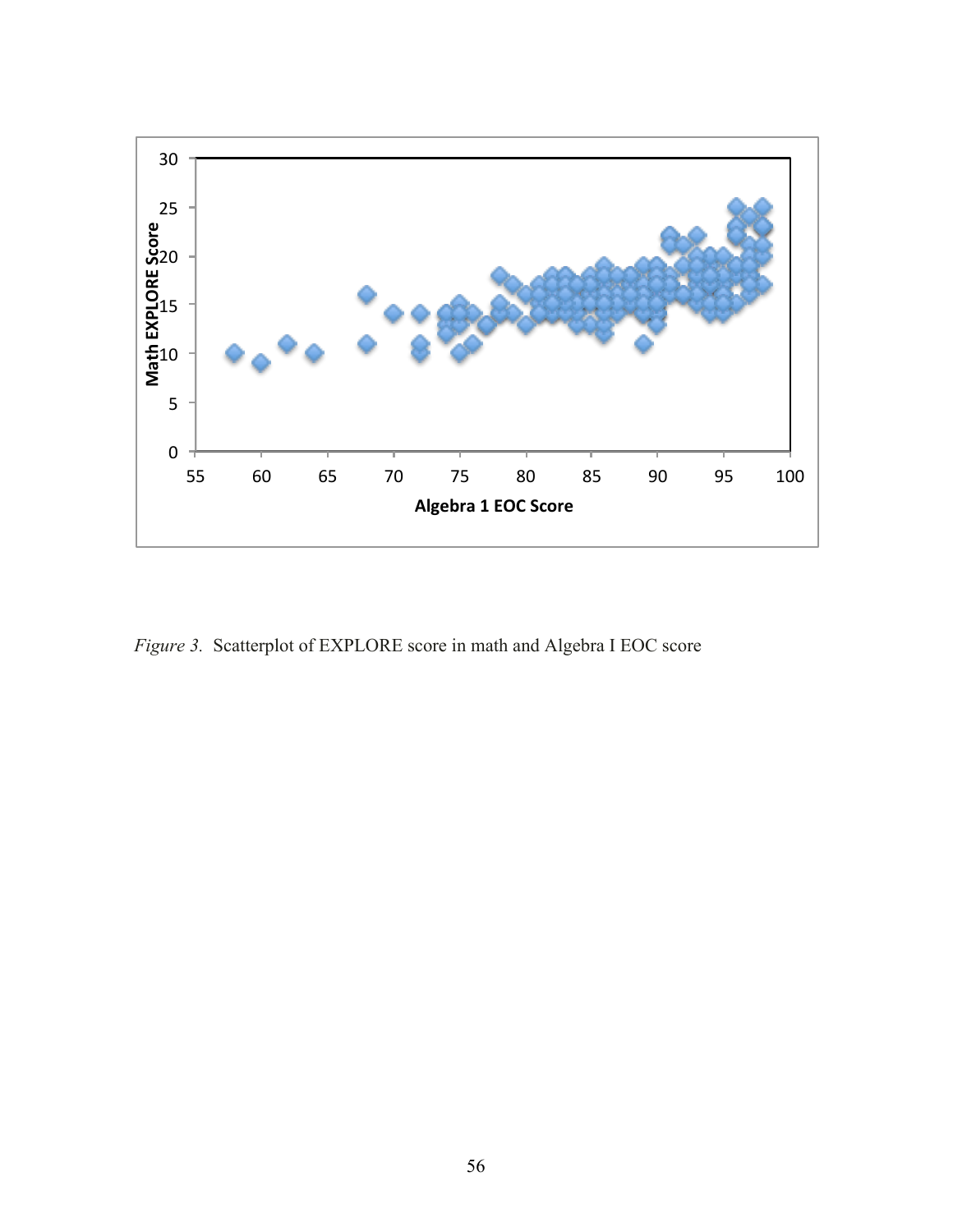*Figure 3.* Scatterplot of EXPLORE score in math and Algebra I EOC score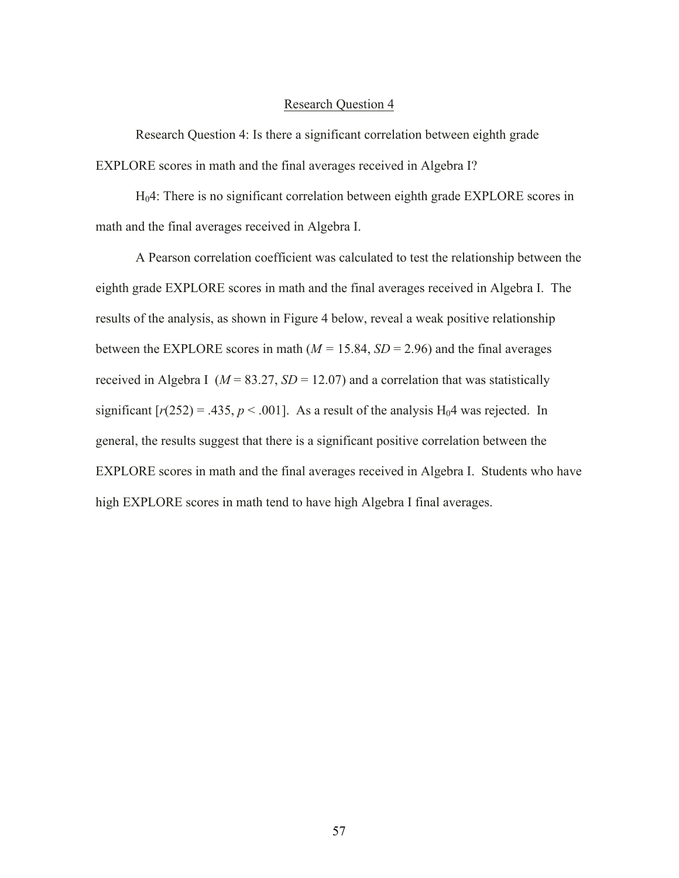## Research Question 4

Research Question 4: Is there a significant correlation between eighth grade EXPLORE scores in math and the final averages received in Algebra I?

$H_0$4: There is no significant correlation between eighth grade EXPLORE scores in math and the final averages received in Algebra I.

A Pearson correlation coefficient was calculated to test the relationship between the eighth grade EXPLORE scores in math and the final averages received in Algebra I. The results of the analysis, as shown in Figure 4 below, reveal a weak positive relationship between the EXPLORE scores in math ($M$ = 15.84, $SD$ = 2.96) and the final averages received in Algebra I ($M$ = 83.27, $SD$ = 12.07) and a correlation that was statistically significant [$r(252) = .435$, $p < .001$]. As a result of the analysis $H_0$4 was rejected. In general, the results suggest that there is a significant positive correlation between the EXPLORE scores in math and the final averages received in Algebra I. Students who have high EXPLORE scores in math tend to have high Algebra I final averages.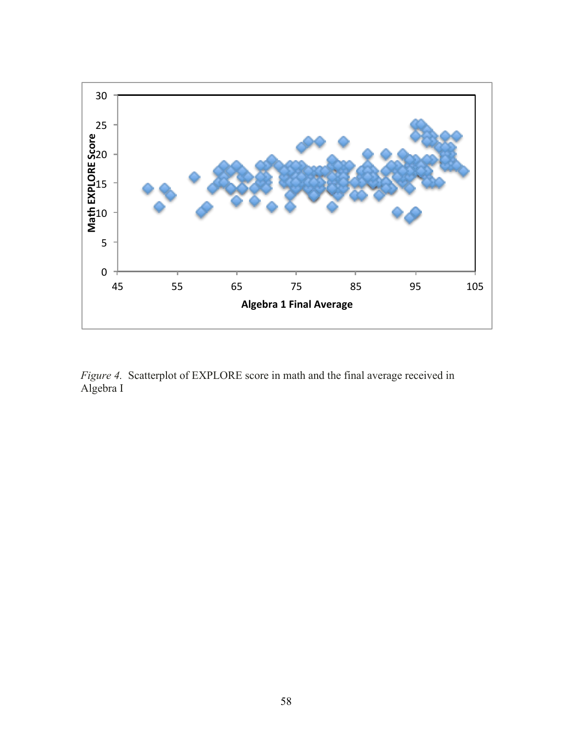*Figure 4.* Scatterplot of EXPLORE score in math and the final average received in Algebra I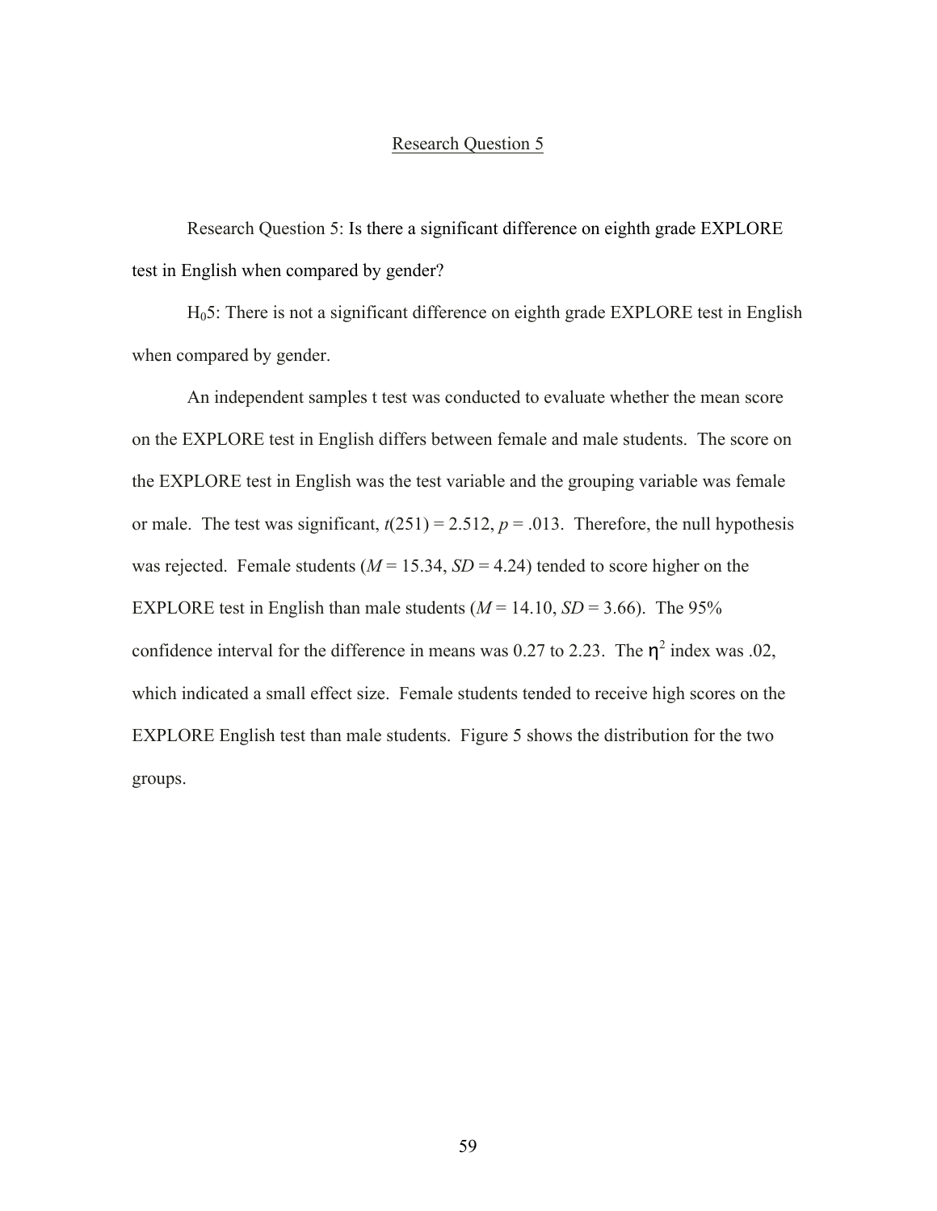## Research Question 5

Research Question 5: Is there a significant difference on eighth grade EXPLORE test in English when compared by gender?

$H_0$5: There is not a significant difference on eighth grade EXPLORE test in English when compared by gender.

An independent samples t test was conducted to evaluate whether the mean score on the EXPLORE test in English differs between female and male students. The score on the EXPLORE test in English was the test variable and the grouping variable was female or male. The test was significant, $t(251) = 2.512$, $p = .013$. Therefore, the null hypothesis was rejected. Female students ($M = 15.34$, $SD = 4.24$) tended to score higher on the EXPLORE test in English than male students ($M = 14.10$, $SD = 3.66$). The 95% confidence interval for the difference in means was 0.27 to 2.23. The $\eta^2$ index was .02, which indicated a small effect size. Female students tended to receive high scores on the EXPLORE English test than male students. Figure 5 shows the distribution for the two groups.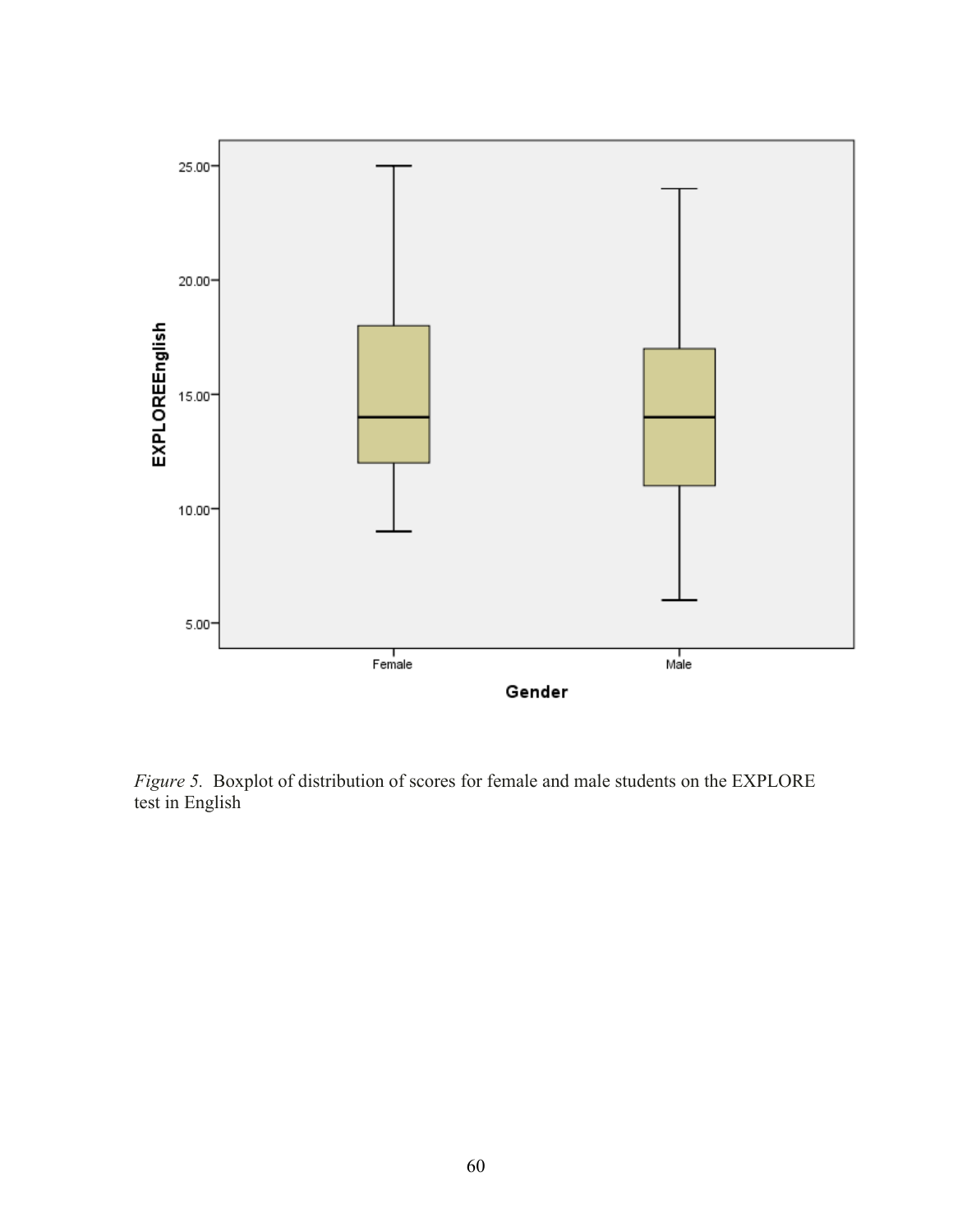*Figure 5.* Boxplot of distribution of scores for female and male students on the EXPLORE test in English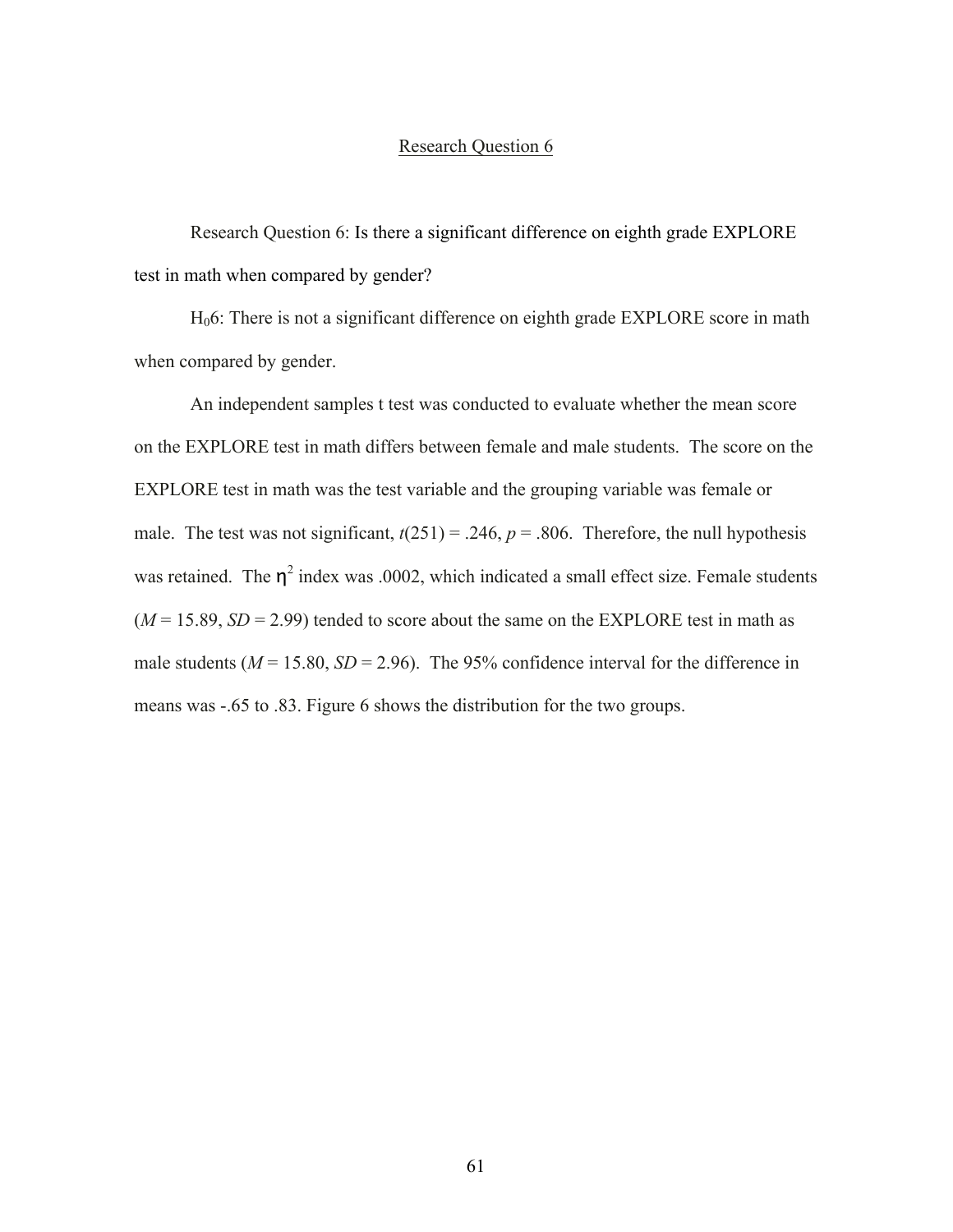## Research Question 6

Research Question 6: Is there a significant difference on eighth grade EXPLORE test in math when compared by gender?

$H_0$6: There is not a significant difference on eighth grade EXPLORE score in math when compared by gender.

An independent samples t test was conducted to evaluate whether the mean score on the EXPLORE test in math differs between female and male students. The score on the EXPLORE test in math was the test variable and the grouping variable was female or male. The test was not significant, $t(251) = .246$, $p = .806$. Therefore, the null hypothesis was retained. The $\eta^2$ index was .0002, which indicated a small effect size. Female students ($M = 15.89$, $SD = 2.99$) tended to score about the same on the EXPLORE test in math as male students ($M = 15.80$, $SD = 2.96$). The 95% confidence interval for the difference in means was -.65 to .83. Figure 6 shows the distribution for the two groups.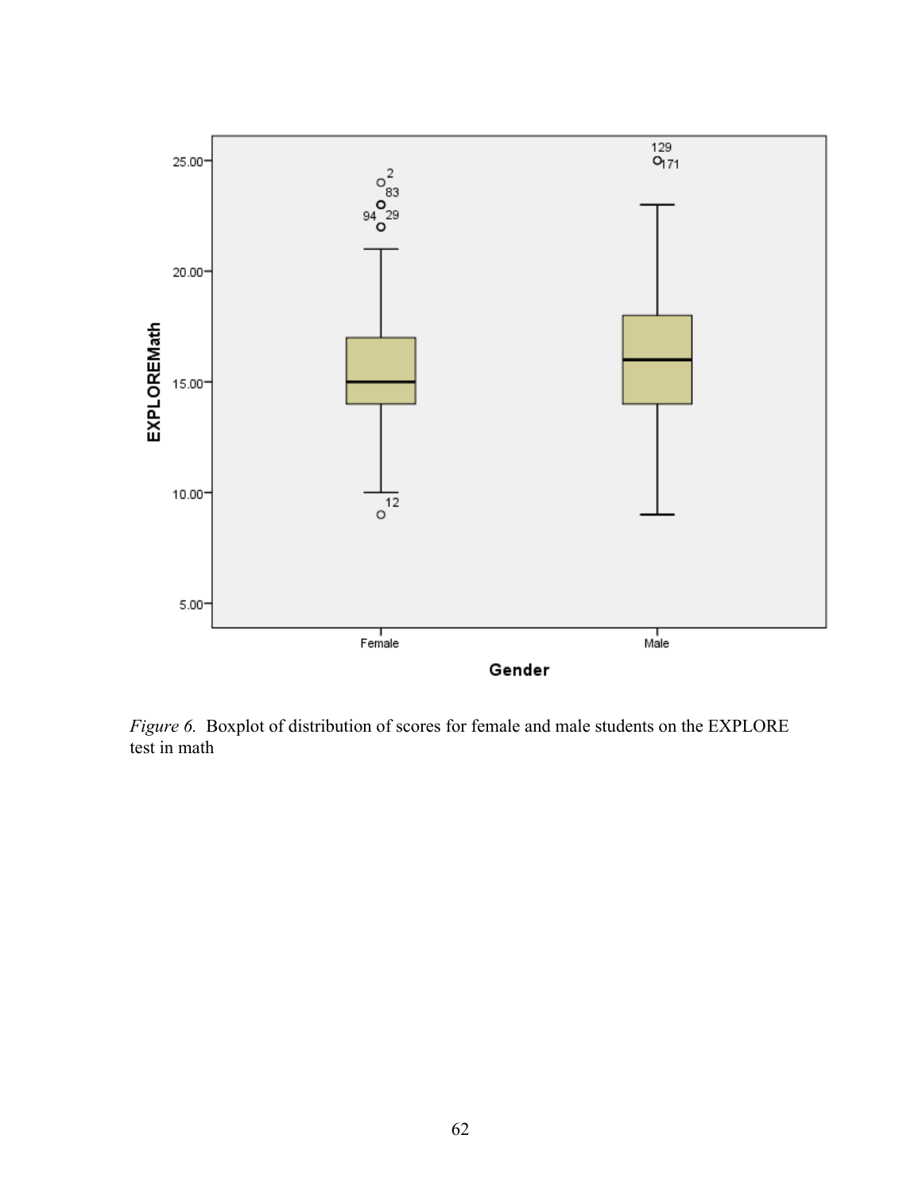*Figure 6.* Boxplot of distribution of scores for female and male students on the EXPLORE test in math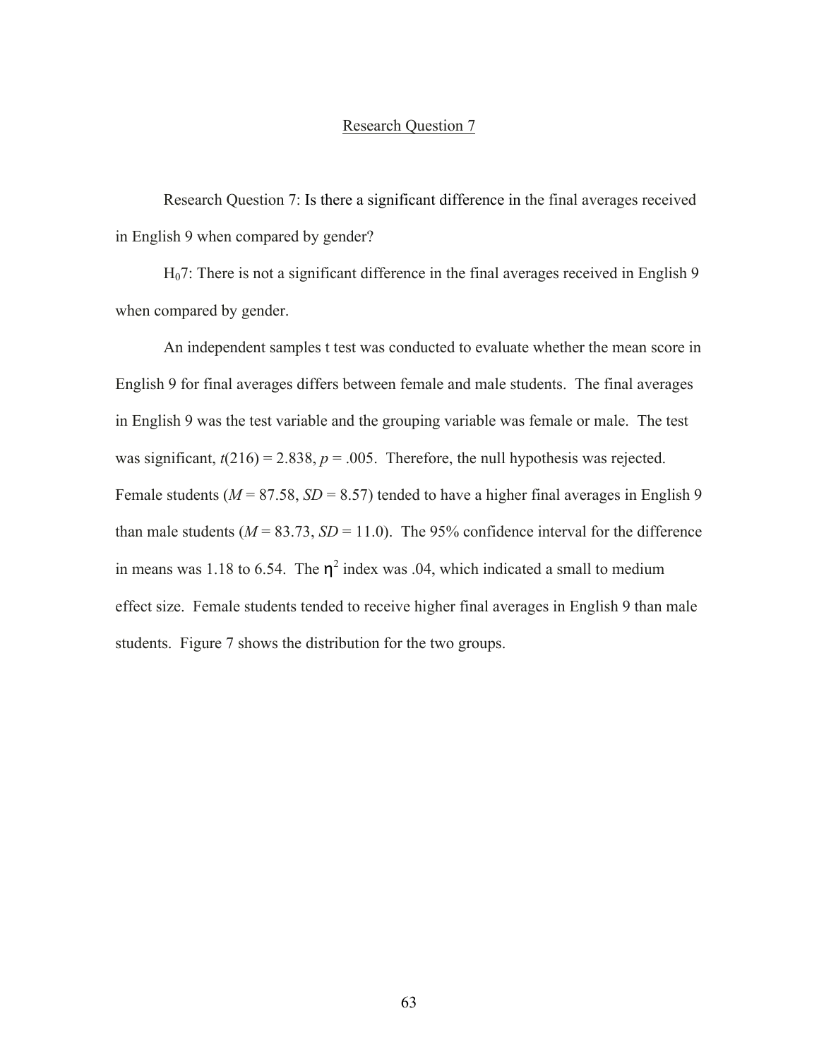## Research Question 7

Research Question 7: Is there a significant difference in the final averages received in English 9 when compared by gender?

$H_0 7$: There is not a significant difference in the final averages received in English 9 when compared by gender.

An independent samples t test was conducted to evaluate whether the mean score in English 9 for final averages differs between female and male students. The final averages in English 9 was the test variable and the grouping variable was female or male. The test was significant, $t(216) = 2.838$, $p = .005$. Therefore, the null hypothesis was rejected. Female students ($M = 87.58$, $SD = 8.57$) tended to have a higher final averages in English 9 than male students ($M = 83.73$, $SD = 11.0$). The 95% confidence interval for the difference in means was 1.18 to 6.54. The $\eta^2$ index was .04, which indicated a small to medium effect size. Female students tended to receive higher final averages in English 9 than male students. Figure 7 shows the distribution for the two groups.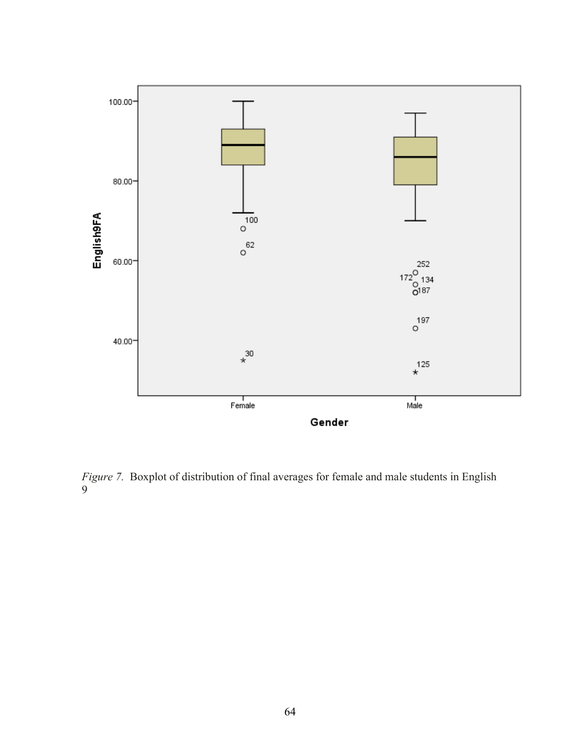*Figure 7.* Boxplot of distribution of final averages for female and male students in English 9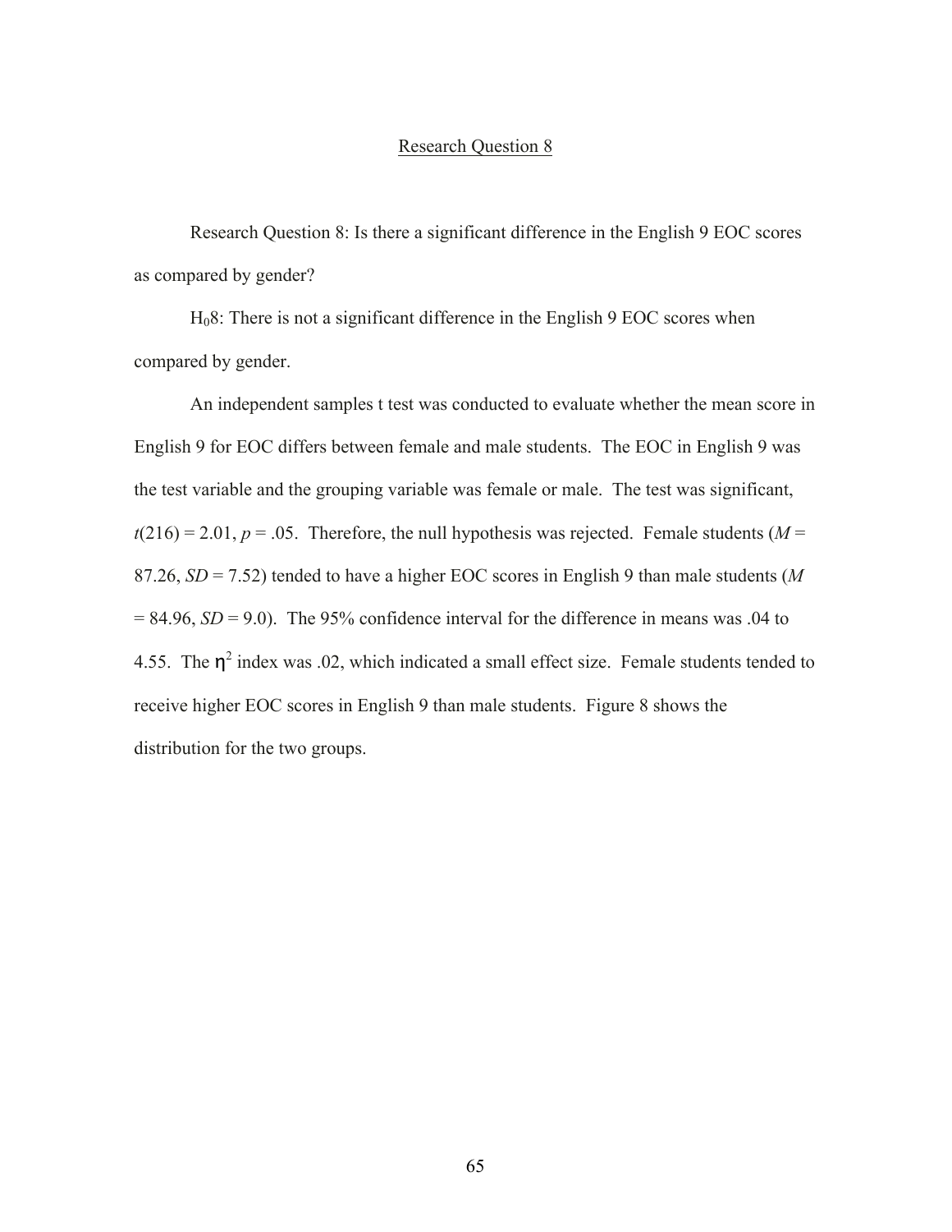## Research Question 8

Research Question 8: Is there a significant difference in the English 9 EOC scores as compared by gender?

$H_0 8$: There is not a significant difference in the English 9 EOC scores when compared by gender.

An independent samples t test was conducted to evaluate whether the mean score in English 9 for EOC differs between female and male students. The EOC in English 9 was the test variable and the grouping variable was female or male. The test was significant, $t(216) = 2.01$, $p = .05$. Therefore, the null hypothesis was rejected. Female students ($M$ = 87.26, $SD$ = 7.52) tended to have a higher EOC scores in English 9 than male students ($M$ = 84.96, $SD$ = 9.0). The 95% confidence interval for the difference in means was .04 to 4.55. The $\eta^2$ index was .02, which indicated a small effect size. Female students tended to receive higher EOC scores in English 9 than male students. Figure 8 shows the distribution for the two groups.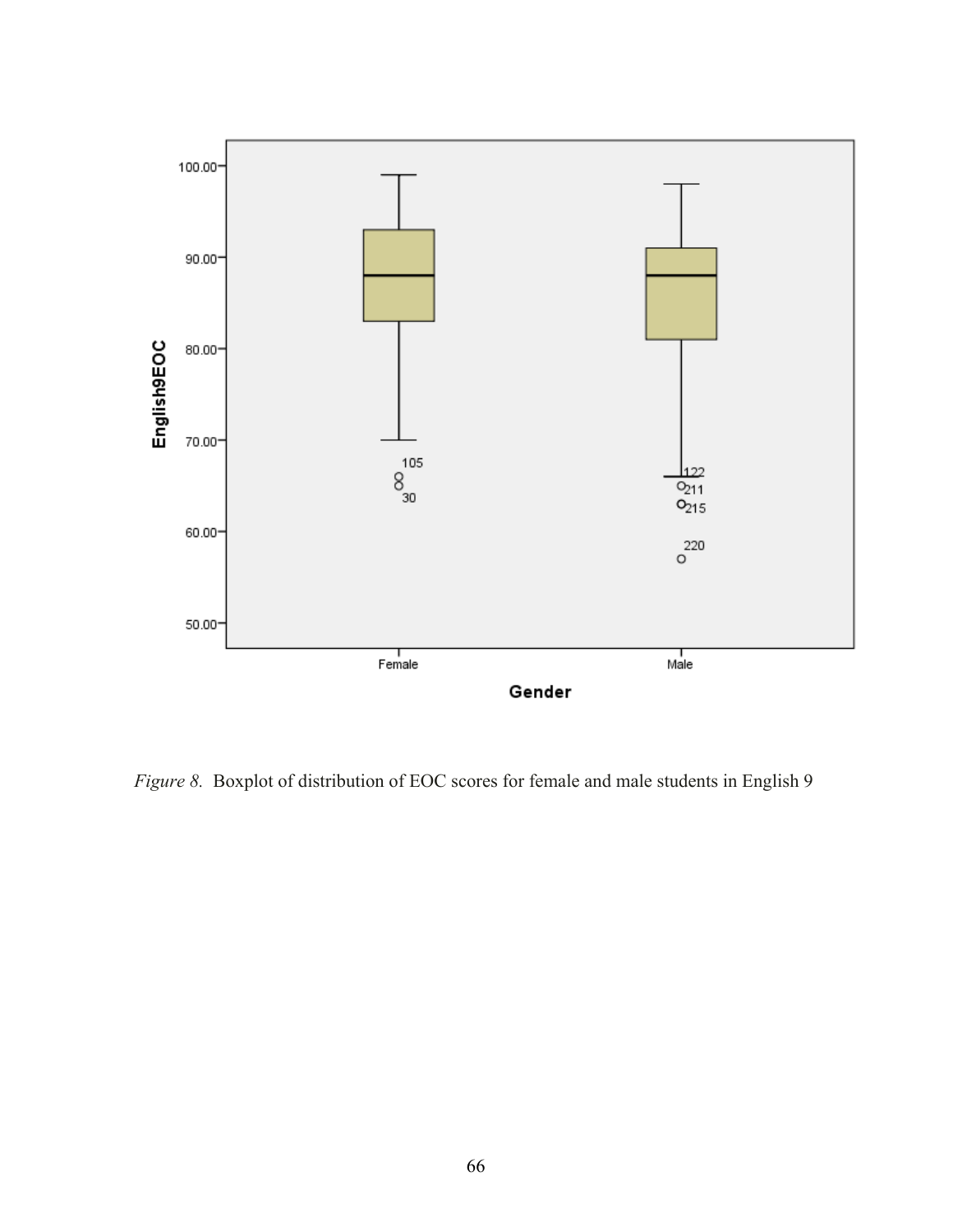*Figure 8.* Boxplot of distribution of EOC scores for female and male students in English 9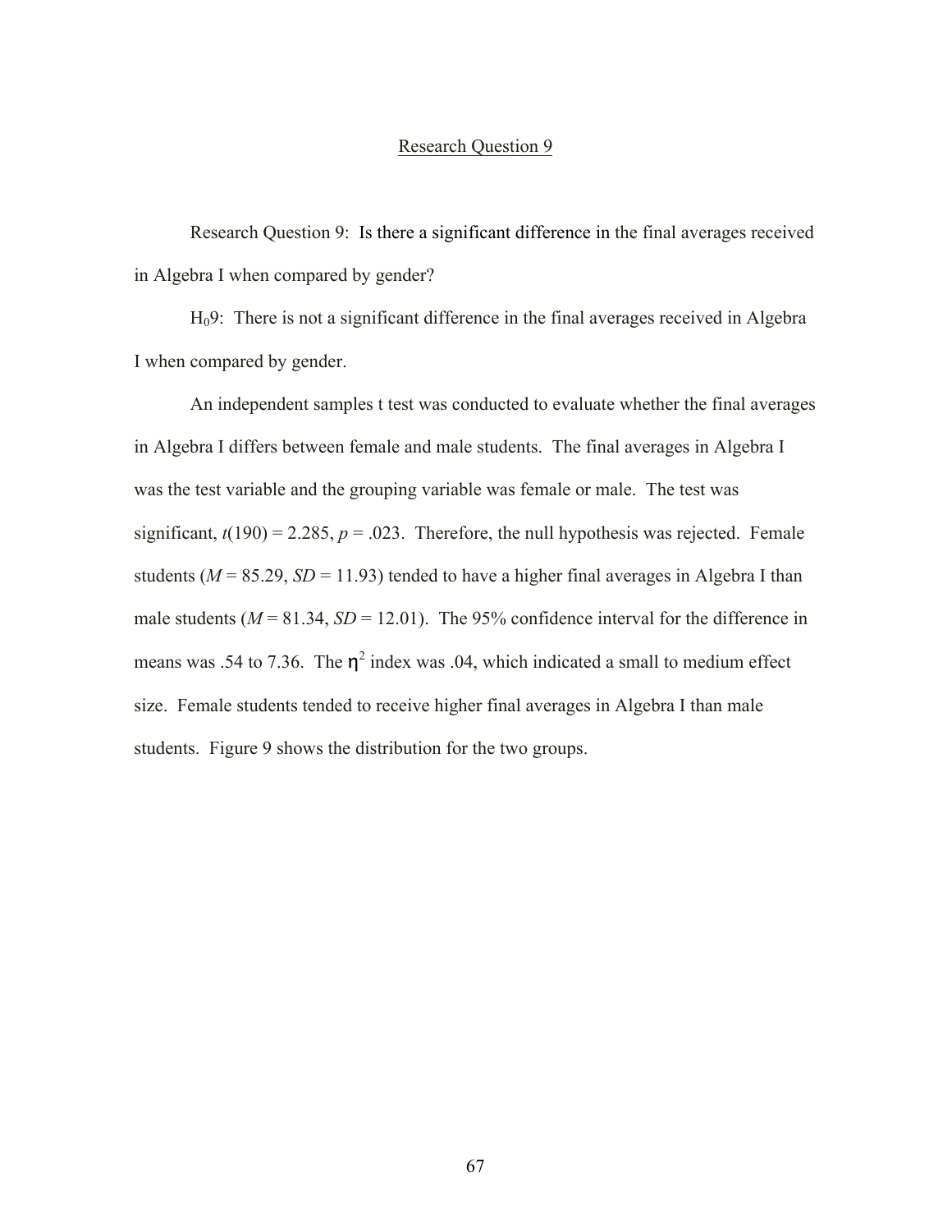## Research Question 9

Research Question 9: Is there a significant difference in the final averages received in Algebra I when compared by gender?

$H_0 9$: There is not a significant difference in the final averages received in Algebra I when compared by gender.

An independent samples t test was conducted to evaluate whether the final averages in Algebra I differs between female and male students. The final averages in Algebra I was the test variable and the grouping variable was female or male. The test was significant, $t(190) = 2.285$, $p = .023$. Therefore, the null hypothesis was rejected. Female students ($M = 85.29$, $SD = 11.93$) tended to have a higher final averages in Algebra I than male students ($M = 81.34$, $SD = 12.01$). The 95% confidence interval for the difference in means was .54 to 7.36. The $\eta^2$ index was .04, which indicated a small to medium effect size. Female students tended to receive higher final averages in Algebra I than male students. Figure 9 shows the distribution for the two groups.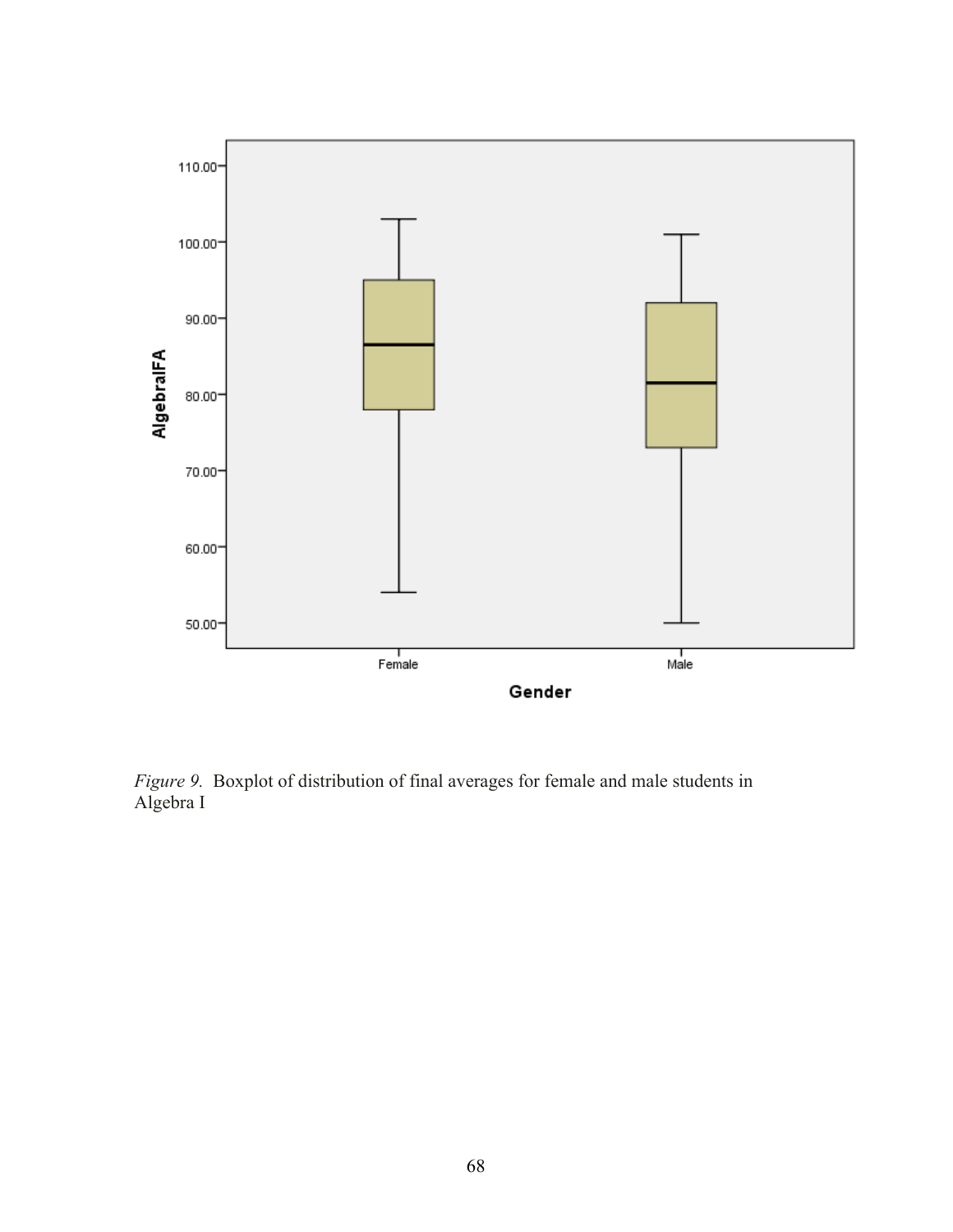*Figure 9.* Boxplot of distribution of final averages for female and male students in Algebra I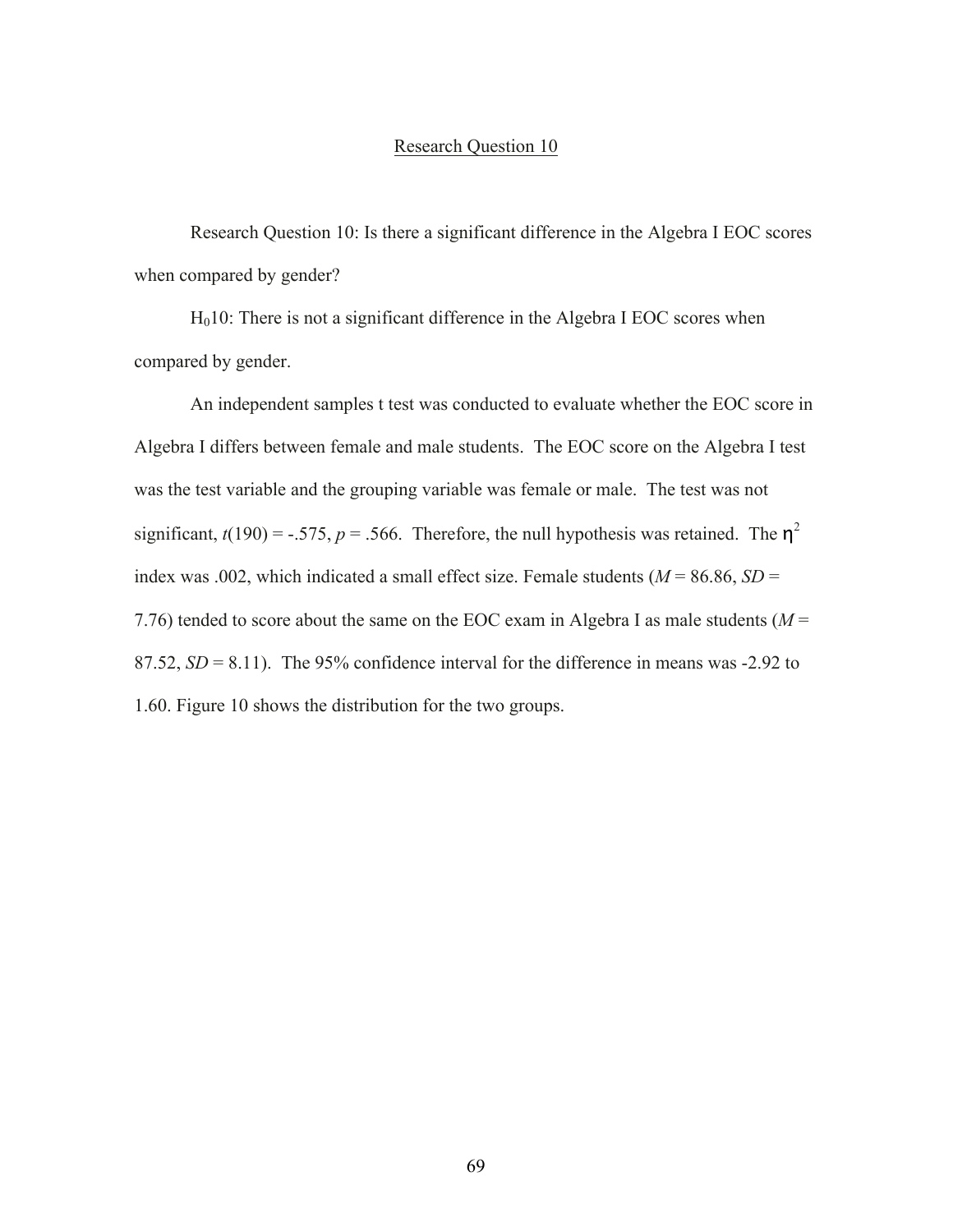## Research Question 10

Research Question 10: Is there a significant difference in the Algebra I EOC scores when compared by gender?

$H_0$10: There is not a significant difference in the Algebra I EOC scores when compared by gender.

An independent samples t test was conducted to evaluate whether the EOC score in Algebra I differs between female and male students. The EOC score on the Algebra I test was the test variable and the grouping variable was female or male. The test was not significant, $t(190) = -.575$, $p = .566$. Therefore, the null hypothesis was retained. The $\eta^2$ index was .002, which indicated a small effect size. Female students ($M$ = 86.86, $SD$ = 7.76) tended to score about the same on the EOC exam in Algebra I as male students ($M$ = 87.52, $SD$ = 8.11). The 95% confidence interval for the difference in means was -2.92 to 1.60. Figure 10 shows the distribution for the two groups.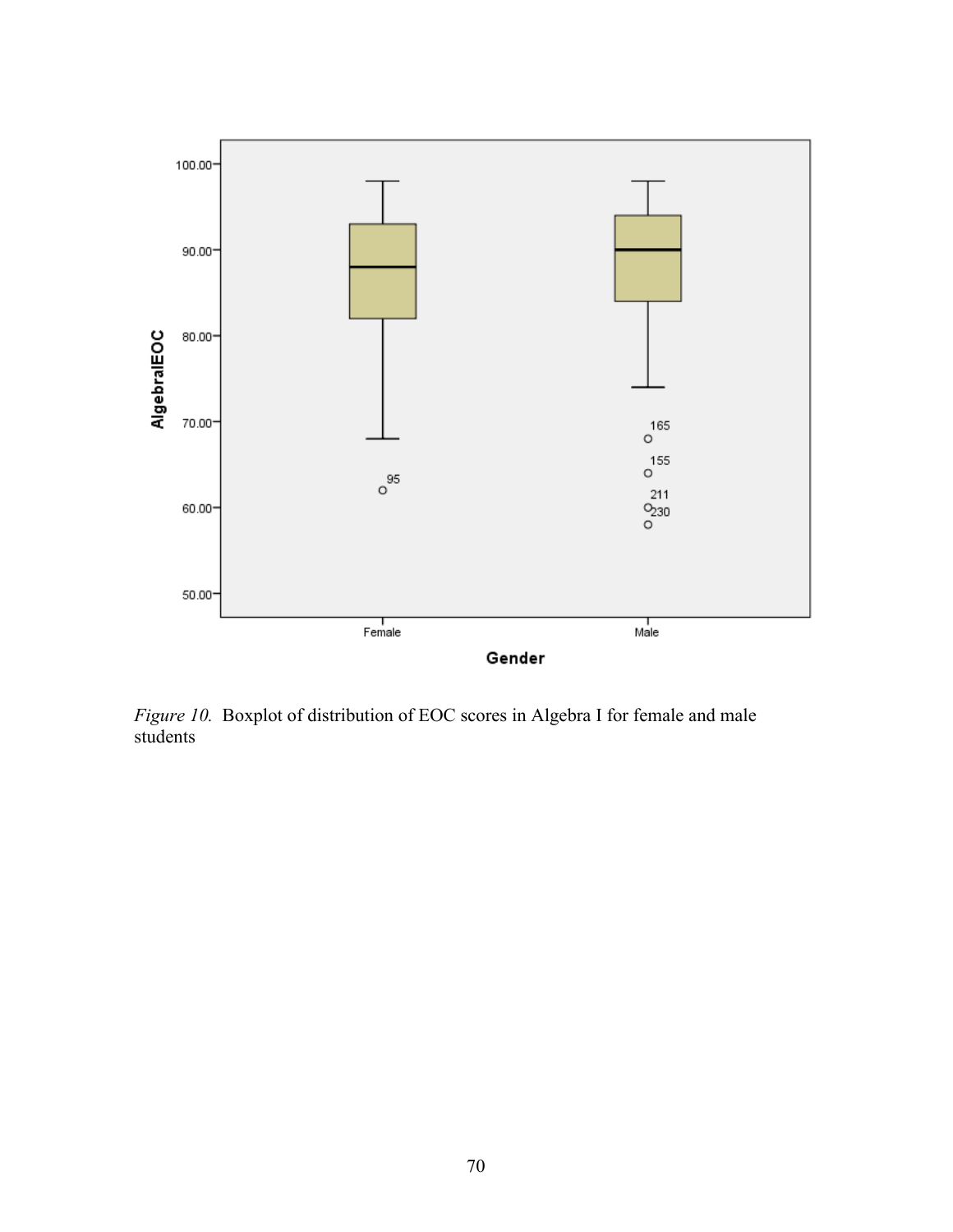*Figure 10.* Boxplot of distribution of EOC scores in Algebra I for female and male students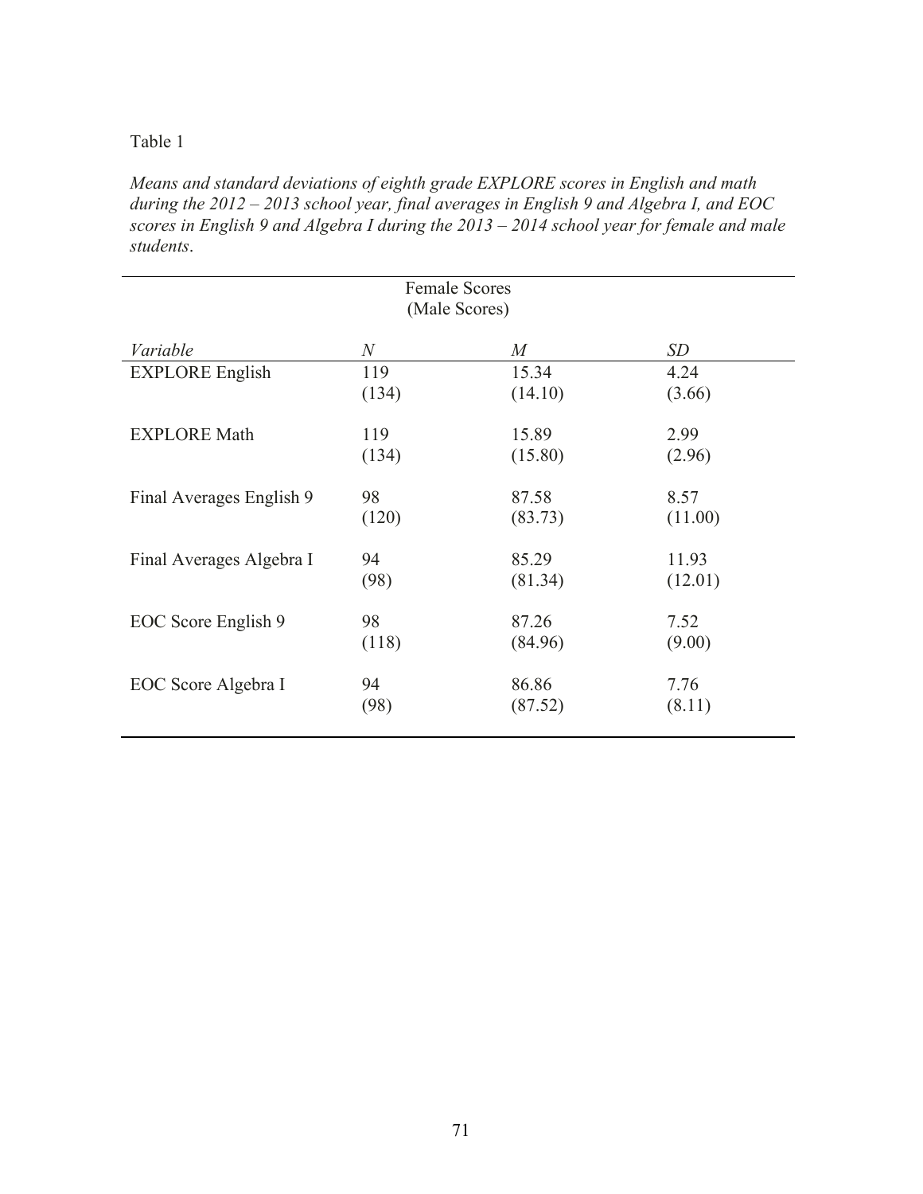Table 1

*Means and standard deviations of eighth grade EXPLORE scores in English and math during the 2012 – 2013 school year, final averages in English 9 and Algebra I, and EOC scores in English 9 and Algebra I during the 2013 – 2014 school year for female and male students*.

| | Female Scores (Male Scores) | | |
|---|---|---|---|
| *Variable* | *N* | *M* | *SD* |
| EXPLORE English | 119 (134) | 15.34 (14.10) | 4.24 (3.66) |
| EXPLORE Math | 119 (134) | 15.89 (15.80) | 2.99 (2.96) |
| Final Averages English 9 | 98 (120) | 87.58 (83.73) | 8.57 (11.00) |
| Final Averages Algebra I | 94 (98) | 85.29 (81.34) | 11.93 (12.01) |
| EOC Score English 9 | 98 (118) | 87.26 (84.96) | 7.52 (9.00) |
| EOC Score Algebra I | 94 (98) | 86.86 (87.52) | 7.76 (8.11) |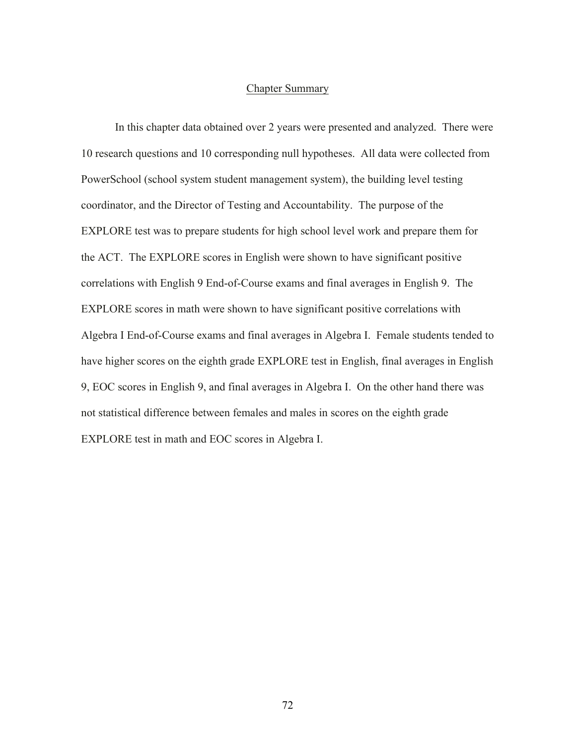## Chapter Summary

In this chapter data obtained over 2 years were presented and analyzed. There were 10 research questions and 10 corresponding null hypotheses. All data were collected from PowerSchool (school system student management system), the building level testing coordinator, and the Director of Testing and Accountability. The purpose of the EXPLORE test was to prepare students for high school level work and prepare them for the ACT. The EXPLORE scores in English were shown to have significant positive correlations with English 9 End-of-Course exams and final averages in English 9. The EXPLORE scores in math were shown to have significant positive correlations with Algebra I End-of-Course exams and final averages in Algebra I. Female students tended to have higher scores on the eighth grade EXPLORE test in English, final averages in English 9, EOC scores in English 9, and final averages in Algebra I. On the other hand there was not statistical difference between females and males in scores on the eighth grade EXPLORE test in math and EOC scores in Algebra I.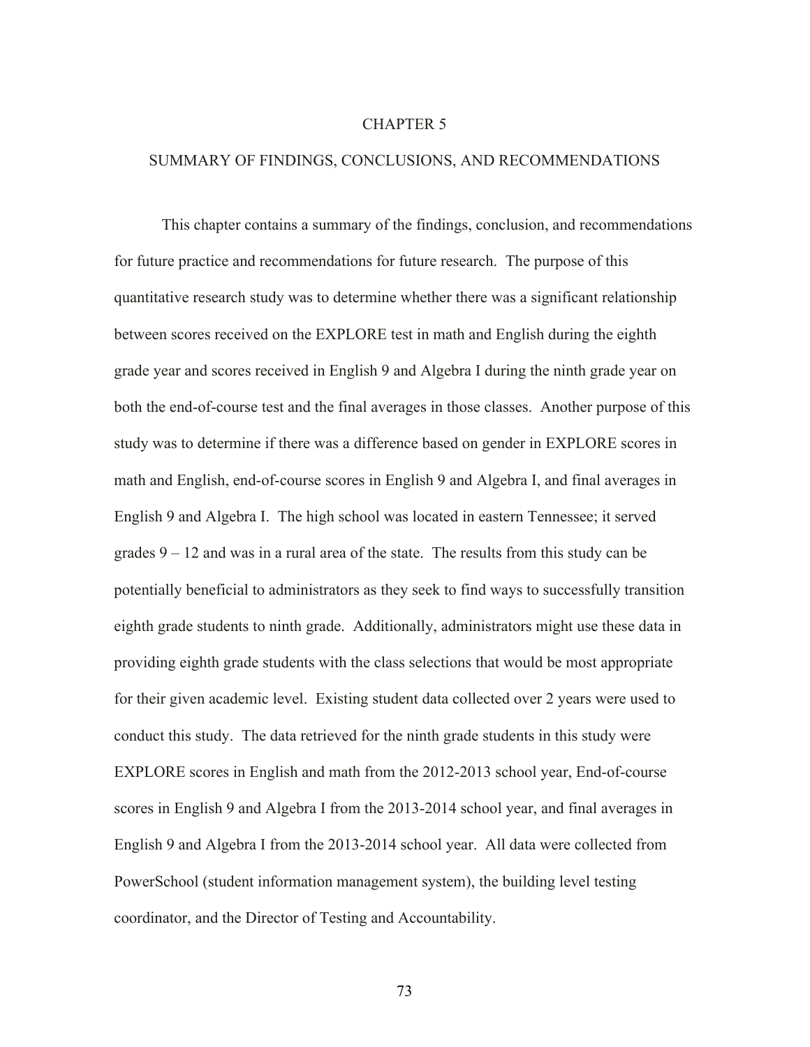# CHAPTER 5

# SUMMARY OF FINDINGS, CONCLUSIONS, AND RECOMMENDATIONS

This chapter contains a summary of the findings, conclusion, and recommendations for future practice and recommendations for future research. The purpose of this quantitative research study was to determine whether there was a significant relationship between scores received on the EXPLORE test in math and English during the eighth grade year and scores received in English 9 and Algebra I during the ninth grade year on both the end-of-course test and the final averages in those classes. Another purpose of this study was to determine if there was a difference based on gender in EXPLORE scores in math and English, end-of-course scores in English 9 and Algebra I, and final averages in English 9 and Algebra I. The high school was located in eastern Tennessee; it served grades 9 – 12 and was in a rural area of the state. The results from this study can be potentially beneficial to administrators as they seek to find ways to successfully transition eighth grade students to ninth grade. Additionally, administrators might use these data in providing eighth grade students with the class selections that would be most appropriate for their given academic level. Existing student data collected over 2 years were used to conduct this study. The data retrieved for the ninth grade students in this study were EXPLORE scores in English and math from the 2012-2013 school year, End-of-course scores in English 9 and Algebra I from the 2013-2014 school year, and final averages in English 9 and Algebra I from the 2013-2014 school year. All data were collected from PowerSchool (student information management system), the building level testing coordinator, and the Director of Testing and Accountability.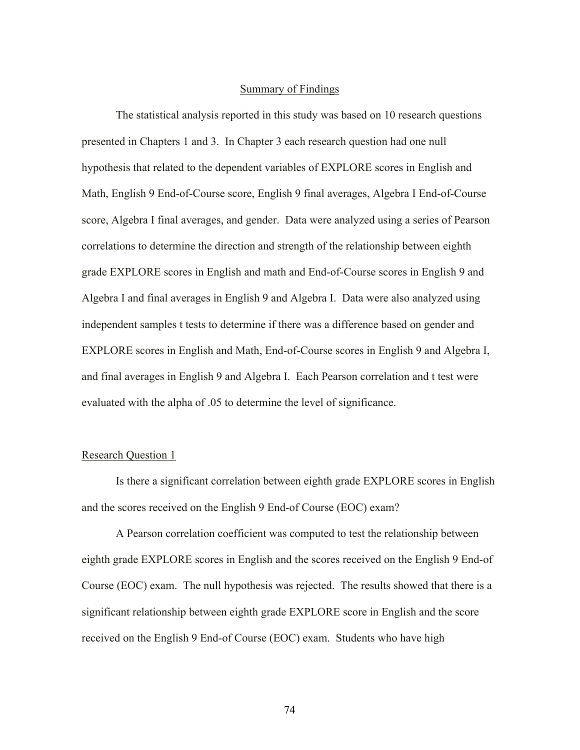## Summary of Findings

The statistical analysis reported in this study was based on 10 research questions presented in Chapters 1 and 3. In Chapter 3 each research question had one null hypothesis that related to the dependent variables of EXPLORE scores in English and Math, English 9 End-of-Course score, English 9 final averages, Algebra I End-of-Course score, Algebra I final averages, and gender. Data were analyzed using a series of Pearson correlations to determine the direction and strength of the relationship between eighth grade EXPLORE scores in English and math and End-of-Course scores in English 9 and Algebra I and final averages in English 9 and Algebra I. Data were also analyzed using independent samples t tests to determine if there was a difference based on gender and EXPLORE scores in English and Math, End-of-Course scores in English 9 and Algebra I, and final averages in English 9 and Algebra I. Each Pearson correlation and t test were evaluated with the alpha of .05 to determine the level of significance.

### Research Question 1

Is there a significant correlation between eighth grade EXPLORE scores in English and the scores received on the English 9 End-of Course (EOC) exam?

A Pearson correlation coefficient was computed to test the relationship between eighth grade EXPLORE scores in English and the scores received on the English 9 End-of Course (EOC) exam. The null hypothesis was rejected. The results showed that there is a significant relationship between eighth grade EXPLORE score in English and the score received on the English 9 End-of Course (EOC) exam. Students who have high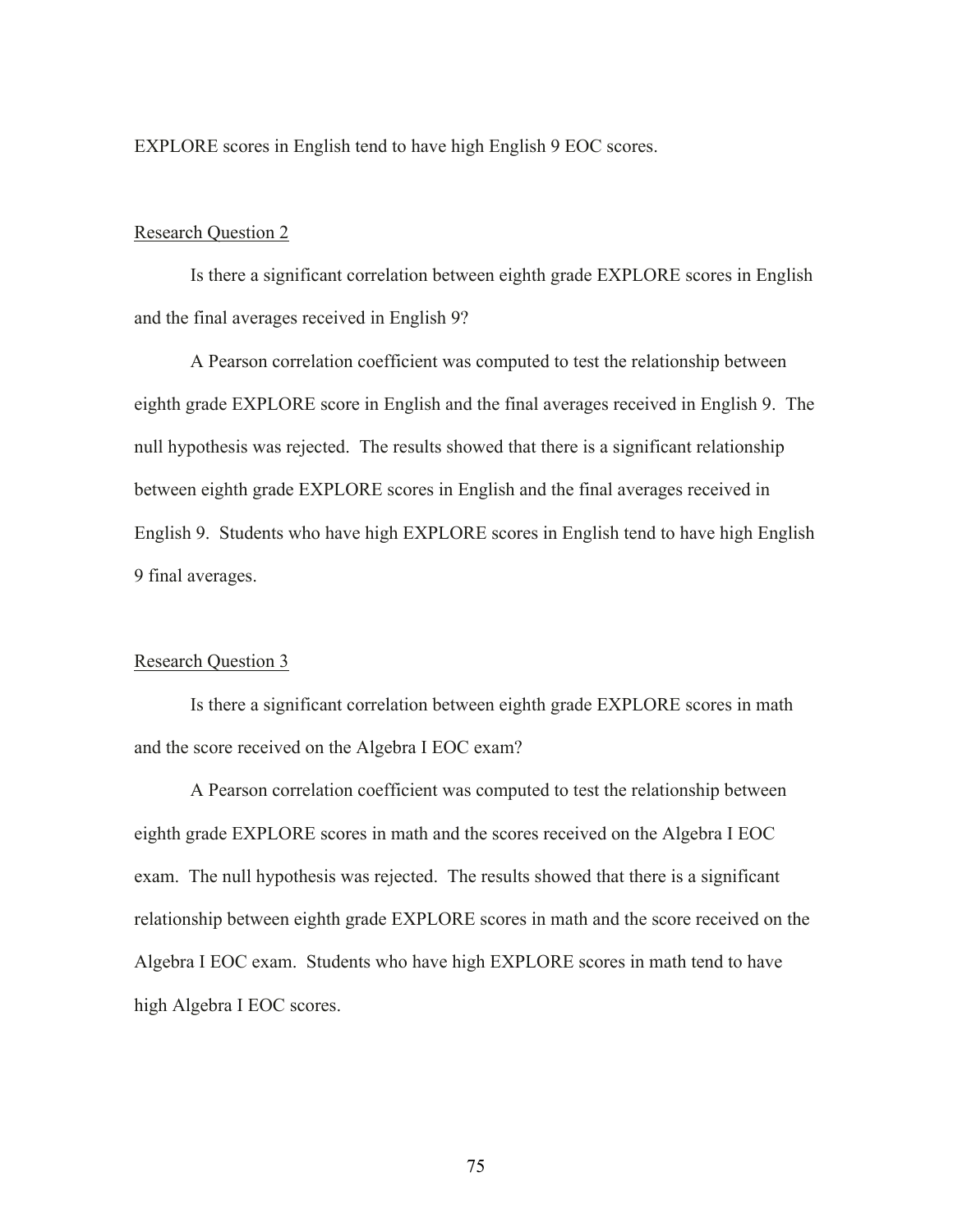EXPLORE scores in English tend to have high English 9 EOC scores.

## Research Question 2

Is there a significant correlation between eighth grade EXPLORE scores in English and the final averages received in English 9?

A Pearson correlation coefficient was computed to test the relationship between eighth grade EXPLORE score in English and the final averages received in English 9. The null hypothesis was rejected. The results showed that there is a significant relationship between eighth grade EXPLORE scores in English and the final averages received in English 9. Students who have high EXPLORE scores in English tend to have high English 9 final averages.

## Research Question 3

Is there a significant correlation between eighth grade EXPLORE scores in math and the score received on the Algebra I EOC exam?

A Pearson correlation coefficient was computed to test the relationship between eighth grade EXPLORE scores in math and the scores received on the Algebra I EOC exam. The null hypothesis was rejected. The results showed that there is a significant relationship between eighth grade EXPLORE scores in math and the score received on the Algebra I EOC exam. Students who have high EXPLORE scores in math tend to have high Algebra I EOC scores.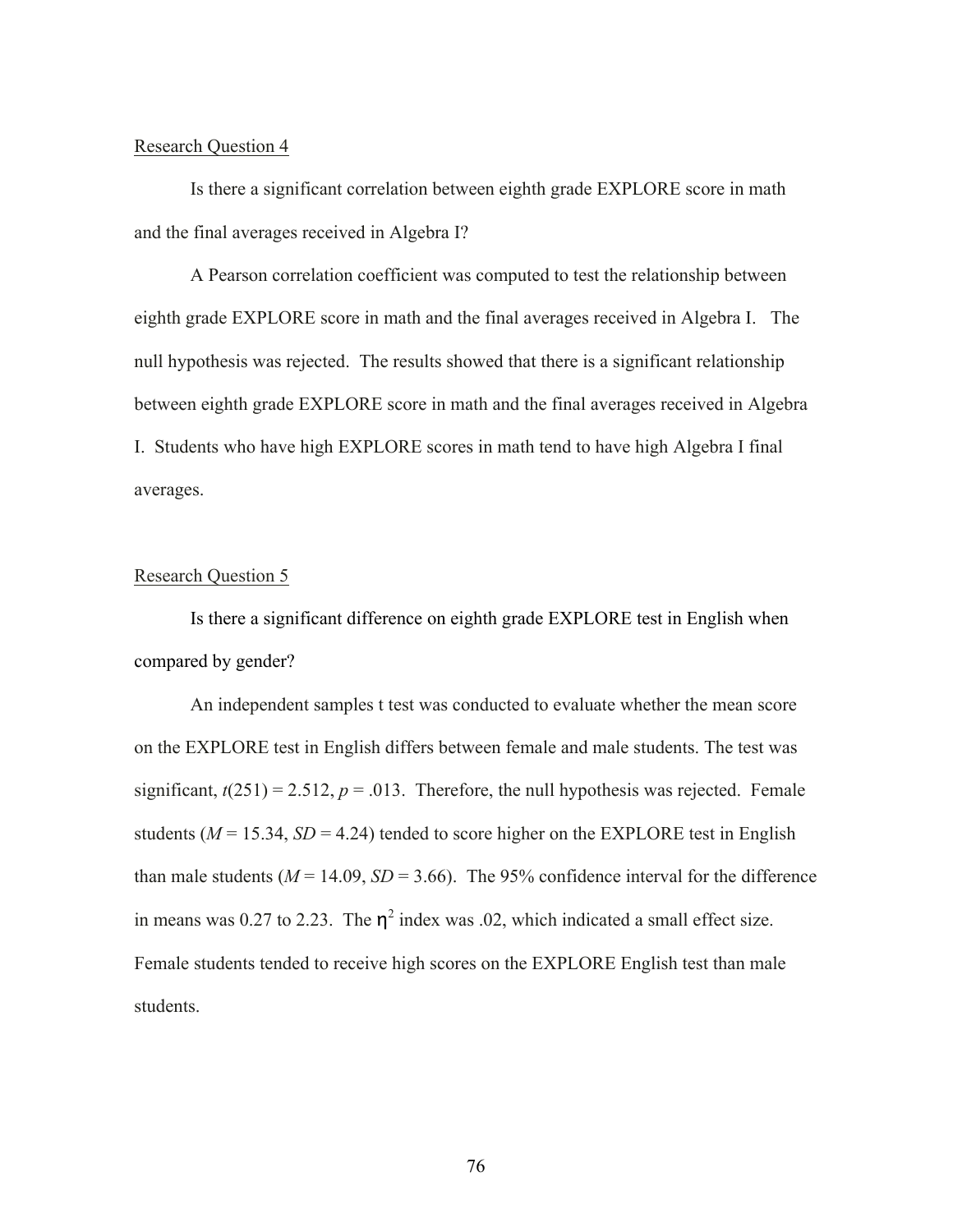Research Question 4

Is there a significant correlation between eighth grade EXPLORE score in math and the final averages received in Algebra I?

A Pearson correlation coefficient was computed to test the relationship between eighth grade EXPLORE score in math and the final averages received in Algebra I. The null hypothesis was rejected. The results showed that there is a significant relationship between eighth grade EXPLORE score in math and the final averages received in Algebra I. Students who have high EXPLORE scores in math tend to have high Algebra I final averages.

Research Question 5

Is there a significant difference on eighth grade EXPLORE test in English when compared by gender?

An independent samples t test was conducted to evaluate whether the mean score on the EXPLORE test in English differs between female and male students. The test was significant, $t(251) = 2.512$, $p = .013$. Therefore, the null hypothesis was rejected. Female students ($M = 15.34$, $SD = 4.24$) tended to score higher on the EXPLORE test in English than male students ($M = 14.09$, $SD = 3.66$). The 95% confidence interval for the difference in means was 0.27 to 2.23. The $\eta^2$ index was .02, which indicated a small effect size. Female students tended to receive high scores on the EXPLORE English test than male students.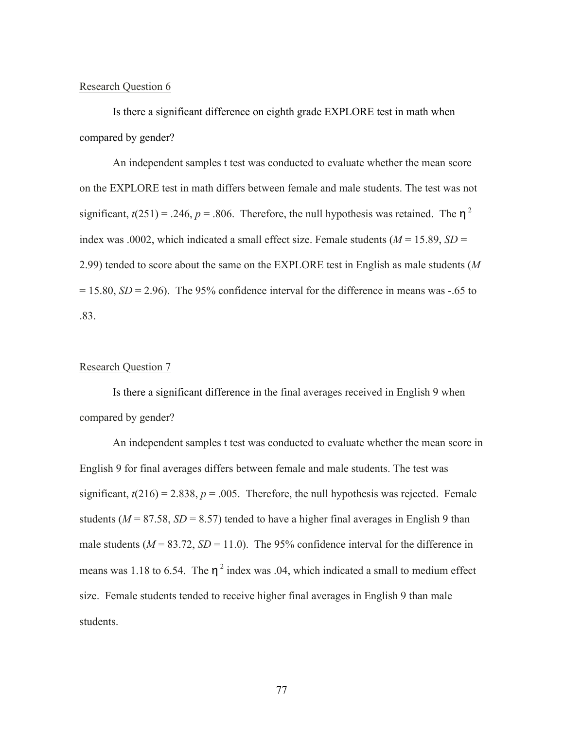Research Question 6

Is there a significant difference on eighth grade EXPLORE test in math when compared by gender?

An independent samples t test was conducted to evaluate whether the mean score on the EXPLORE test in math differs between female and male students. The test was not significant, $t(251) = .246$, $p = .806$. Therefore, the null hypothesis was retained. The $\eta^2$ index was .0002, which indicated a small effect size. Female students ($M = 15.89$, $SD = 2.99$) tended to score about the same on the EXPLORE test in English as male students ($M = 15.80$, $SD = 2.96$). The 95% confidence interval for the difference in means was -.65 to .83.

Research Question 7

Is there a significant difference in the final averages received in English 9 when compared by gender?

An independent samples t test was conducted to evaluate whether the mean score in English 9 for final averages differs between female and male students. The test was significant, $t(216) = 2.838$, $p = .005$. Therefore, the null hypothesis was rejected. Female students ($M = 87.58$, $SD = 8.57$) tended to have a higher final averages in English 9 than male students ($M = 83.72$, $SD = 11.0$). The 95% confidence interval for the difference in means was 1.18 to 6.54. The $\eta^2$ index was .04, which indicated a small to medium effect size. Female students tended to receive higher final averages in English 9 than male students.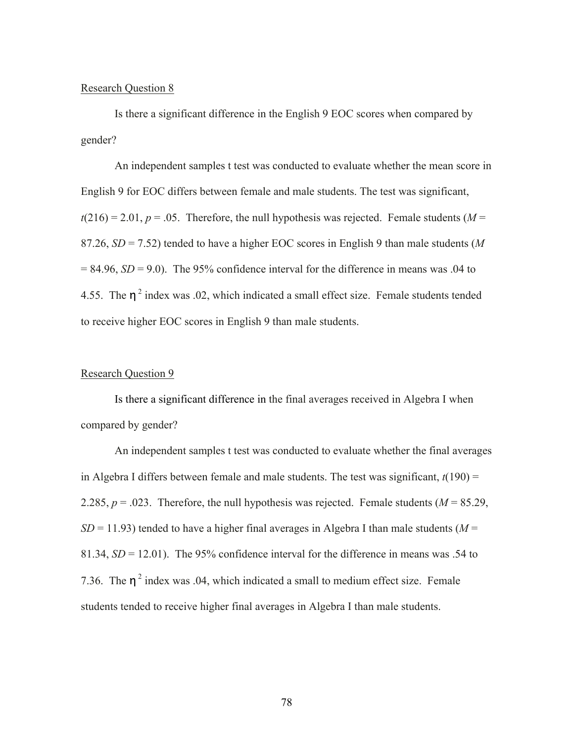Research Question 8

Is there a significant difference in the English 9 EOC scores when compared by gender?

An independent samples t test was conducted to evaluate whether the mean score in English 9 for EOC differs between female and male students. The test was significant, $t(216) = 2.01$, $p = .05$. Therefore, the null hypothesis was rejected. Female students ($M$ = 87.26, $SD$ = 7.52) tended to have a higher EOC scores in English 9 than male students ($M$ = 84.96, $SD$ = 9.0). The 95% confidence interval for the difference in means was .04 to 4.55. The $\eta^2$ index was .02, which indicated a small effect size. Female students tended to receive higher EOC scores in English 9 than male students.

Research Question 9

Is there a significant difference in the final averages received in Algebra I when compared by gender?

An independent samples t test was conducted to evaluate whether the final averages in Algebra I differs between female and male students. The test was significant, $t(190) = 2.285$, $p = .023$. Therefore, the null hypothesis was rejected. Female students ($M$ = 85.29, $SD$ = 11.93) tended to have a higher final averages in Algebra I than male students ($M$ = 81.34, $SD$ = 12.01). The 95% confidence interval for the difference in means was .54 to 7.36. The $\eta^2$ index was .04, which indicated a small to medium effect size. Female students tended to receive higher final averages in Algebra I than male students.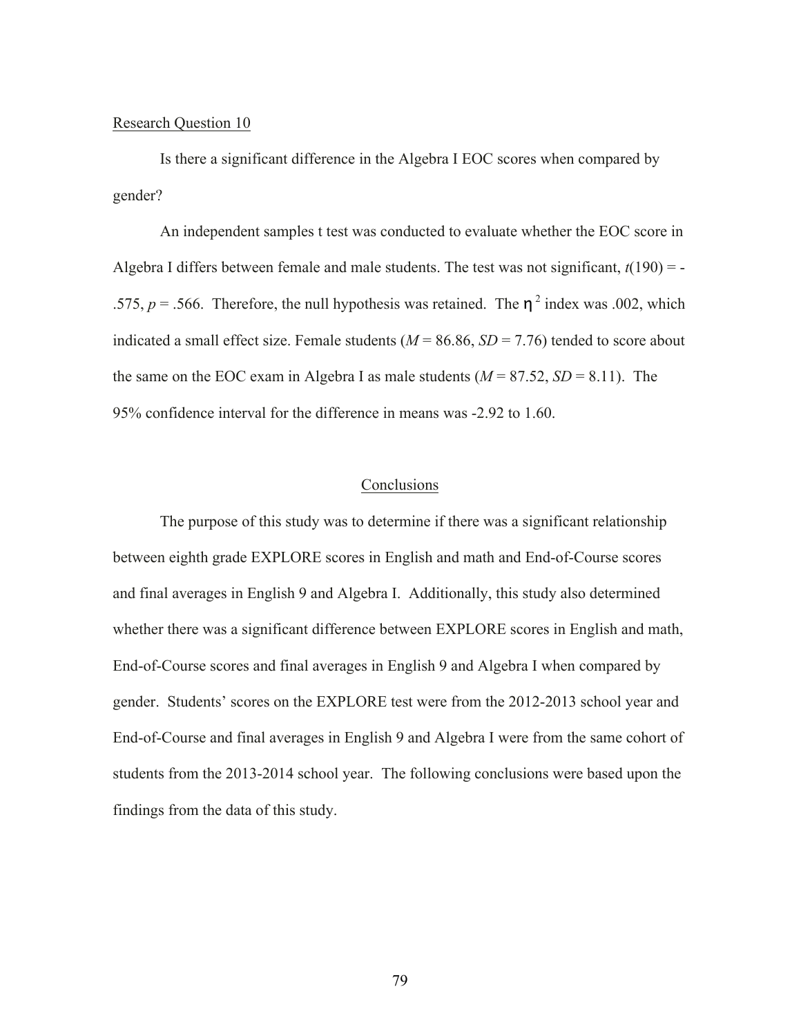Research Question 10

Is there a significant difference in the Algebra I EOC scores when compared by gender?

An independent samples t test was conducted to evaluate whether the EOC score in Algebra I differs between female and male students. The test was not significant, $t(190) = -.575$, $p = .566$. Therefore, the null hypothesis was retained. The $\eta^2$ index was .002, which indicated a small effect size. Female students ($M = 86.86$, $SD = 7.76$) tended to score about the same on the EOC exam in Algebra I as male students ($M = 87.52$, $SD = 8.11$). The 95% confidence interval for the difference in means was -2.92 to 1.60.

## Conclusions

The purpose of this study was to determine if there was a significant relationship between eighth grade EXPLORE scores in English and math and End-of-Course scores and final averages in English 9 and Algebra I. Additionally, this study also determined whether there was a significant difference between EXPLORE scores in English and math, End-of-Course scores and final averages in English 9 and Algebra I when compared by gender. Students' scores on the EXPLORE test were from the 2012-2013 school year and End-of-Course and final averages in English 9 and Algebra I were from the same cohort of students from the 2013-2014 school year. The following conclusions were based upon the findings from the data of this study.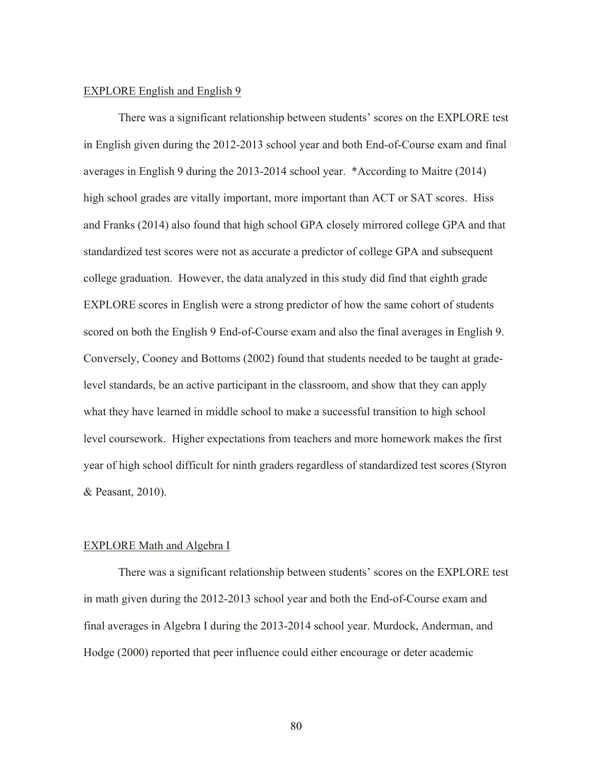<u>EXPLORE English and English 9</u>

There was a significant relationship between students' scores on the EXPLORE test in English given during the 2012-2013 school year and both End-of-Course exam and final averages in English 9 during the 2013-2014 school year. *According to Maitre (2014) high school grades are vitally important, more important than ACT or SAT scores. Hiss and Franks (2014) also found that high school GPA closely mirrored college GPA and that standardized test scores were not as accurate a predictor of college GPA and subsequent college graduation. However, the data analyzed in this study did find that eighth grade EXPLORE scores in English were a strong predictor of how the same cohort of students scored on both the English 9 End-of-Course exam and also the final averages in English 9. Conversely, Cooney and Bottoms (2002) found that students needed to be taught at grade-level standards, be an active participant in the classroom, and show that they can apply what they have learned in middle school to make a successful transition to high school level coursework. Higher expectations from teachers and more homework makes the first year of high school difficult for ninth graders regardless of standardized test scores (Styron & Peasant, 2010).

<u>EXPLORE Math and Algebra I</u>

There was a significant relationship between students' scores on the EXPLORE test in math given during the 2012-2013 school year and both the End-of-Course exam and final averages in Algebra I during the 2013-2014 school year. Murdock, Anderman, and Hodge (2000) reported that peer influence could either encourage or deter academic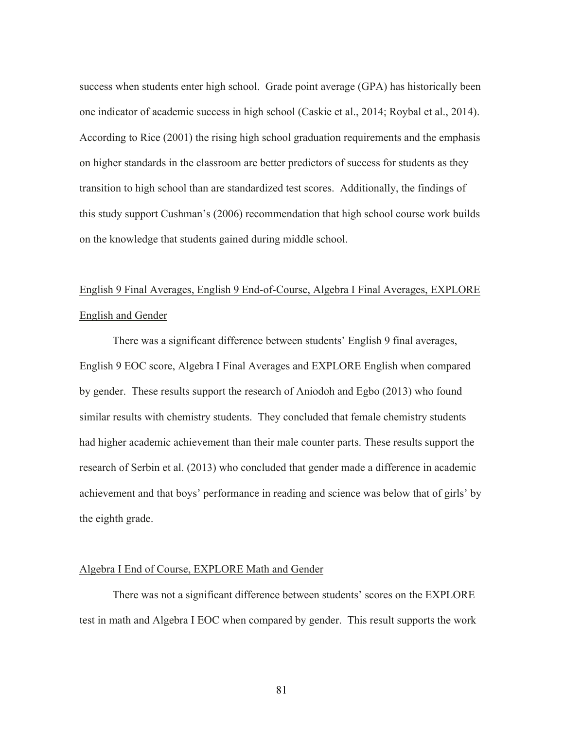success when students enter high school. Grade point average (GPA) has historically been one indicator of academic success in high school (Caskie et al., 2014; Roybal et al., 2014). According to Rice (2001) the rising high school graduation requirements and the emphasis on higher standards in the classroom are better predictors of success for students as they transition to high school than are standardized test scores. Additionally, the findings of this study support Cushman's (2006) recommendation that high school course work builds on the knowledge that students gained during middle school.

### English 9 Final Averages, English 9 End-of-Course, Algebra I Final Averages, EXPLORE English and Gender

There was a significant difference between students' English 9 final averages, English 9 EOC score, Algebra I Final Averages and EXPLORE English when compared by gender. These results support the research of Aniodoh and Egbo (2013) who found similar results with chemistry students. They concluded that female chemistry students had higher academic achievement than their male counter parts. These results support the research of Serbin et al. (2013) who concluded that gender made a difference in academic achievement and that boys' performance in reading and science was below that of girls' by the eighth grade.

### Algebra I End of Course, EXPLORE Math and Gender

There was not a significant difference between students' scores on the EXPLORE test in math and Algebra I EOC when compared by gender. This result supports the work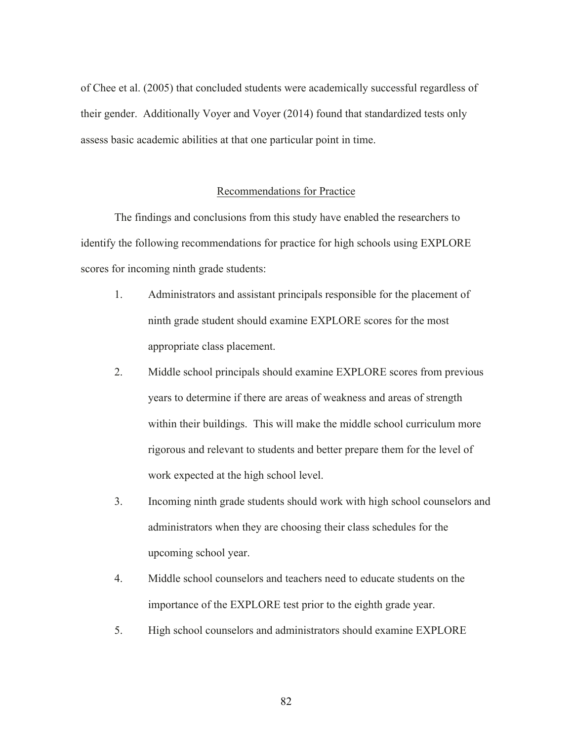of Chee et al. (2005) that concluded students were academically successful regardless of their gender. Additionally Voyer and Voyer (2014) found that standardized tests only assess basic academic abilities at that one particular point in time.

## Recommendations for Practice

The findings and conclusions from this study have enabled the researchers to identify the following recommendations for practice for high schools using EXPLORE scores for incoming ninth grade students:

1. Administrators and assistant principals responsible for the placement of ninth grade student should examine EXPLORE scores for the most appropriate class placement.
2. Middle school principals should examine EXPLORE scores from previous years to determine if there are areas of weakness and areas of strength within their buildings. This will make the middle school curriculum more rigorous and relevant to students and better prepare them for the level of work expected at the high school level.
3. Incoming ninth grade students should work with high school counselors and administrators when they are choosing their class schedules for the upcoming school year.
4. Middle school counselors and teachers need to educate students on the importance of the EXPLORE test prior to the eighth grade year.
5. High school counselors and administrators should examine EXPLORE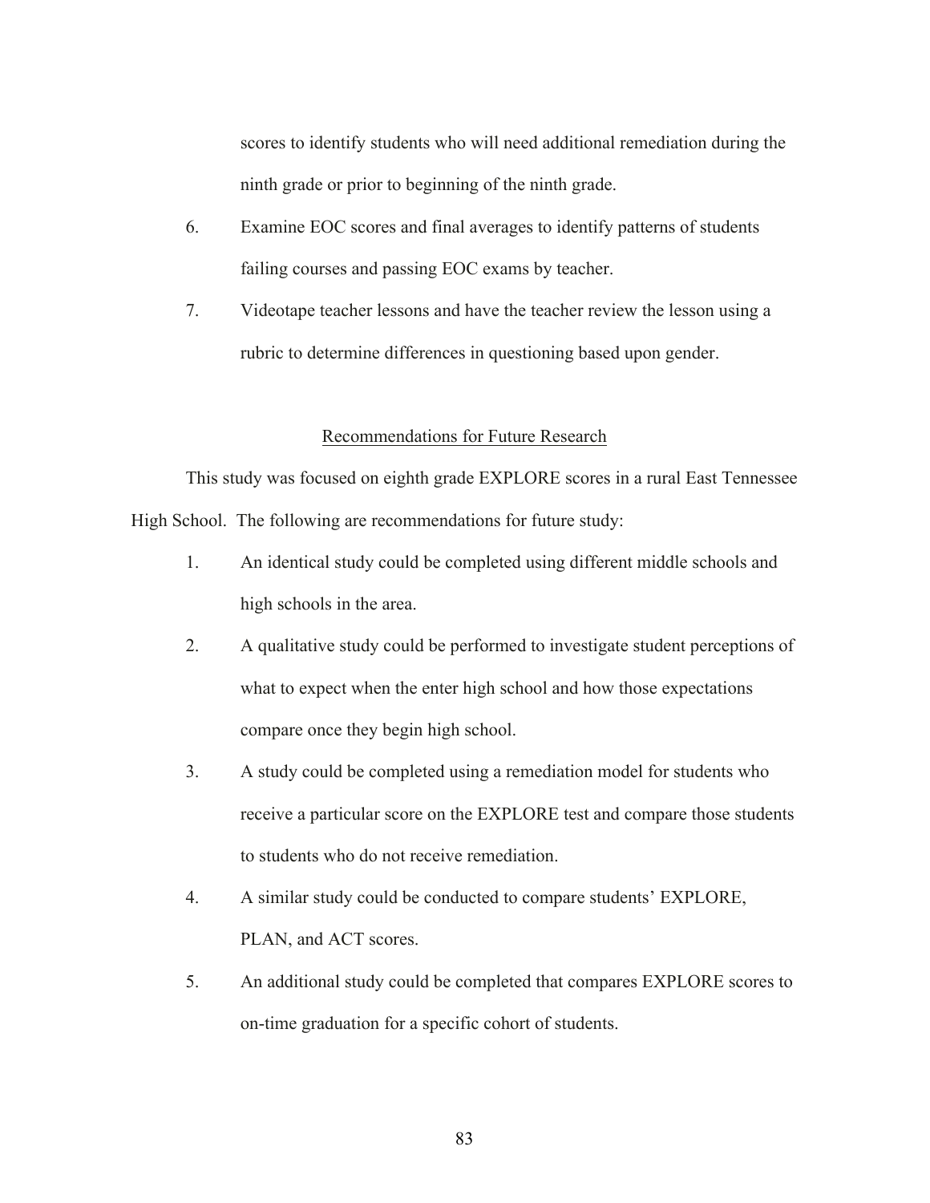scores to identify students who will need additional remediation during the ninth grade or prior to beginning of the ninth grade.

6. Examine EOC scores and final averages to identify patterns of students failing courses and passing EOC exams by teacher.
7. Videotape teacher lessons and have the teacher review the lesson using a rubric to determine differences in questioning based upon gender.

## Recommendations for Future Research

This study was focused on eighth grade EXPLORE scores in a rural East Tennessee High School. The following are recommendations for future study:

1. An identical study could be completed using different middle schools and high schools in the area.
2. A qualitative study could be performed to investigate student perceptions of what to expect when the enter high school and how those expectations compare once they begin high school.
3. A study could be completed using a remediation model for students who receive a particular score on the EXPLORE test and compare those students to students who do not receive remediation.
4. A similar study could be conducted to compare students' EXPLORE, PLAN, and ACT scores.
5. An additional study could be completed that compares EXPLORE scores to on-time graduation for a specific cohort of students.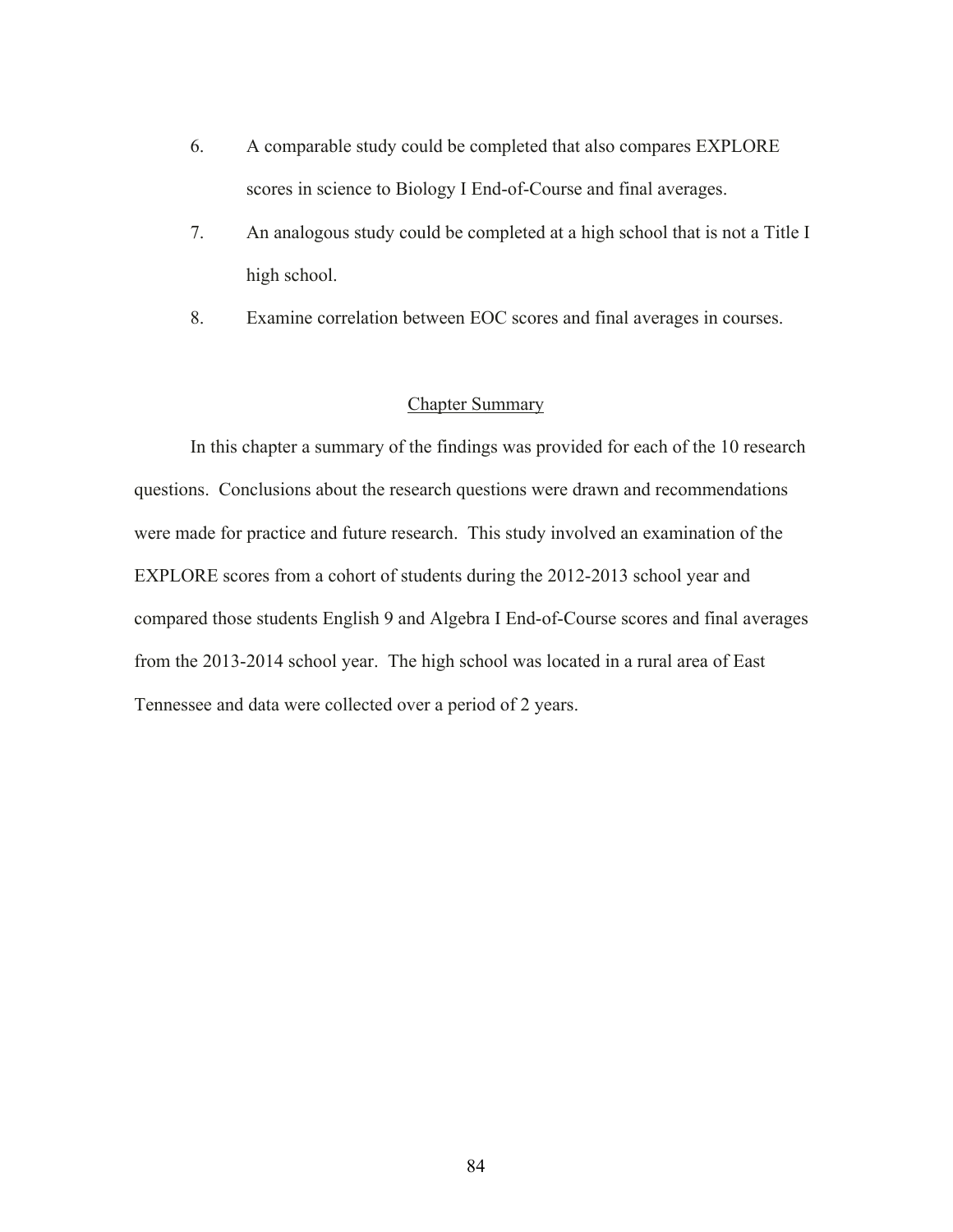6. A comparable study could be completed that also compares EXPLORE scores in science to Biology I End-of-Course and final averages.
7. An analogous study could be completed at a high school that is not a Title I high school.
8. Examine correlation between EOC scores and final averages in courses.

## Chapter Summary

In this chapter a summary of the findings was provided for each of the 10 research questions. Conclusions about the research questions were drawn and recommendations were made for practice and future research. This study involved an examination of the EXPLORE scores from a cohort of students during the 2012-2013 school year and compared those students English 9 and Algebra I End-of-Course scores and final averages from the 2013-2014 school year. The high school was located in a rural area of East Tennessee and data were collected over a period of 2 years.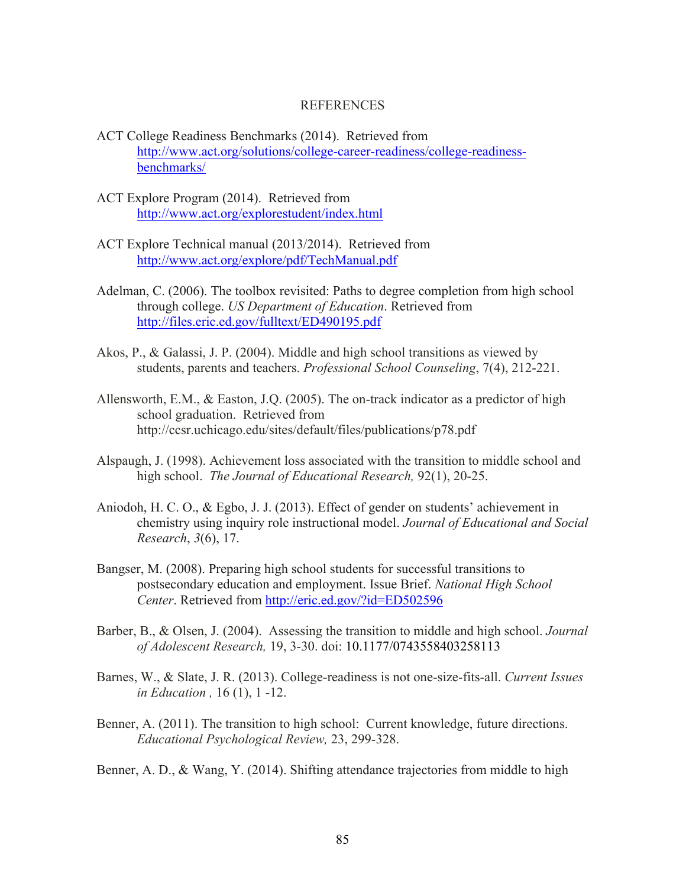# REFERENCES

ACT College Readiness Benchmarks (2014). Retrieved from http://www.act.org/solutions/college-career-readiness/college-readiness-benchmarks/

ACT Explore Program (2014). Retrieved from http://www.act.org/explorestudent/index.html

ACT Explore Technical manual (2013/2014). Retrieved from http://www.act.org/explore/pdf/TechManual.pdf

Adelman, C. (2006). The toolbox revisited: Paths to degree completion from high school through college. *US Department of Education*. Retrieved from http://files.eric.ed.gov/fulltext/ED490195.pdf

Akos, P., & Galassi, J. P. (2004). Middle and high school transitions as viewed by students, parents and teachers. *Professional School Counseling*, 7(4), 212-221.

Allensworth, E.M., & Easton, J.Q. (2005). The on-track indicator as a predictor of high school graduation. Retrieved from http://ccsr.uchicago.edu/sites/default/files/publications/p78.pdf

Alspaugh, J. (1998). Achievement loss associated with the transition to middle school and high school. *The Journal of Educational Research,* 92(1), 20-25.

Aniodoh, H. C. O., & Egbo, J. J. (2013). Effect of gender on students' achievement in chemistry using inquiry role instructional model. *Journal of Educational and Social Research*, *3*(6), 17.

Bangser, M. (2008). Preparing high school students for successful transitions to postsecondary education and employment. Issue Brief. *National High School Center*. Retrieved from http://eric.ed.gov/?id=ED502596

Barber, B., & Olsen, J. (2004). Assessing the transition to middle and high school. *Journal of Adolescent Research,* 19, 3-30. doi: 10.1177/0743558403258113

Barnes, W., & Slate, J. R. (2013). College-readiness is not one-size-fits-all. *Current Issues in Education ,* 16 (1), 1 -12.

Benner, A. (2011). The transition to high school: Current knowledge, future directions. *Educational Psychological Review,* 23, 299-328.

Benner, A. D., & Wang, Y. (2014). Shifting attendance trajectories from middle to high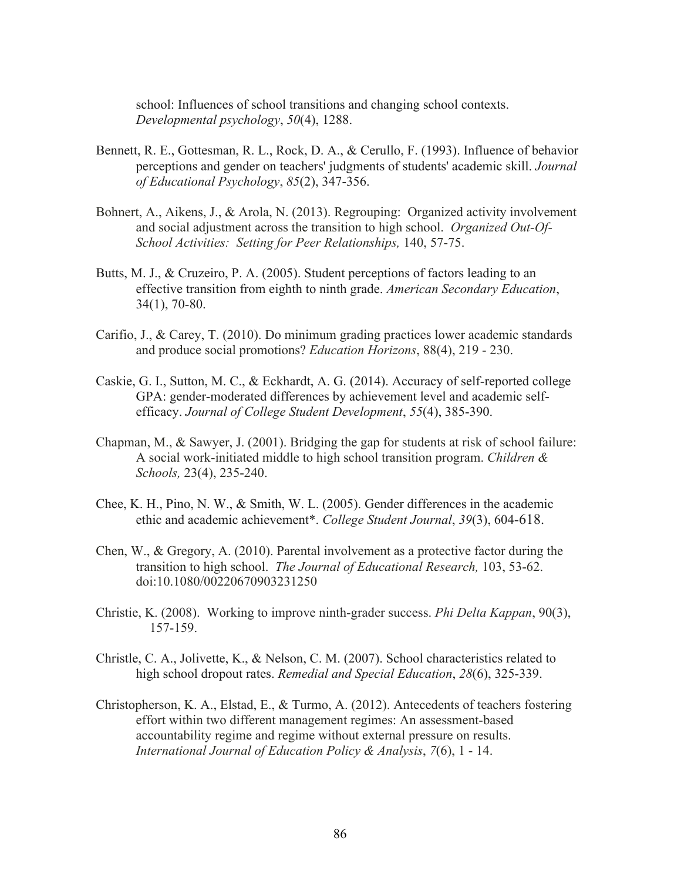school: Influences of school transitions and changing school contexts. *Developmental psychology*, *50*(4), 1288.

Bennett, R. E., Gottesman, R. L., Rock, D. A., & Cerullo, F. (1993). Influence of behavior perceptions and gender on teachers' judgments of students' academic skill. *Journal of Educational Psychology*, *85*(2), 347-356.

Bohnert, A., Aikens, J., & Arola, N. (2013). Regrouping: Organized activity involvement and social adjustment across the transition to high school. *Organized Out-Of-School Activities: Setting for Peer Relationships,* 140, 57-75.

Butts, M. J., & Cruzeiro, P. A. (2005). Student perceptions of factors leading to an effective transition from eighth to ninth grade. *American Secondary Education*, 34(1), 70-80.

Carifio, J., & Carey, T. (2010). Do minimum grading practices lower academic standards and produce social promotions? *Education Horizons*, 88(4), 219 - 230.

Caskie, G. I., Sutton, M. C., & Eckhardt, A. G. (2014). Accuracy of self-reported college GPA: gender-moderated differences by achievement level and academic self-efficacy. *Journal of College Student Development*, *55*(4), 385-390.

Chapman, M., & Sawyer, J. (2001). Bridging the gap for students at risk of school failure: A social work-initiated middle to high school transition program. *Children & Schools,* 23(4), 235-240.

Chee, K. H., Pino, N. W., & Smith, W. L. (2005). Gender differences in the academic ethic and academic achievement*. *College Student Journal*, *39*(3), 604-618.

Chen, W., & Gregory, A. (2010). Parental involvement as a protective factor during the transition to high school. *The Journal of Educational Research,* 103, 53-62. doi:10.1080/00220670903231250

Christie, K. (2008). Working to improve ninth-grader success. *Phi Delta Kappan*, 90(3), 157-159.

Christle, C. A., Jolivette, K., & Nelson, C. M. (2007). School characteristics related to high school dropout rates. *Remedial and Special Education*, *28*(6), 325-339.

Christopherson, K. A., Elstad, E., & Turmo, A. (2012). Antecedents of teachers fostering effort within two different management regimes: An assessment-based accountability regime and regime without external pressure on results. *International Journal of Education Policy & Analysis*, *7*(6), 1 - 14.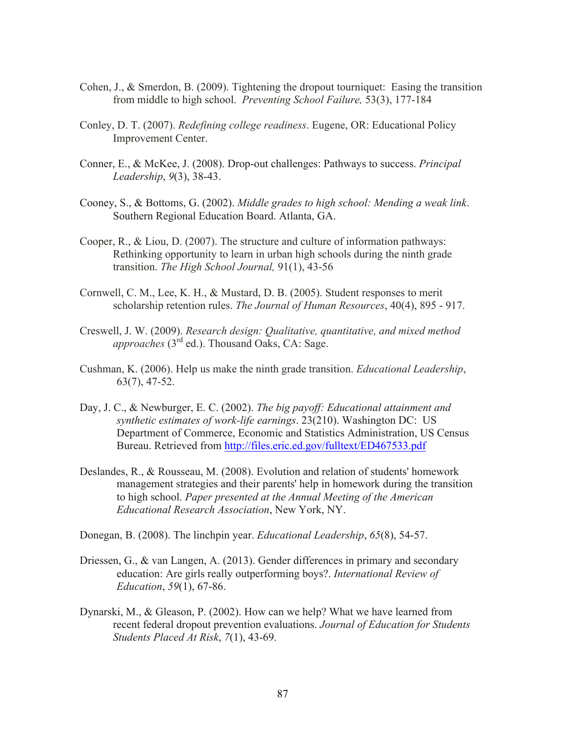Cohen, J., & Smerdon, B. (2009). Tightening the dropout tourniquet: Easing the transition from middle to high school. *Preventing School Failure,* 53(3), 177-184

Conley, D. T. (2007). *Redefining college readiness*. Eugene, OR: Educational Policy Improvement Center.

Conner, E., & McKee, J. (2008). Drop-out challenges: Pathways to success. *Principal Leadership*, *9*(3), 38-43.

Cooney, S., & Bottoms, G. (2002). *Middle grades to high school: Mending a weak link*. Southern Regional Education Board. Atlanta, GA.

Cooper, R., & Liou, D. (2007). The structure and culture of information pathways: Rethinking opportunity to learn in urban high schools during the ninth grade transition. *The High School Journal,* 91(1), 43-56

Cornwell, C. M., Lee, K. H., & Mustard, D. B. (2005). Student responses to merit scholarship retention rules. *The Journal of Human Resources*, 40(4), 895 - 917.

Creswell, J. W. (2009). *Research design: Qualitative, quantitative, and mixed method approaches* (3rd ed.). Thousand Oaks, CA: Sage.

Cushman, K. (2006). Help us make the ninth grade transition. *Educational Leadership*, 63(7), 47-52.

Day, J. C., & Newburger, E. C. (2002). *The big payoff: Educational attainment and synthetic estimates of work-life earnings*. 23(210). Washington DC: US Department of Commerce, Economic and Statistics Administration, US Census Bureau. Retrieved from http://files.eric.ed.gov/fulltext/ED467533.pdf

Deslandes, R., & Rousseau, M. (2008). Evolution and relation of students' homework management strategies and their parents' help in homework during the transition to high school. *Paper presented at the Annual Meeting of the American Educational Research Association*, New York, NY.

Donegan, B. (2008). The linchpin year. *Educational Leadership*, *65*(8), 54-57.

Driessen, G., & van Langen, A. (2013). Gender differences in primary and secondary education: Are girls really outperforming boys?. *International Review of Education*, *59*(1), 67-86.

Dynarski, M., & Gleason, P. (2002). How can we help? What we have learned from recent federal dropout prevention evaluations. *Journal of Education for Students Students Placed At Risk*, *7*(1), 43-69.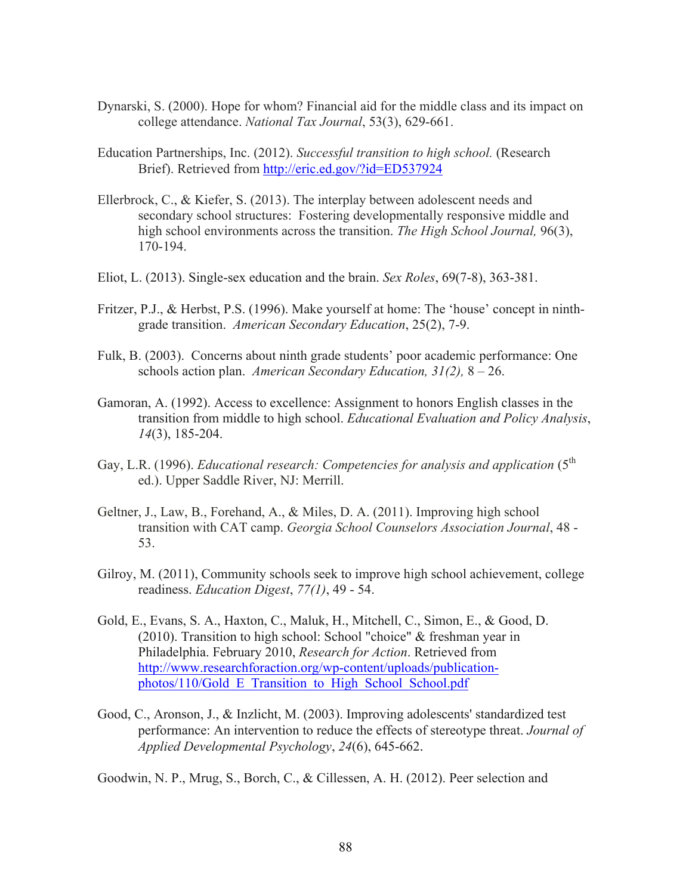Dynarski, S. (2000). Hope for whom? Financial aid for the middle class and its impact on college attendance. *National Tax Journal*, 53(3), 629-661.

Education Partnerships, Inc. (2012). *Successful transition to high school.* (Research Brief). Retrieved from http://eric.ed.gov/?id=ED537924

Ellerbrock, C., & Kiefer, S. (2013). The interplay between adolescent needs and secondary school structures: Fostering developmentally responsive middle and high school environments across the transition. *The High School Journal,* 96(3), 170-194.

Eliot, L. (2013). Single-sex education and the brain. *Sex Roles*, 69(7-8), 363-381.

Fritzer, P.J., & Herbst, P.S. (1996). Make yourself at home: The 'house' concept in ninth-grade transition. *American Secondary Education*, 25(2), 7-9.

Fulk, B. (2003). Concerns about ninth grade students' poor academic performance: One schools action plan. *American Secondary Education, 31(2),* 8 – 26.

Gamoran, A. (1992). Access to excellence: Assignment to honors English classes in the transition from middle to high school. *Educational Evaluation and Policy Analysis*, *14*(3), 185-204.

Gay, L.R. (1996). *Educational research: Competencies for analysis and application* (5th ed.). Upper Saddle River, NJ: Merrill.

Geltner, J., Law, B., Forehand, A., & Miles, D. A. (2011). Improving high school transition with CAT camp. *Georgia School Counselors Association Journal*, 48 - 53.

Gilroy, M. (2011), Community schools seek to improve high school achievement, college readiness. *Education Digest*, *77(1)*, 49 - 54.

Gold, E., Evans, S. A., Haxton, C., Maluk, H., Mitchell, C., Simon, E., & Good, D. (2010). Transition to high school: School "choice" & freshman year in Philadelphia. February 2010, *Research for Action*. Retrieved from http://www.researchforaction.org/wp-content/uploads/publication-photos/110/Gold_E_Transition_to_High_School_School.pdf

Good, C., Aronson, J., & Inzlicht, M. (2003). Improving adolescents' standardized test performance: An intervention to reduce the effects of stereotype threat. *Journal of Applied Developmental Psychology*, *24*(6), 645-662.

Goodwin, N. P., Mrug, S., Borch, C., & Cillessen, A. H. (2012). Peer selection and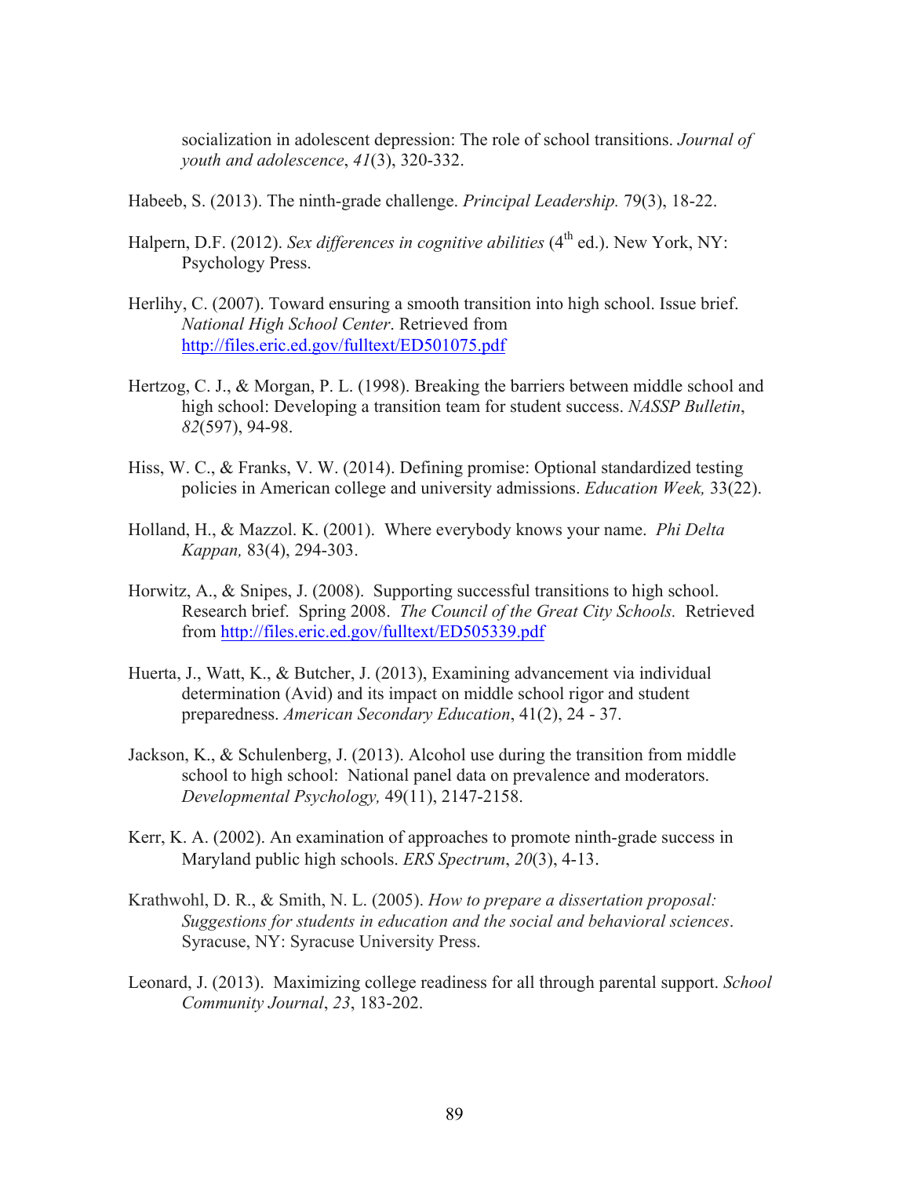socialization in adolescent depression: The role of school transitions. *Journal of youth and adolescence*, *41*(3), 320-332.

Habeeb, S. (2013). The ninth-grade challenge. *Principal Leadership.* 79(3), 18-22.

Halpern, D.F. (2012). *Sex differences in cognitive abilities* (4th ed.). New York, NY: Psychology Press.

Herlihy, C. (2007). Toward ensuring a smooth transition into high school. Issue brief. *National High School Center*. Retrieved from http://files.eric.ed.gov/fulltext/ED501075.pdf

Hertzog, C. J., & Morgan, P. L. (1998). Breaking the barriers between middle school and high school: Developing a transition team for student success. *NASSP Bulletin*, *82*(597), 94-98.

Hiss, W. C., & Franks, V. W. (2014). Defining promise: Optional standardized testing policies in American college and university admissions. *Education Week,* 33(22).

Holland, H., & Mazzol. K. (2001). Where everybody knows your name. *Phi Delta Kappan,* 83(4), 294-303.

Horwitz, A., & Snipes, J. (2008). Supporting successful transitions to high school. Research brief. Spring 2008. *The Council of the Great City Schools.* Retrieved from http://files.eric.ed.gov/fulltext/ED505339.pdf

Huerta, J., Watt, K., & Butcher, J. (2013), Examining advancement via individual determination (Avid) and its impact on middle school rigor and student preparedness. *American Secondary Education*, 41(2), 24 - 37.

Jackson, K., & Schulenberg, J. (2013). Alcohol use during the transition from middle school to high school: National panel data on prevalence and moderators. *Developmental Psychology,* 49(11), 2147-2158.

Kerr, K. A. (2002). An examination of approaches to promote ninth-grade success in Maryland public high schools. *ERS Spectrum*, *20*(3), 4-13.

Krathwohl, D. R., & Smith, N. L. (2005). *How to prepare a dissertation proposal: Suggestions for students in education and the social and behavioral sciences*. Syracuse, NY: Syracuse University Press.

Leonard, J. (2013). Maximizing college readiness for all through parental support. *School Community Journal*, *23*, 183-202.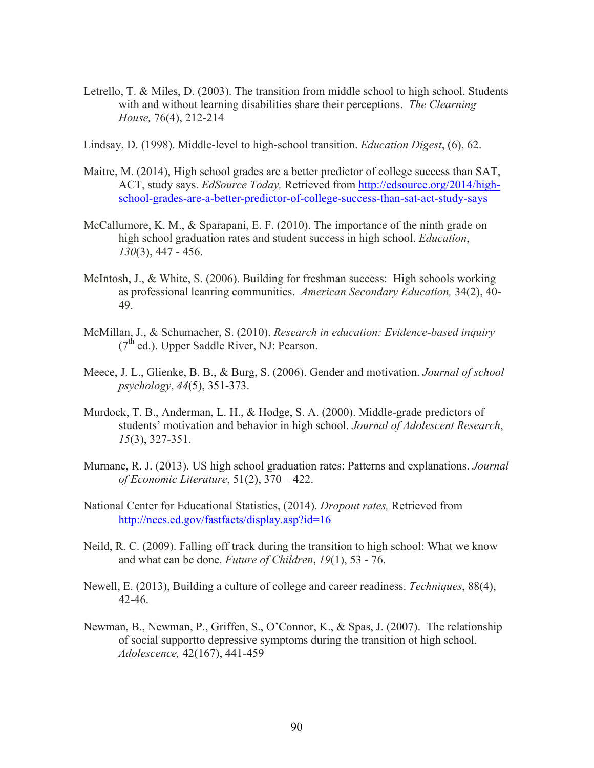Letrello, T. & Miles, D. (2003). The transition from middle school to high school. Students with and without learning disabilities share their perceptions. *The Clearing House,* 76(4), 212-214

Lindsay, D. (1998). Middle-level to high-school transition. *Education Digest*, (6), 62.

Maitre, M. (2014), High school grades are a better predictor of college success than SAT, ACT, study says. *EdSource Today,* Retrieved from http://edsource.org/2014/high-school-grades-are-a-better-predictor-of-college-success-than-sat-act-study-says

McCallumore, K. M., & Sparapani, E. F. (2010). The importance of the ninth grade on high school graduation rates and student success in high school. *Education*, *130*(3), 447 - 456.

McIntosh, J., & White, S. (2006). Building for freshman success: High schools working as professional leanring communities. *American Secondary Education,* 34(2), 40-49.

McMillan, J., & Schumacher, S. (2010). *Research in education: Evidence-based inquiry* (7th ed.). Upper Saddle River, NJ: Pearson.

Meece, J. L., Glienke, B. B., & Burg, S. (2006). Gender and motivation. *Journal of school psychology*, *44*(5), 351-373.

Murdock, T. B., Anderman, L. H., & Hodge, S. A. (2000). Middle-grade predictors of students' motivation and behavior in high school. *Journal of Adolescent Research*, *15*(3), 327-351.

Murnane, R. J. (2013). US high school graduation rates: Patterns and explanations. *Journal of Economic Literature*, 51(2), 370 – 422.

National Center for Educational Statistics, (2014). *Dropout rates,* Retrieved from http://nces.ed.gov/fastfacts/display.asp?id=16

Neild, R. C. (2009). Falling off track during the transition to high school: What we know and what can be done. *Future of Children*, *19*(1), 53 - 76.

Newell, E. (2013), Building a culture of college and career readiness. *Techniques*, 88(4), 42-46.

Newman, B., Newman, P., Griffen, S., O'Connor, K., & Spas, J. (2007). The relationship of social supportto depressive symptoms during the transition ot high school. *Adolescence,* 42(167), 441-459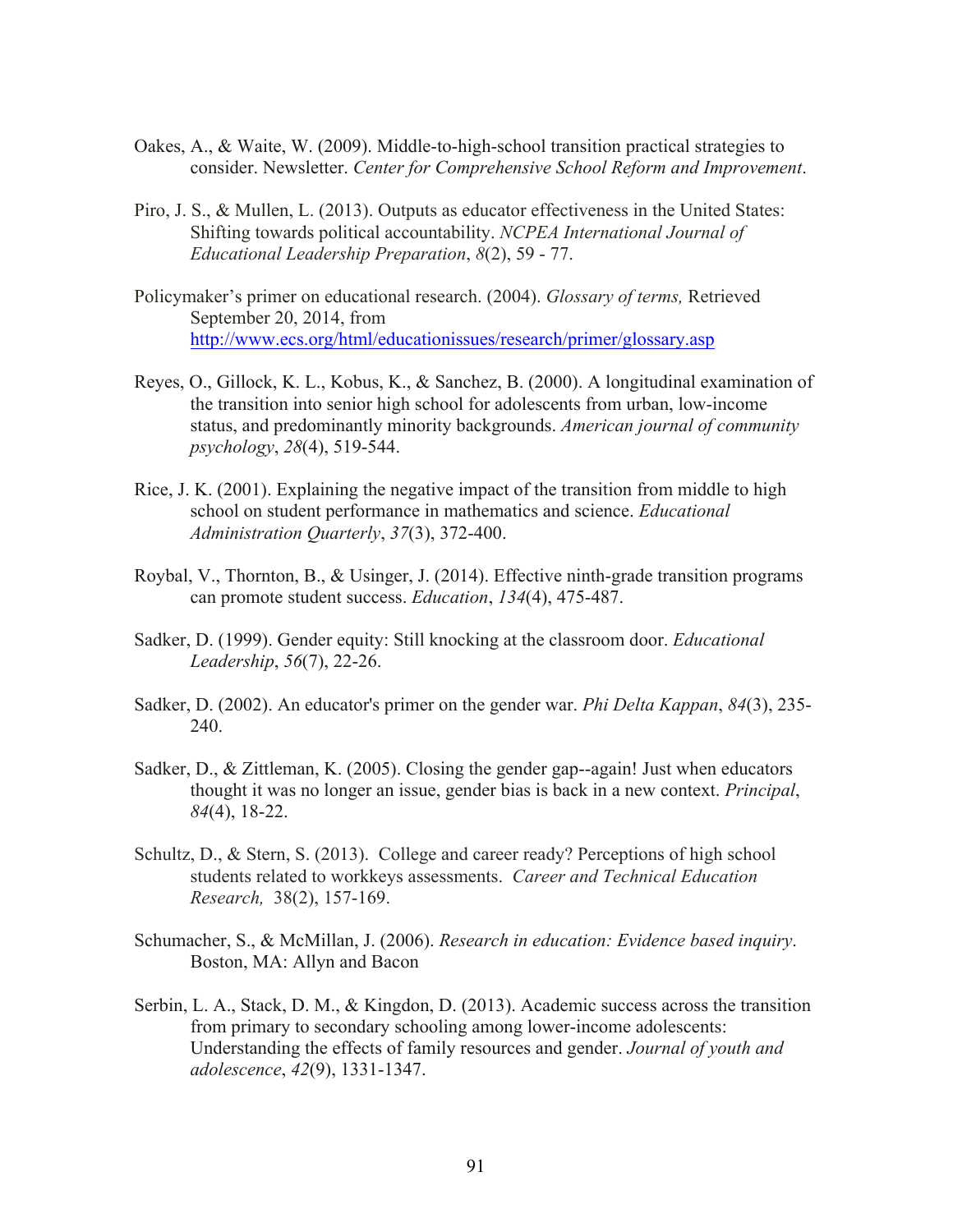Oakes, A., & Waite, W. (2009). Middle-to-high-school transition practical strategies to consider. Newsletter. *Center for Comprehensive School Reform and Improvement*.

Piro, J. S., & Mullen, L. (2013). Outputs as educator effectiveness in the United States: Shifting towards political accountability. *NCPEA International Journal of Educational Leadership Preparation*, *8*(2), 59 - 77.

Policymaker's primer on educational research. (2004). *Glossary of terms,* Retrieved September 20, 2014, from http://www.ecs.org/html/educationissues/research/primer/glossary.asp

Reyes, O., Gillock, K. L., Kobus, K., & Sanchez, B. (2000). A longitudinal examination of the transition into senior high school for adolescents from urban, low-income status, and predominantly minority backgrounds. *American journal of community psychology*, *28*(4), 519-544.

Rice, J. K. (2001). Explaining the negative impact of the transition from middle to high school on student performance in mathematics and science. *Educational Administration Quarterly*, *37*(3), 372-400.

Roybal, V., Thornton, B., & Usinger, J. (2014). Effective ninth-grade transition programs can promote student success. *Education*, *134*(4), 475-487.

Sadker, D. (1999). Gender equity: Still knocking at the classroom door. *Educational Leadership*, *56*(7), 22-26.

Sadker, D. (2002). An educator's primer on the gender war. *Phi Delta Kappan*, *84*(3), 235-240.

Sadker, D., & Zittleman, K. (2005). Closing the gender gap--again! Just when educators thought it was no longer an issue, gender bias is back in a new context. *Principal*, *84*(4), 18-22.

Schultz, D., & Stern, S. (2013). College and career ready? Perceptions of high school students related to workkeys assessments. *Career and Technical Education Research,* 38(2), 157-169.

Schumacher, S., & McMillan, J. (2006). *Research in education: Evidence based inquiry*. Boston, MA: Allyn and Bacon

Serbin, L. A., Stack, D. M., & Kingdon, D. (2013). Academic success across the transition from primary to secondary schooling among lower-income adolescents: Understanding the effects of family resources and gender. *Journal of youth and adolescence*, *42*(9), 1331-1347.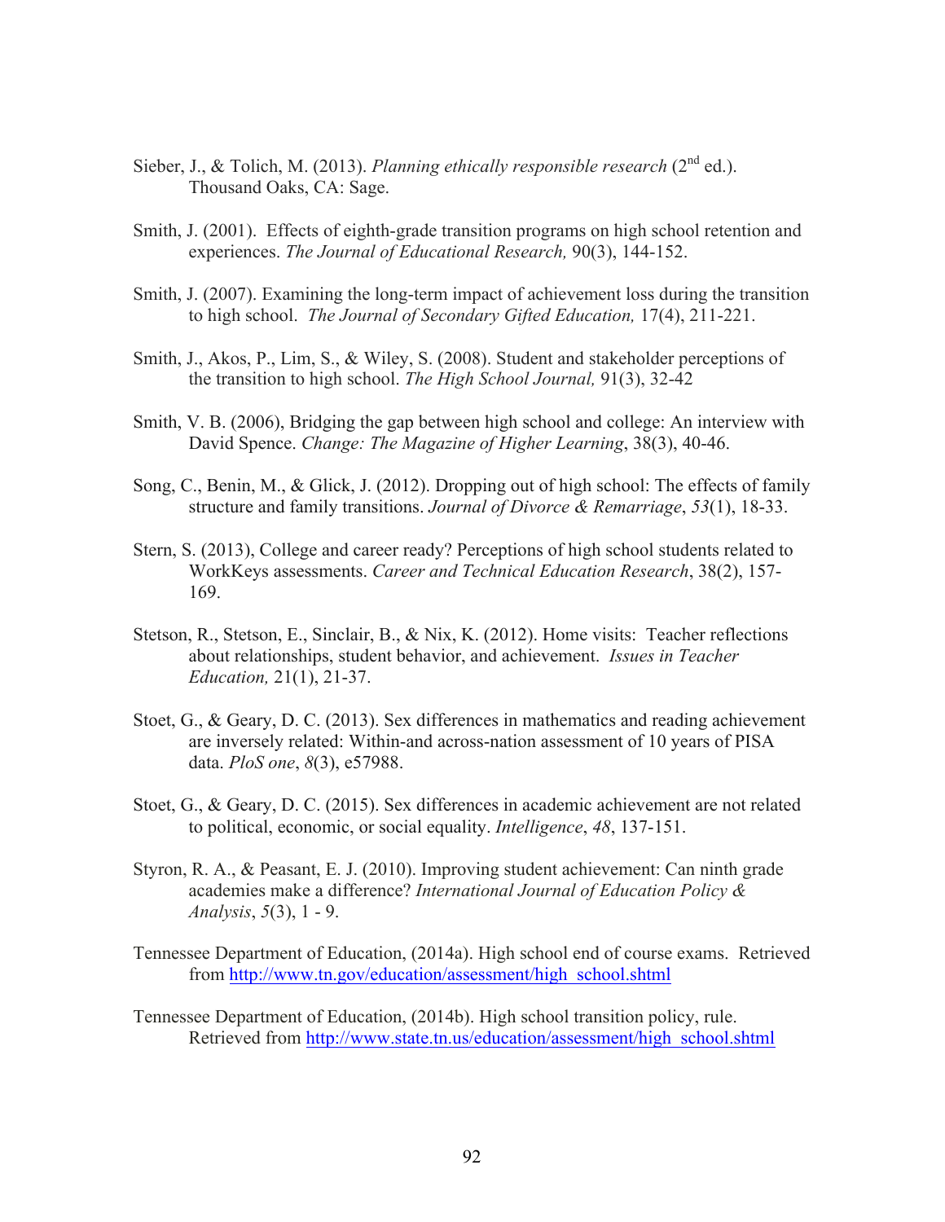Sieber, J., & Tolich, M. (2013). *Planning ethically responsible research* (2nd ed.). Thousand Oaks, CA: Sage.

Smith, J. (2001). Effects of eighth-grade transition programs on high school retention and experiences. *The Journal of Educational Research,* 90(3), 144-152.

Smith, J. (2007). Examining the long-term impact of achievement loss during the transition to high school. *The Journal of Secondary Gifted Education,* 17(4), 211-221.

Smith, J., Akos, P., Lim, S., & Wiley, S. (2008). Student and stakeholder perceptions of the transition to high school. *The High School Journal,* 91(3), 32-42

Smith, V. B. (2006), Bridging the gap between high school and college: An interview with David Spence. *Change: The Magazine of Higher Learning*, 38(3), 40-46.

Song, C., Benin, M., & Glick, J. (2012). Dropping out of high school: The effects of family structure and family transitions. *Journal of Divorce & Remarriage*, *53*(1), 18-33.

Stern, S. (2013), College and career ready? Perceptions of high school students related to WorkKeys assessments. *Career and Technical Education Research*, 38(2), 157-169.

Stetson, R., Stetson, E., Sinclair, B., & Nix, K. (2012). Home visits: Teacher reflections about relationships, student behavior, and achievement. *Issues in Teacher Education,* 21(1), 21-37.

Stoet, G., & Geary, D. C. (2013). Sex differences in mathematics and reading achievement are inversely related: Within-and across-nation assessment of 10 years of PISA data. *PloS one*, *8*(3), e57988.

Stoet, G., & Geary, D. C. (2015). Sex differences in academic achievement are not related to political, economic, or social equality. *Intelligence*, *48*, 137-151.

Styron, R. A., & Peasant, E. J. (2010). Improving student achievement: Can ninth grade academies make a difference? *International Journal of Education Policy & Analysis*, *5*(3), 1 - 9.

Tennessee Department of Education, (2014a). High school end of course exams. Retrieved from http://www.tn.gov/education/assessment/high_school.shtml

Tennessee Department of Education, (2014b). High school transition policy, rule. Retrieved from http://www.state.tn.us/education/assessment/high_school.shtml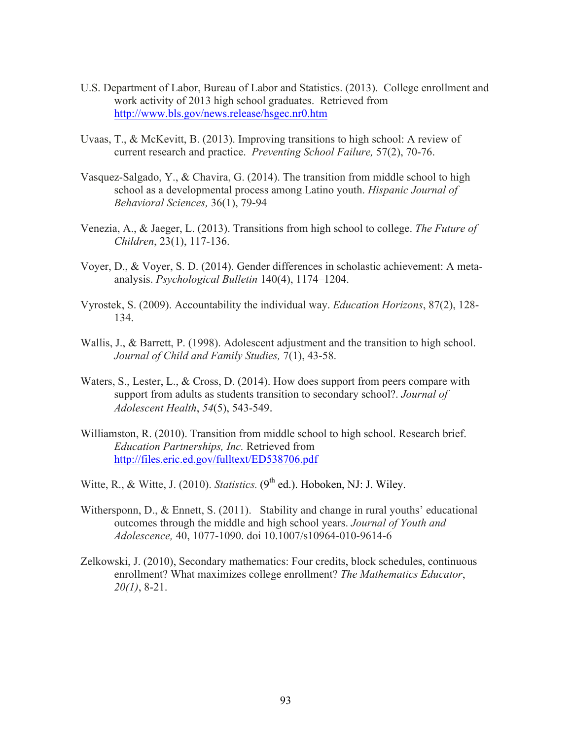U.S. Department of Labor, Bureau of Labor and Statistics. (2013). College enrollment and work activity of 2013 high school graduates. Retrieved from http://www.bls.gov/news.release/hsgec.nr0.htm

Uvaas, T., & McKevitt, B. (2013). Improving transitions to high school: A review of current research and practice. *Preventing School Failure,* 57(2), 70-76.

Vasquez-Salgado, Y., & Chavira, G. (2014). The transition from middle school to high school as a developmental process among Latino youth. *Hispanic Journal of Behavioral Sciences,* 36(1), 79-94

Venezia, A., & Jaeger, L. (2013). Transitions from high school to college. *The Future of Children*, 23(1), 117-136.

Voyer, D., & Voyer, S. D. (2014). Gender differences in scholastic achievement: A meta-analysis. *Psychological Bulletin* 140(4), 1174–1204.

Vyrostek, S. (2009). Accountability the individual way. *Education Horizons*, 87(2), 128-134.

Wallis, J., & Barrett, P. (1998). Adolescent adjustment and the transition to high school. *Journal of Child and Family Studies,* 7(1), 43-58.

Waters, S., Lester, L., & Cross, D. (2014). How does support from peers compare with support from adults as students transition to secondary school?. *Journal of Adolescent Health*, *54*(5), 543-549.

Williamston, R. (2010). Transition from middle school to high school. Research brief. *Education Partnerships, Inc.* Retrieved from http://files.eric.ed.gov/fulltext/ED538706.pdf

Witte, R., & Witte, J. (2010). *Statistics.* (9th ed.). Hoboken, NJ: J. Wiley.

Witherspoon, D., & Ennett, S. (2011). Stability and change in rural youths' educational outcomes through the middle and high school years. *Journal of Youth and Adolescence,* 40, 1077-1090. doi 10.1007/s10964-010-9614-6

Zelkowski, J. (2010), Secondary mathematics: Four credits, block schedules, continuous enrollment? What maximizes college enrollment? *The Mathematics Educator*, *20(1)*, 8-21.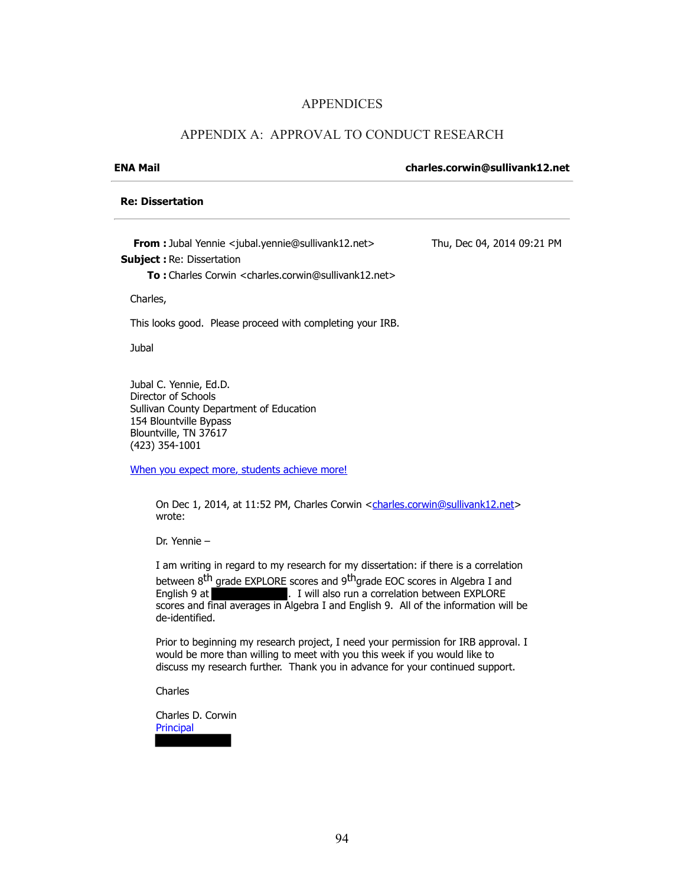# APPENDICES

## APPENDIX A: APPROVAL TO CONDUCT RESEARCH

**ENA Mail** **charles.corwin@sullivank12.net**

**Re: Dissertation**

**From :** Jubal Yennie <jubal.yennie@sullivank12.net> Thu, Dec 04, 2014 09:21 PM
**Subject :** Re: Dissertation
**To :** Charles Corwin <charles.corwin@sullivank12.net>

Charles,

This looks good. Please proceed with completing your IRB.

Jubal

Jubal C. Yennie, Ed.D.
Director of Schools
Sullivan County Department of Education
154 Blountville Bypass
Blountville, TN 37617
(423) 354-1001

When you expect more, students achieve more!

> On Dec 1, 2014, at 11:52 PM, Charles Corwin <charles.corwin@sullivank12.net> wrote:
>
> Dr. Yennie –
>
> I am writing in regard to my research for my dissertation: if there is a correlation between 8th grade EXPLORE scores and 9th grade EOC scores in Algebra I and English 9 at [REDACTED]. I will also run a correlation between EXPLORE scores and final averages in Algebra I and English 9. All of the information will be de-identified.
>
> Prior to beginning my research project, I need your permission for IRB approval. I would be more than willing to meet with you this week if you would like to discuss my research further. Thank you in advance for your continued support.
>
> Charles
>
> Charles D. Corwin
> Principal
> [REDACTED]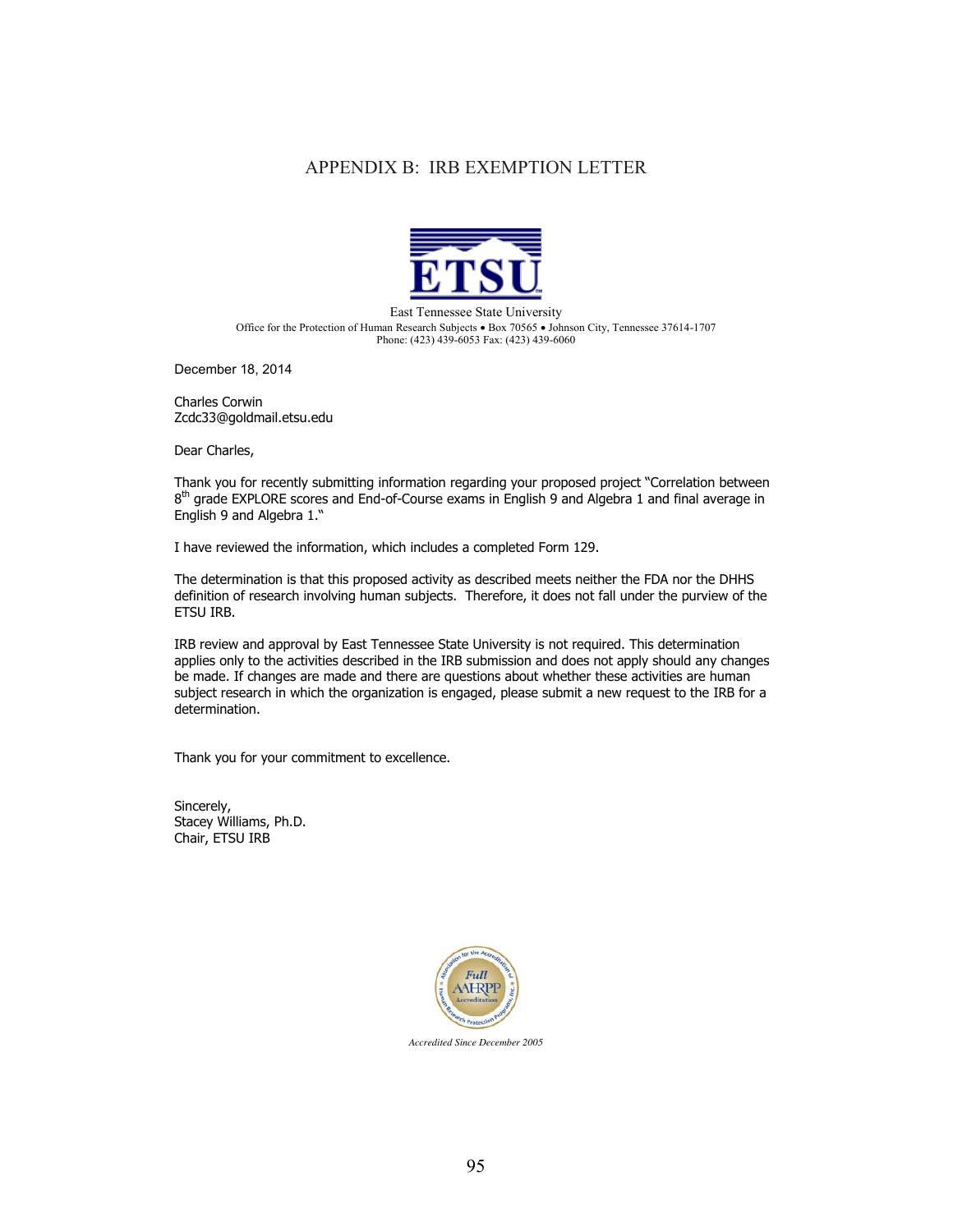# APPENDIX B: IRB EXEMPTION LETTER

ETSU

East Tennessee State University
Office for the Protection of Human Research Subjects • Box 70565 • Johnson City, Tennessee 37614-1707
Phone: (423) 439-6053 Fax: (423) 439-6060

December 18, 2014

Charles Corwin
Zcdc33@goldmail.etsu.edu

Dear Charles,

Thank you for recently submitting information regarding your proposed project "Correlation between 8th grade EXPLORE scores and End-of-Course exams in English 9 and Algebra 1 and final average in English 9 and Algebra 1."

I have reviewed the information, which includes a completed Form 129.

The determination is that this proposed activity as described meets neither the FDA nor the DHHS definition of research involving human subjects. Therefore, it does not fall under the purview of the ETSU IRB.

IRB review and approval by East Tennessee State University is not required. This determination applies only to the activities described in the IRB submission and does not apply should any changes be made. If changes are made and there are questions about whether these activities are human subject research in which the organization is engaged, please submit a new request to the IRB for a determination.

Thank you for your commitment to excellence.

Sincerely,
Stacey Williams, Ph.D.
Chair, ETSU IRB

*Accredited Since December 2005*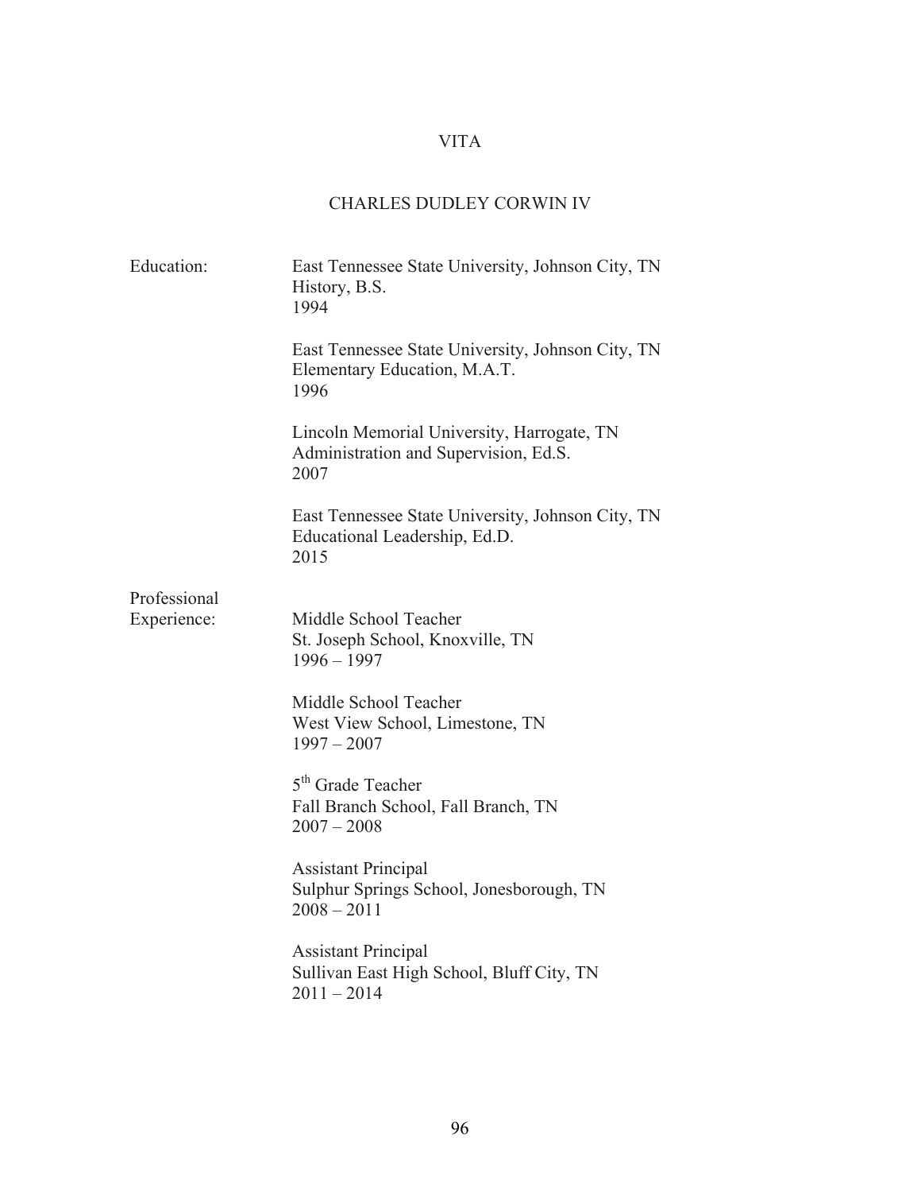# VITA

## CHARLES DUDLEY CORWIN IV

Education:

East Tennessee State University, Johnson City, TN
History, B.S.
1994

East Tennessee State University, Johnson City, TN
Elementary Education, M.A.T.
1996

Lincoln Memorial University, Harrogate, TN
Administration and Supervision, Ed.S.
2007

East Tennessee State University, Johnson City, TN
Educational Leadership, Ed.D.
2015

Professional Experience:

Middle School Teacher
St. Joseph School, Knoxville, TN
1996 – 1997

Middle School Teacher
West View School, Limestone, TN
1997 – 2007

5th Grade Teacher
Fall Branch School, Fall Branch, TN
2007 – 2008

Assistant Principal
Sulphur Springs School, Jonesborough, TN
2008 – 2011

Assistant Principal
Sullivan East High School, Bluff City, TN
2011 – 2014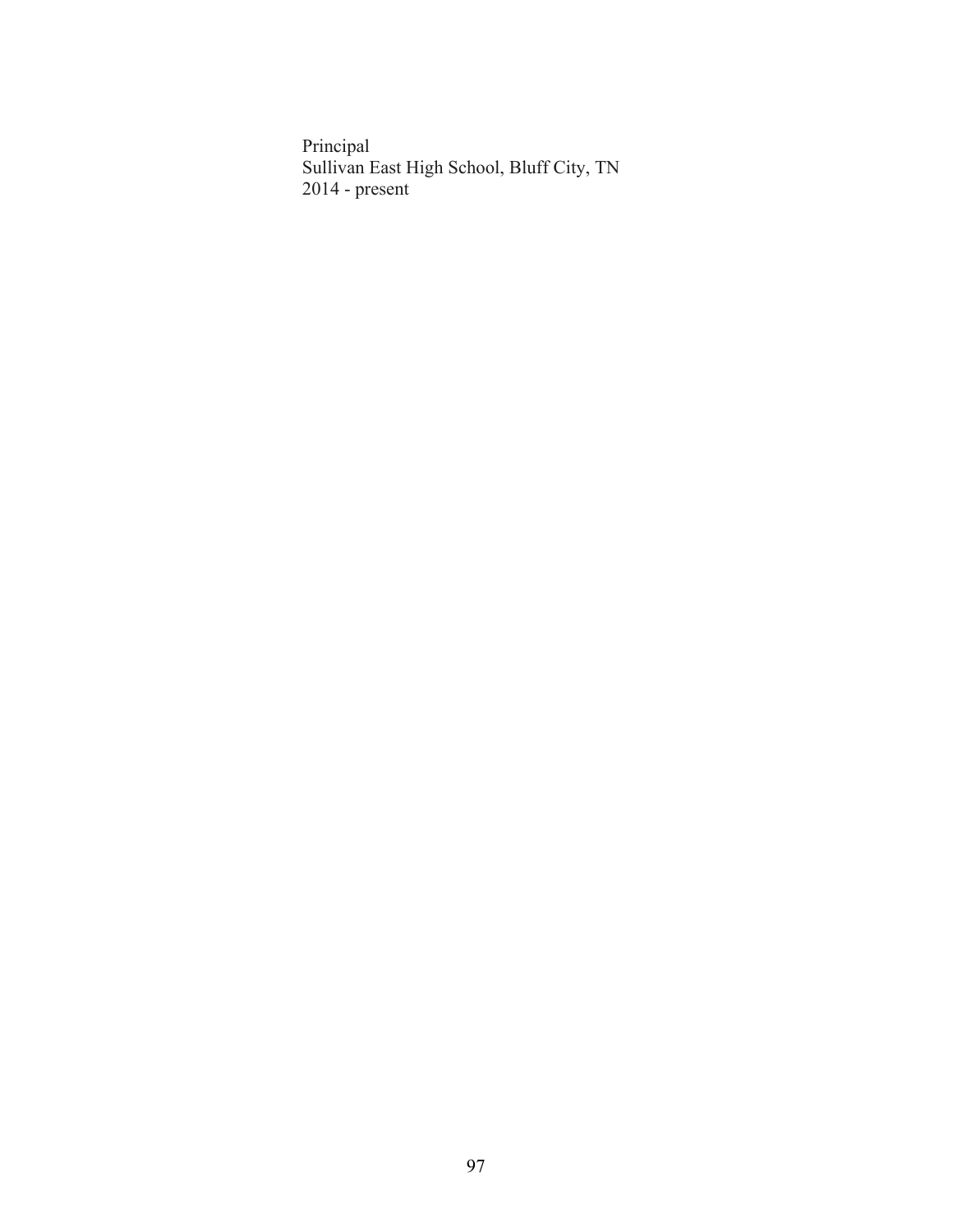Principal
Sullivan East High School, Bluff City, TN
2014 - present